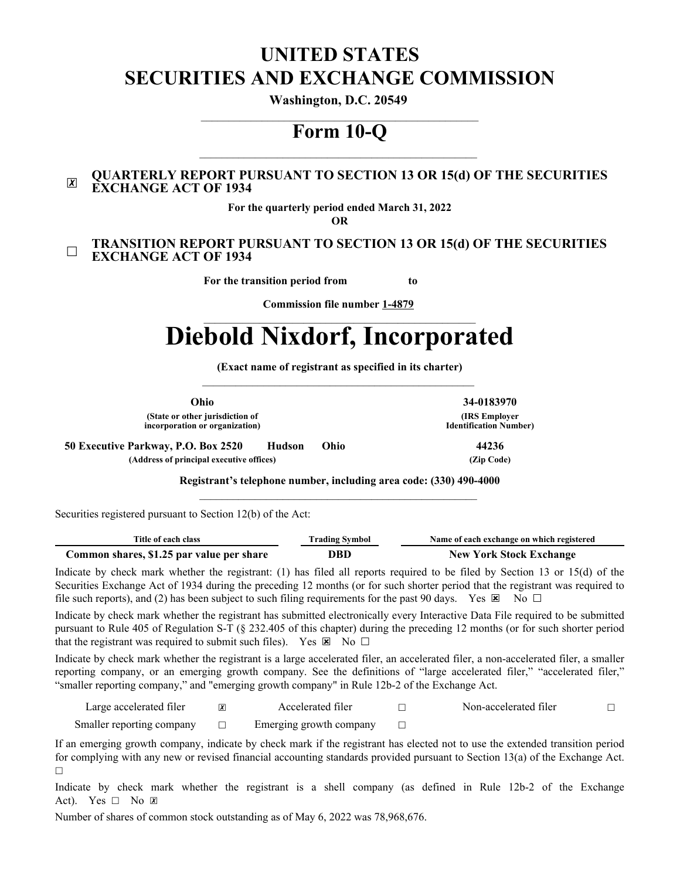# UNITED STATES
# SECURITIES AND EXCHANGE COMMISSION

**Washington, D.C. 20549**

## Form 10-Q

☒ **QUARTERLY REPORT PURSUANT TO SECTION 13 OR 15(d) OF THE SECURITIES EXCHANGE ACT OF 1934**

**For the quarterly period ended March 31, 2022**

**OR**

☐ **TRANSITION REPORT PURSUANT TO SECTION 13 OR 15(d) OF THE SECURITIES EXCHANGE ACT OF 1934**

**For the transition period from to**

**Commission file number 1-4879**

# Diebold Nixdorf, Incorporated

**(Exact name of registrant as specified in its charter)**

| **Ohio** | **34-0183970** |
|---|---|
| **(State or other jurisdiction of incorporation or organization)** | **(IRS Employer Identification Number)** |
| **50 Executive Parkway, P.O. Box 2520 Hudson Ohio** | **44236** |
| **(Address of principal executive offices)** | **(Zip Code)** |

**Registrant's telephone number, including area code: (330) 490-4000**

Securities registered pursuant to Section 12(b) of the Act:

| Title of each class | Trading Symbol | Name of each exchange on which registered |
|---|---|---|
| **Common shares, $1.25 par value per share** | **DBD** | **New York Stock Exchange** |

Indicate by check mark whether the registrant: (1) has filed all reports required to be filed by Section 13 or 15(d) of the Securities Exchange Act of 1934 during the preceding 12 months (or for such shorter period that the registrant was required to file such reports), and (2) has been subject to such filing requirements for the past 90 days. Yes ☒ No ☐

Indicate by check mark whether the registrant has submitted electronically every Interactive Data File required to be submitted pursuant to Rule 405 of Regulation S-T (§ 232.405 of this chapter) during the preceding 12 months (or for such shorter period that the registrant was required to submit such files). Yes ☒ No ☐

Indicate by check mark whether the registrant is a large accelerated filer, an accelerated filer, a non-accelerated filer, a smaller reporting company, or an emerging growth company. See the definitions of "large accelerated filer," "accelerated filer," "smaller reporting company," and "emerging growth company" in Rule 12b-2 of the Exchange Act.

| | | | | | |
|---|---|---|---|---|---|
| Large accelerated filer | ☒ | Accelerated filer | ☐ | Non-accelerated filer | ☐ |
| Smaller reporting company | ☐ | Emerging growth company | ☐ | | |

If an emerging growth company, indicate by check mark if the registrant has elected not to use the extended transition period for complying with any new or revised financial accounting standards provided pursuant to Section 13(a) of the Exchange Act. ☐

Indicate by check mark whether the registrant is a shell company (as defined in Rule 12b-2 of the Exchange Act). Yes ☐ No ☒

Number of shares of common stock outstanding as of May 6, 2022 was 78,968,676.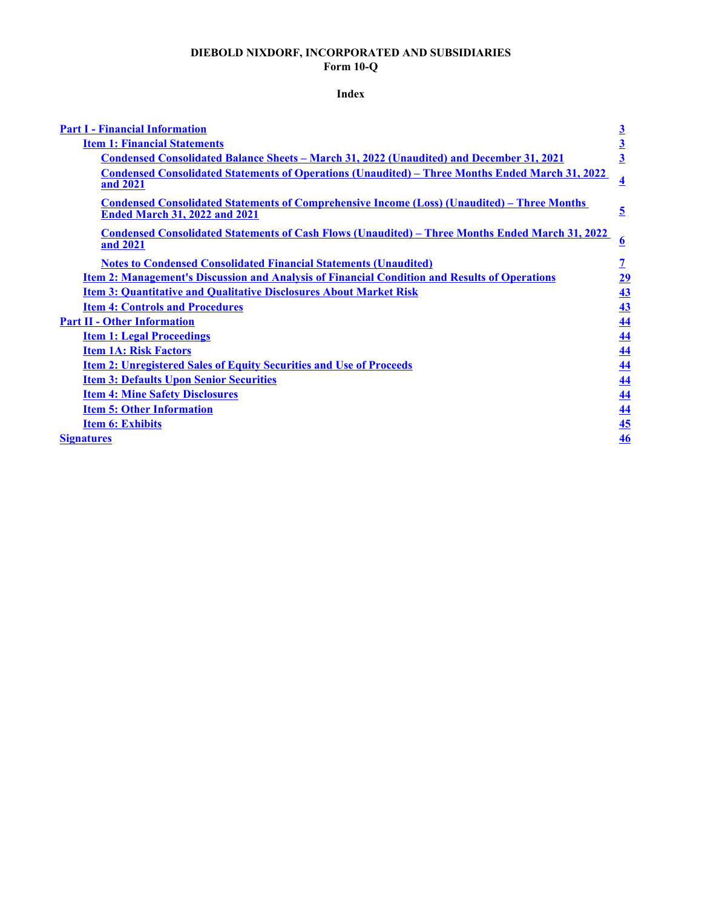# DIEBOLD NIXDORF, INCORPORATED AND SUBSIDIARIES
## Form 10-Q

### Index

| | |
|---|---|
| **Part I - Financial Information** | **3** |
| **Item 1: Financial Statements** | **3** |
| **Condensed Consolidated Balance Sheets – March 31, 2022 (Unaudited) and December 31, 2021** | **3** |
| **Condensed Consolidated Statements of Operations (Unaudited) – Three Months Ended March 31, 2022 and 2021** | **4** |
| **Condensed Consolidated Statements of Comprehensive Income (Loss) (Unaudited) – Three Months Ended March 31, 2022 and 2021** | **5** |
| **Condensed Consolidated Statements of Cash Flows (Unaudited) – Three Months Ended March 31, 2022 and 2021** | **6** |
| **Notes to Condensed Consolidated Financial Statements (Unaudited)** | **7** |
| **Item 2: Management's Discussion and Analysis of Financial Condition and Results of Operations** | **29** |
| **Item 3: Quantitative and Qualitative Disclosures About Market Risk** | **43** |
| **Item 4: Controls and Procedures** | **43** |
| **Part II - Other Information** | **44** |
| **Item 1: Legal Proceedings** | **44** |
| **Item 1A: Risk Factors** | **44** |
| **Item 2: Unregistered Sales of Equity Securities and Use of Proceeds** | **44** |
| **Item 3: Defaults Upon Senior Securities** | **44** |
| **Item 4: Mine Safety Disclosures** | **44** |
| **Item 5: Other Information** | **44** |
| **Item 6: Exhibits** | **45** |
| **Signatures** | **46** |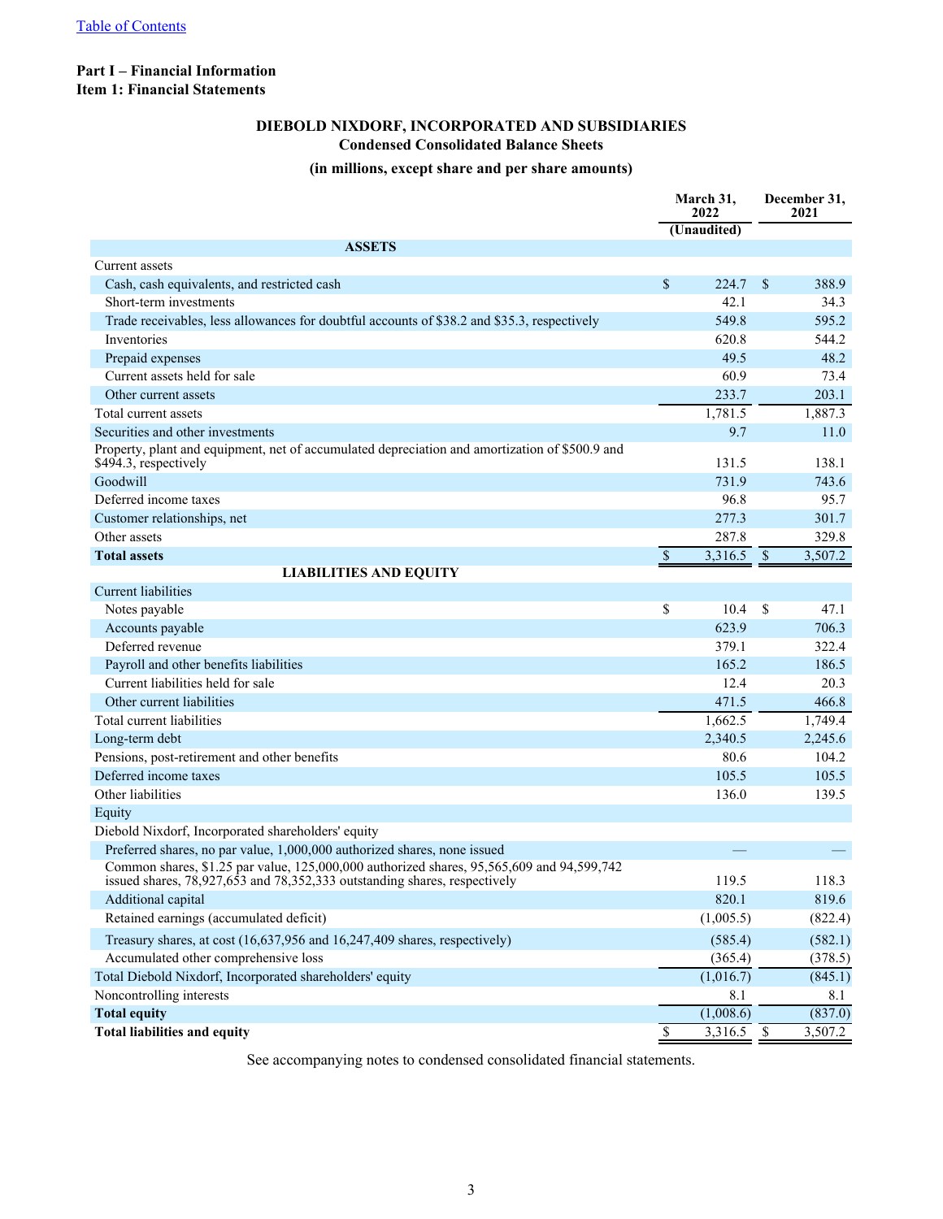[Table of Contents]

**Part I – Financial Information**
**Item 1: Financial Statements**

## DIEBOLD NIXDORF, INCORPORATED AND SUBSIDIARIES
### Condensed Consolidated Balance Sheets
### (in millions, except share and per share amounts)

| | March 31, 2022 (Unaudited) | December 31, 2021 |
|---|---|---|
| **ASSETS** | | |
| Current assets | | |
| Cash, cash equivalents, and restricted cash | $ 224.7 | $ 388.9 |
| Short-term investments | 42.1 | 34.3 |
| Trade receivables, less allowances for doubtful accounts of $38.2 and $35.3, respectively | 549.8 | 595.2 |
| Inventories | 620.8 | 544.2 |
| Prepaid expenses | 49.5 | 48.2 |
| Current assets held for sale | 60.9 | 73.4 |
| Other current assets | 233.7 | 203.1 |
| Total current assets | 1,781.5 | 1,887.3 |
| Securities and other investments | 9.7 | 11.0 |
| Property, plant and equipment, net of accumulated depreciation and amortization of $500.9 and $494.3, respectively | 131.5 | 138.1 |
| Goodwill | 731.9 | 743.6 |
| Deferred income taxes | 96.8 | 95.7 |
| Customer relationships, net | 277.3 | 301.7 |
| Other assets | 287.8 | 329.8 |
| **Total assets** | $ 3,316.5 | $ 3,507.2 |
| **LIABILITIES AND EQUITY** | | |
| Current liabilities | | |
| Notes payable | $ 10.4 | $ 47.1 |
| Accounts payable | 623.9 | 706.3 |
| Deferred revenue | 379.1 | 322.4 |
| Payroll and other benefits liabilities | 165.2 | 186.5 |
| Current liabilities held for sale | 12.4 | 20.3 |
| Other current liabilities | 471.5 | 466.8 |
| Total current liabilities | 1,662.5 | 1,749.4 |
| Long-term debt | 2,340.5 | 2,245.6 |
| Pensions, post-retirement and other benefits | 80.6 | 104.2 |
| Deferred income taxes | 105.5 | 105.5 |
| Other liabilities | 136.0 | 139.5 |
| Equity | | |
| Diebold Nixdorf, Incorporated shareholders' equity | | |
| Preferred shares, no par value, 1,000,000 authorized shares, none issued | — | — |
| Common shares, $1.25 par value, 125,000,000 authorized shares, 95,565,609 and 94,599,742 issued shares, 78,927,653 and 78,352,333 outstanding shares, respectively | 119.5 | 118.3 |
| Additional capital | 820.1 | 819.6 |
| Retained earnings (accumulated deficit) | (1,005.5) | (822.4) |
| Treasury shares, at cost (16,637,956 and 16,247,409 shares, respectively) | (585.4) | (582.1) |
| Accumulated other comprehensive loss | (365.4) | (378.5) |
| Total Diebold Nixdorf, Incorporated shareholders' equity | (1,016.7) | (845.1) |
| Noncontrolling interests | 8.1 | 8.1 |
| **Total equity** | (1,008.6) | (837.0) |
| **Total liabilities and equity** | $ 3,316.5 | $ 3,507.2 |

See accompanying notes to condensed consolidated financial statements.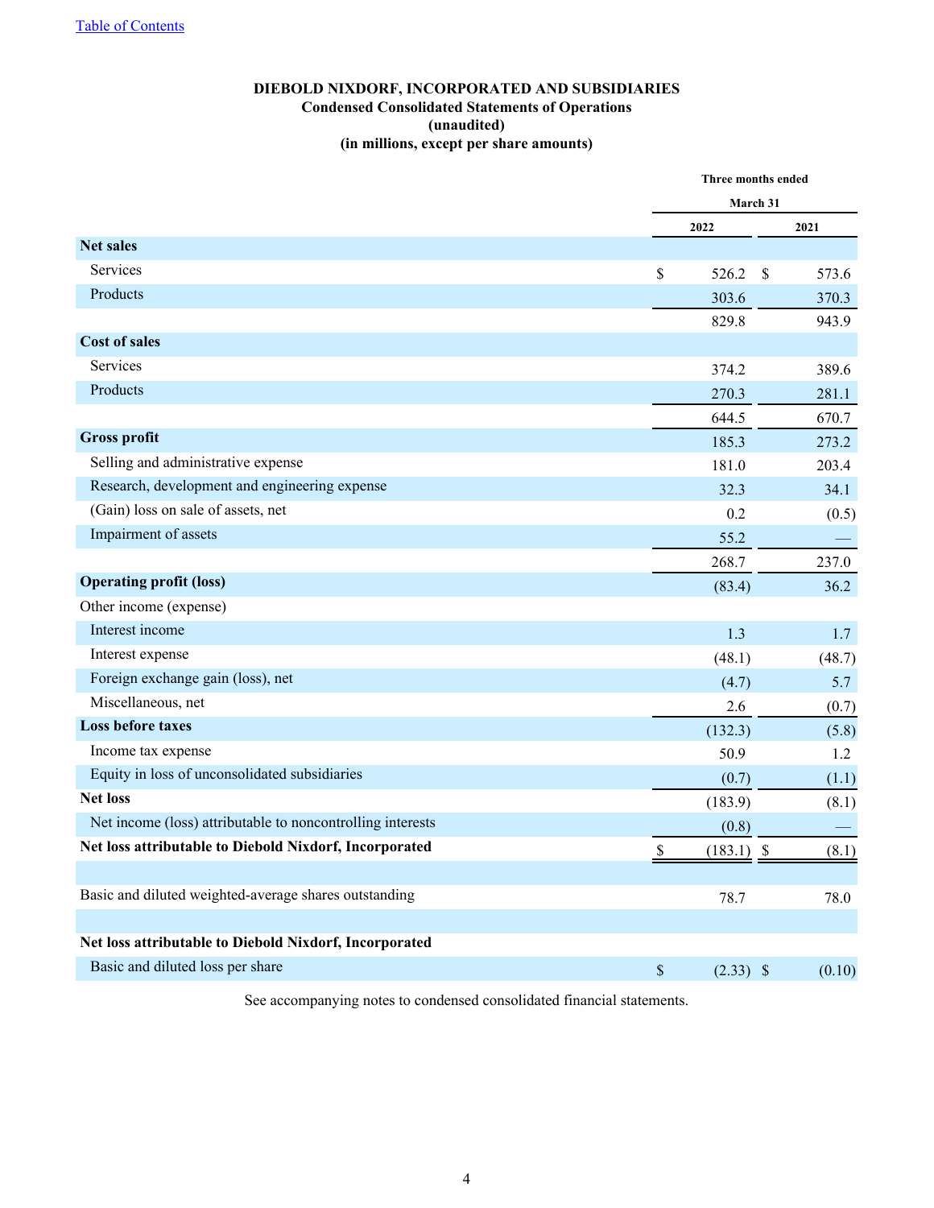**DIEBOLD NIXDORF, INCORPORATED AND SUBSIDIARIES**
**Condensed Consolidated Statements of Operations**
**(unaudited)**
**(in millions, except per share amounts)**

| | Three months ended March 31 | |
|---|---|---|
| | 2022 | 2021 |
| **Net sales** | | |
| Services | $ 526.2 | $ 573.6 |
| Products | 303.6 | 370.3 |
| | 829.8 | 943.9 |
| **Cost of sales** | | |
| Services | 374.2 | 389.6 |
| Products | 270.3 | 281.1 |
| | 644.5 | 670.7 |
| **Gross profit** | 185.3 | 273.2 |
| Selling and administrative expense | 181.0 | 203.4 |
| Research, development and engineering expense | 32.3 | 34.1 |
| (Gain) loss on sale of assets, net | 0.2 | (0.5) |
| Impairment of assets | 55.2 | — |
| | 268.7 | 237.0 |
| **Operating profit (loss)** | (83.4) | 36.2 |
| Other income (expense) | | |
| Interest income | 1.3 | 1.7 |
| Interest expense | (48.1) | (48.7) |
| Foreign exchange gain (loss), net | (4.7) | 5.7 |
| Miscellaneous, net | 2.6 | (0.7) |
| **Loss before taxes** | (132.3) | (5.8) |
| Income tax expense | 50.9 | 1.2 |
| Equity in loss of unconsolidated subsidiaries | (0.7) | (1.1) |
| **Net loss** | (183.9) | (8.1) |
| Net income (loss) attributable to noncontrolling interests | (0.8) | — |
| **Net loss attributable to Diebold Nixdorf, Incorporated** | $ (183.1) | $ (8.1) |
| | | |
| Basic and diluted weighted-average shares outstanding | 78.7 | 78.0 |
| | | |
| **Net loss attributable to Diebold Nixdorf, Incorporated** | | |
| Basic and diluted loss per share | $ (2.33) | $ (0.10) |

See accompanying notes to condensed consolidated financial statements.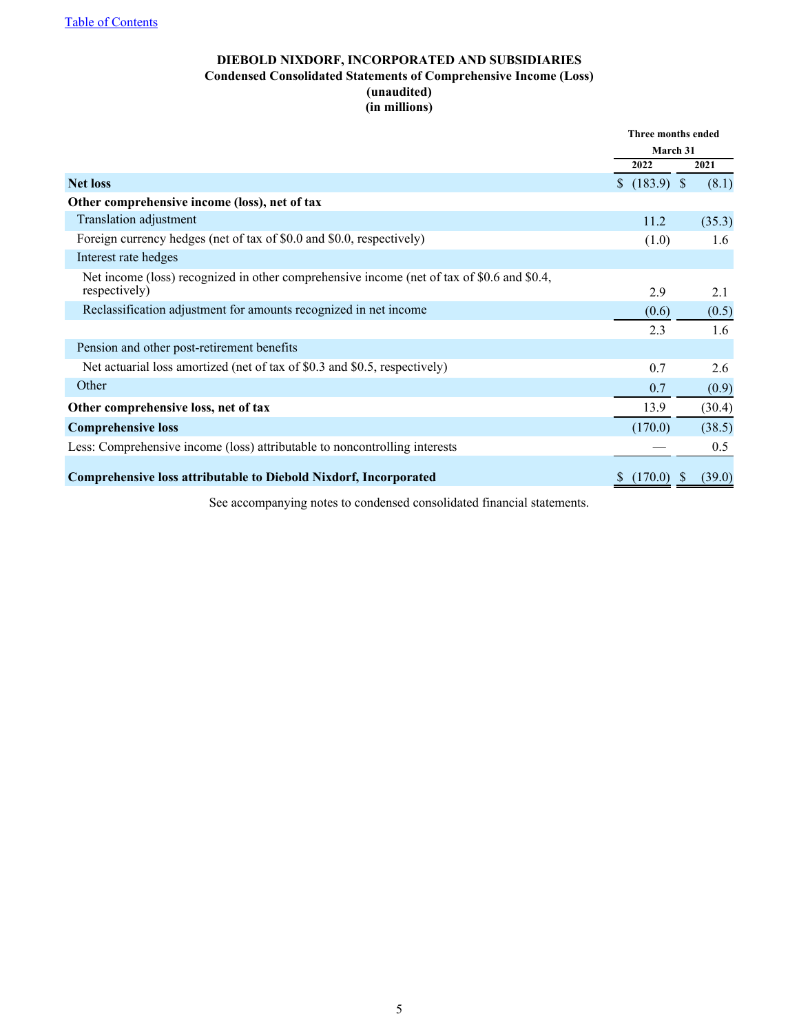**DIEBOLD NIXDORF, INCORPORATED AND SUBSIDIARIES**
**Condensed Consolidated Statements of Comprehensive Income (Loss)**
**(unaudited)**
**(in millions)**

| | Three months ended March 31 | |
|---|---|---|
| | 2022 | 2021 |
| **Net loss** | $ (183.9) | $ (8.1) |
| **Other comprehensive income (loss), net of tax** | | |
| Translation adjustment | 11.2 | (35.3) |
| Foreign currency hedges (net of tax of $0.0 and $0.0, respectively) | (1.0) | 1.6 |
| Interest rate hedges | | |
| Net income (loss) recognized in other comprehensive income (net of tax of $0.6 and $0.4, respectively) | 2.9 | 2.1 |
| Reclassification adjustment for amounts recognized in net income | (0.6) | (0.5) |
| | 2.3 | 1.6 |
| Pension and other post-retirement benefits | | |
| Net actuarial loss amortized (net of tax of $0.3 and $0.5, respectively) | 0.7 | 2.6 |
| Other | 0.7 | (0.9) |
| **Other comprehensive loss, net of tax** | 13.9 | (30.4) |
| **Comprehensive loss** | (170.0) | (38.5) |
| Less: Comprehensive income (loss) attributable to noncontrolling interests | — | 0.5 |
| **Comprehensive loss attributable to Diebold Nixdorf, Incorporated** | $ (170.0) | $ (39.0) |

See accompanying notes to condensed consolidated financial statements.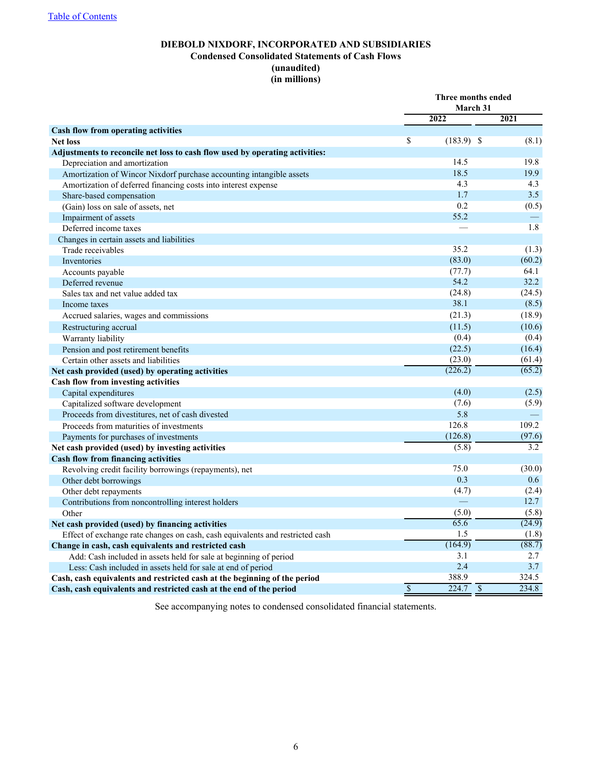[Table of Contents](#)

**DIEBOLD NIXDORF, INCORPORATED AND SUBSIDIARIES**
**Condensed Consolidated Statements of Cash Flows**
**(unaudited)**
**(in millions)**

| | Three months ended March 31 | |
|---|---|---|
| | 2022 | 2021 |
| **Cash flow from operating activities** | | |
| **Net loss** | $ (183.9) | $ (8.1) |
| **Adjustments to reconcile net loss to cash flow used by operating activities:** | | |
| Depreciation and amortization | 14.5 | 19.8 |
| Amortization of Wincor Nixdorf purchase accounting intangible assets | 18.5 | 19.9 |
| Amortization of deferred financing costs into interest expense | 4.3 | 4.3 |
| Share-based compensation | 1.7 | 3.5 |
| (Gain) loss on sale of assets, net | 0.2 | (0.5) |
| Impairment of assets | 55.2 | — |
| Deferred income taxes | — | 1.8 |
| Changes in certain assets and liabilities | | |
| Trade receivables | 35.2 | (1.3) |
| Inventories | (83.0) | (60.2) |
| Accounts payable | (77.7) | 64.1 |
| Deferred revenue | 54.2 | 32.2 |
| Sales tax and net value added tax | (24.8) | (24.5) |
| Income taxes | 38.1 | (8.5) |
| Accrued salaries, wages and commissions | (21.3) | (18.9) |
| Restructuring accrual | (11.5) | (10.6) |
| Warranty liability | (0.4) | (0.4) |
| Pension and post retirement benefits | (22.5) | (16.4) |
| Certain other assets and liabilities | (23.0) | (61.4) |
| **Net cash provided (used) by operating activities** | (226.2) | (65.2) |
| **Cash flow from investing activities** | | |
| Capital expenditures | (4.0) | (2.5) |
| Capitalized software development | (7.6) | (5.9) |
| Proceeds from divestitures, net of cash divested | 5.8 | — |
| Proceeds from maturities of investments | 126.8 | 109.2 |
| Payments for purchases of investments | (126.8) | (97.6) |
| **Net cash provided (used) by investing activities** | (5.8) | 3.2 |
| **Cash flow from financing activities** | | |
| Revolving credit facility borrowings (repayments), net | 75.0 | (30.0) |
| Other debt borrowings | 0.3 | 0.6 |
| Other debt repayments | (4.7) | (2.4) |
| Contributions from noncontrolling interest holders | — | 12.7 |
| Other | (5.0) | (5.8) |
| **Net cash provided (used) by financing activities** | 65.6 | (24.9) |
| Effect of exchange rate changes on cash, cash equivalents and restricted cash | 1.5 | (1.8) |
| **Change in cash, cash equivalents and restricted cash** | (164.9) | (88.7) |
| Add: Cash included in assets held for sale at beginning of period | 3.1 | 2.7 |
| Less: Cash included in assets held for sale at end of period | 2.4 | 3.7 |
| **Cash, cash equivalents and restricted cash at the beginning of the period** | 388.9 | 324.5 |
| **Cash, cash equivalents and restricted cash at the end of the period** | $ 224.7 | $ 234.8 |

See accompanying notes to condensed consolidated financial statements.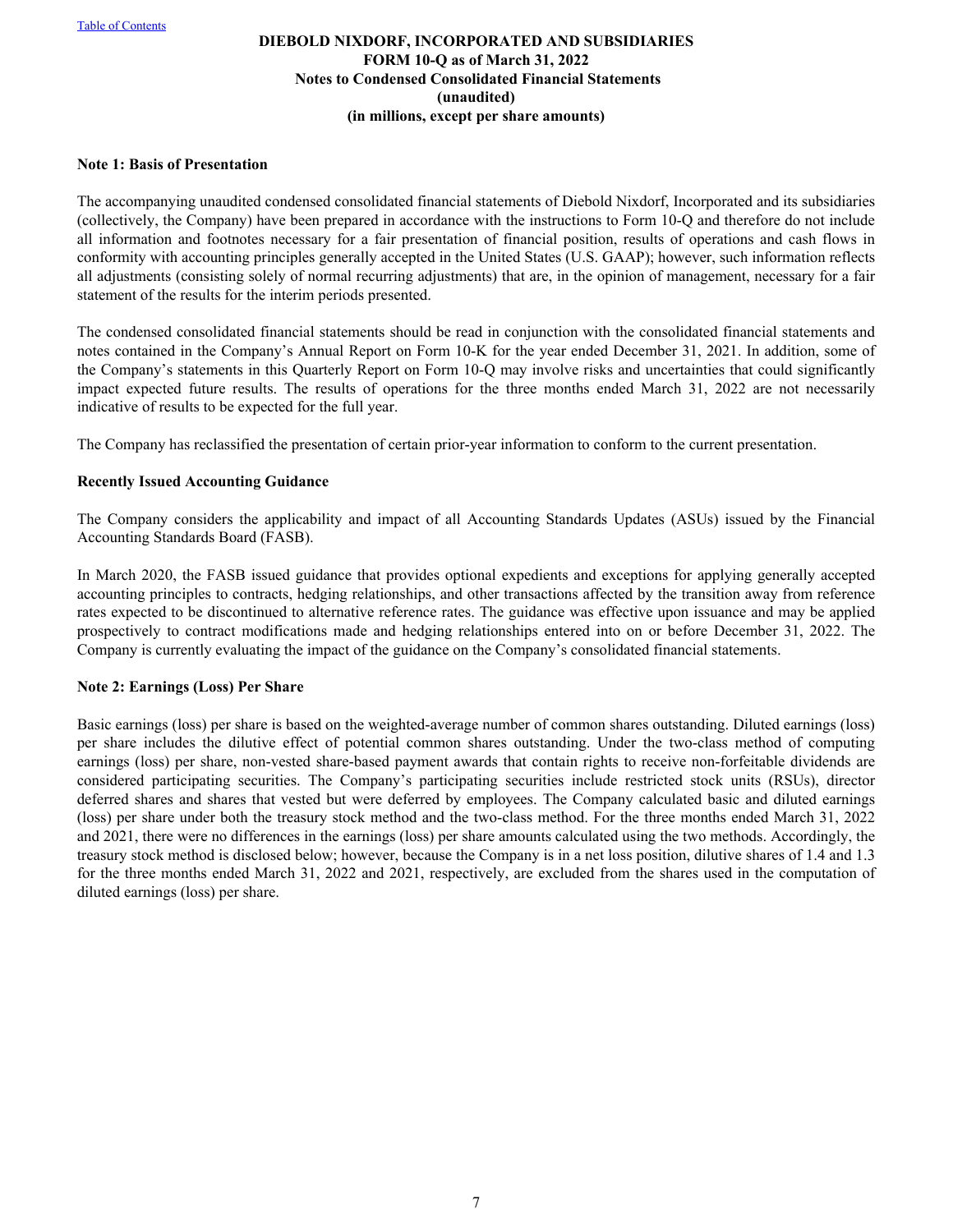**DIEBOLD NIXDORF, INCORPORATED AND SUBSIDIARIES**
**FORM 10-Q as of March 31, 2022**
**Notes to Condensed Consolidated Financial Statements**
**(unaudited)**
**(in millions, except per share amounts)**

### Note 1: Basis of Presentation

The accompanying unaudited condensed consolidated financial statements of Diebold Nixdorf, Incorporated and its subsidiaries (collectively, the Company) have been prepared in accordance with the instructions to Form 10-Q and therefore do not include all information and footnotes necessary for a fair presentation of financial position, results of operations and cash flows in conformity with accounting principles generally accepted in the United States (U.S. GAAP); however, such information reflects all adjustments (consisting solely of normal recurring adjustments) that are, in the opinion of management, necessary for a fair statement of the results for the interim periods presented.

The condensed consolidated financial statements should be read in conjunction with the consolidated financial statements and notes contained in the Company's Annual Report on Form 10-K for the year ended December 31, 2021. In addition, some of the Company's statements in this Quarterly Report on Form 10-Q may involve risks and uncertainties that could significantly impact expected future results. The results of operations for the three months ended March 31, 2022 are not necessarily indicative of results to be expected for the full year.

The Company has reclassified the presentation of certain prior-year information to conform to the current presentation.

#### Recently Issued Accounting Guidance

The Company considers the applicability and impact of all Accounting Standards Updates (ASUs) issued by the Financial Accounting Standards Board (FASB).

In March 2020, the FASB issued guidance that provides optional expedients and exceptions for applying generally accepted accounting principles to contracts, hedging relationships, and other transactions affected by the transition away from reference rates expected to be discontinued to alternative reference rates. The guidance was effective upon issuance and may be applied prospectively to contract modifications made and hedging relationships entered into on or before December 31, 2022. The Company is currently evaluating the impact of the guidance on the Company's consolidated financial statements.

### Note 2: Earnings (Loss) Per Share

Basic earnings (loss) per share is based on the weighted-average number of common shares outstanding. Diluted earnings (loss) per share includes the dilutive effect of potential common shares outstanding. Under the two-class method of computing earnings (loss) per share, non-vested share-based payment awards that contain rights to receive non-forfeitable dividends are considered participating securities. The Company's participating securities include restricted stock units (RSUs), director deferred shares and shares that vested but were deferred by employees. The Company calculated basic and diluted earnings (loss) per share under both the treasury stock method and the two-class method. For the three months ended March 31, 2022 and 2021, there were no differences in the earnings (loss) per share amounts calculated using the two methods. Accordingly, the treasury stock method is disclosed below; however, because the Company is in a net loss position, dilutive shares of 1.4 and 1.3 for the three months ended March 31, 2022 and 2021, respectively, are excluded from the shares used in the computation of diluted earnings (loss) per share.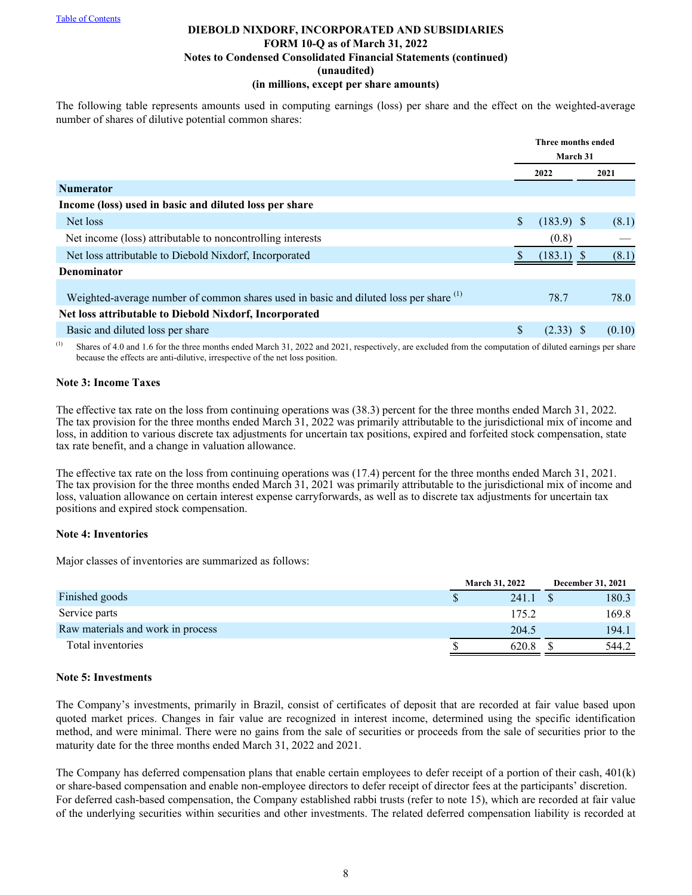The following table represents amounts used in computing earnings (loss) per share and the effect on the weighted-average number of shares of dilutive potential common shares:

| | Three months ended March 31 | |
|---|---|---|
| | 2022 | 2021 |
| **Numerator** | | |
| **Income (loss) used in basic and diluted loss per share** | | |
| Net loss | $ (183.9) | $ (8.1) |
| Net income (loss) attributable to noncontrolling interests | (0.8) | — |
| Net loss attributable to Diebold Nixdorf, Incorporated | $ (183.1) | $ (8.1) |
| **Denominator** | | |
| Weighted-average number of common shares used in basic and diluted loss per share [(1)] | 78.7 | 78.0 |
| **Net loss attributable to Diebold Nixdorf, Incorporated** | | |
| Basic and diluted loss per share | $ (2.33) | $ (0.10) |

(1) Shares of 4.0 and 1.6 for the three months ended March 31, 2022 and 2021, respectively, are excluded from the computation of diluted earnings per share because the effects are anti-dilutive, irrespective of the net loss position.

**Note 3: Income Taxes**

The effective tax rate on the loss from continuing operations was (38.3) percent for the three months ended March 31, 2022. The tax provision for the three months ended March 31, 2022 was primarily attributable to the jurisdictional mix of income and loss, in addition to various discrete tax adjustments for uncertain tax positions, expired and forfeited stock compensation, state tax rate benefit, and a change in valuation allowance.

The effective tax rate on the loss from continuing operations was (17.4) percent for the three months ended March 31, 2021. The tax provision for the three months ended March 31, 2021 was primarily attributable to the jurisdictional mix of income and loss, valuation allowance on certain interest expense carryforwards, as well as to discrete tax adjustments for uncertain tax positions and expired stock compensation.

**Note 4: Inventories**

Major classes of inventories are summarized as follows:

| | March 31, 2022 | December 31, 2021 |
|---|---|---|
| Finished goods | $ 241.1 | $ 180.3 |
| Service parts | 175.2 | 169.8 |
| Raw materials and work in process | 204.5 | 194.1 |
| Total inventories | $ 620.8 | $ 544.2 |

**Note 5: Investments**

The Company's investments, primarily in Brazil, consist of certificates of deposit that are recorded at fair value based upon quoted market prices. Changes in fair value are recognized in interest income, determined using the specific identification method, and were minimal. There were no gains from the sale of securities or proceeds from the sale of securities prior to the maturity date for the three months ended March 31, 2022 and 2021.

The Company has deferred compensation plans that enable certain employees to defer receipt of a portion of their cash, 401(k) or share-based compensation and enable non-employee directors to defer receipt of director fees at the participants' discretion. For deferred cash-based compensation, the Company established rabbi trusts (refer to note 15), which are recorded at fair value of the underlying securities within securities and other investments. The related deferred compensation liability is recorded at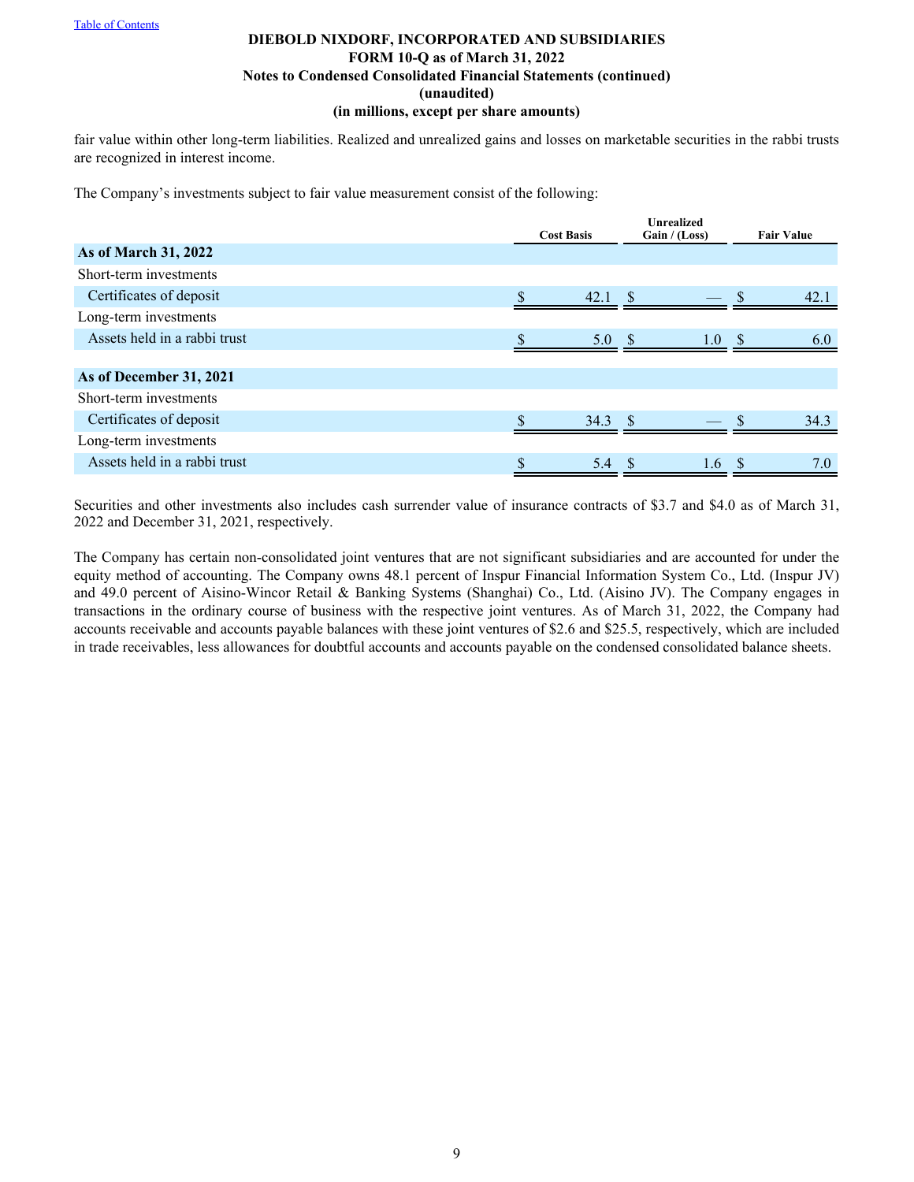fair value within other long-term liabilities. Realized and unrealized gains and losses on marketable securities in the rabbi trusts are recognized in interest income.

The Company's investments subject to fair value measurement consist of the following:

| | Cost Basis | Unrealized Gain / (Loss) | Fair Value |
|---|---|---|---|
| **As of March 31, 2022** | | | |
| Short-term investments | | | |
| Certificates of deposit | $ 42.1 | $ — | $ 42.1 |
| Long-term investments | | | |
| Assets held in a rabbi trust | $ 5.0 | $ 1.0 | $ 6.0 |
| **As of December 31, 2021** | | | |
| Short-term investments | | | |
| Certificates of deposit | $ 34.3 | $ — | $ 34.3 |
| Long-term investments | | | |
| Assets held in a rabbi trust | $ 5.4 | $ 1.6 | $ 7.0 |

Securities and other investments also includes cash surrender value of insurance contracts of $3.7 and $4.0 as of March 31, 2022 and December 31, 2021, respectively.

The Company has certain non-consolidated joint ventures that are not significant subsidiaries and are accounted for under the equity method of accounting. The Company owns 48.1 percent of Inspur Financial Information System Co., Ltd. (Inspur JV) and 49.0 percent of Aisino-Wincor Retail & Banking Systems (Shanghai) Co., Ltd. (Aisino JV). The Company engages in transactions in the ordinary course of business with the respective joint ventures. As of March 31, 2022, the Company had accounts receivable and accounts payable balances with these joint ventures of $2.6 and $25.5, respectively, which are included in trade receivables, less allowances for doubtful accounts and accounts payable on the condensed consolidated balance sheets.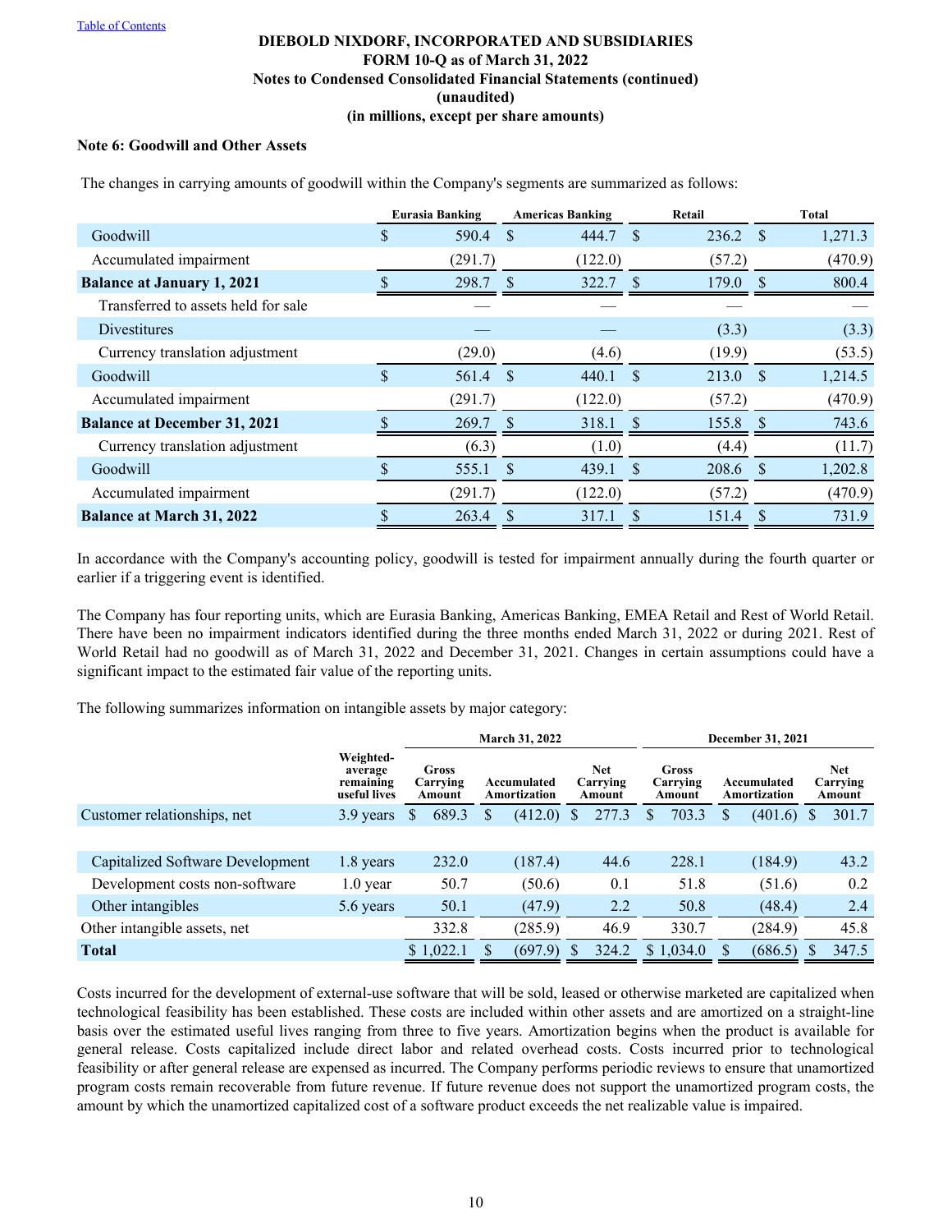DIEBOLD NIXDORF, INCORPORATED AND SUBSIDIARIES
FORM 10-Q as of March 31, 2022
Notes to Condensed Consolidated Financial Statements (continued)
(unaudited)
(in millions, except per share amounts)

**Note 6: Goodwill and Other Assets**

The changes in carrying amounts of goodwill within the Company's segments are summarized as follows:

| | Eurasia Banking | Americas Banking | Retail | Total |
|---|---|---|---|---|
| Goodwill | $ 590.4 | $ 444.7 | $ 236.2 | $ 1,271.3 |
| Accumulated impairment | (291.7) | (122.0) | (57.2) | (470.9) |
| **Balance at January 1, 2021** | $ 298.7 | $ 322.7 | $ 179.0 | $ 800.4 |
| Transferred to assets held for sale | — | — | — | — |
| Divestitures | — | — | (3.3) | (3.3) |
| Currency translation adjustment | (29.0) | (4.6) | (19.9) | (53.5) |
| Goodwill | $ 561.4 | $ 440.1 | $ 213.0 | $ 1,214.5 |
| Accumulated impairment | (291.7) | (122.0) | (57.2) | (470.9) |
| **Balance at December 31, 2021** | $ 269.7 | $ 318.1 | $ 155.8 | $ 743.6 |
| Currency translation adjustment | (6.3) | (1.0) | (4.4) | (11.7) |
| Goodwill | $ 555.1 | $ 439.1 | $ 208.6 | $ 1,202.8 |
| Accumulated impairment | (291.7) | (122.0) | (57.2) | (470.9) |
| **Balance at March 31, 2022** | $ 263.4 | $ 317.1 | $ 151.4 | $ 731.9 |

In accordance with the Company's accounting policy, goodwill is tested for impairment annually during the fourth quarter or earlier if a triggering event is identified.

The Company has four reporting units, which are Eurasia Banking, Americas Banking, EMEA Retail and Rest of World Retail. There have been no impairment indicators identified during the three months ended March 31, 2022 or during 2021. Rest of World Retail had no goodwill as of March 31, 2022 and December 31, 2021. Changes in certain assumptions could have a significant impact to the estimated fair value of the reporting units.

The following summarizes information on intangible assets by major category:

| | | March 31, 2022 | | | December 31, 2021 | | |
|---|---|---|---|---|---|---|---|
| | Weighted-average remaining useful lives | Gross Carrying Amount | Accumulated Amortization | Net Carrying Amount | Gross Carrying Amount | Accumulated Amortization | Net Carrying Amount |
| Customer relationships, net | 3.9 years | $ 689.3 | $ (412.0) | $ 277.3 | $ 703.3 | $ (401.6) | $ 301.7 |
| | | | | | | | |
| Capitalized Software Development | 1.8 years | 232.0 | (187.4) | 44.6 | 228.1 | (184.9) | 43.2 |
| Development costs non-software | 1.0 year | 50.7 | (50.6) | 0.1 | 51.8 | (51.6) | 0.2 |
| Other intangibles | 5.6 years | 50.1 | (47.9) | 2.2 | 50.8 | (48.4) | 2.4 |
| Other intangible assets, net | | 332.8 | (285.9) | 46.9 | 330.7 | (284.9) | 45.8 |
| **Total** | | $ 1,022.1 | $ (697.9) | $ 324.2 | $ 1,034.0 | $ (686.5) | $ 347.5 |

Costs incurred for the development of external-use software that will be sold, leased or otherwise marketed are capitalized when technological feasibility has been established. These costs are included within other assets and are amortized on a straight-line basis over the estimated useful lives ranging from three to five years. Amortization begins when the product is available for general release. Costs capitalized include direct labor and related overhead costs. Costs incurred prior to technological feasibility or after general release are expensed as incurred. The Company performs periodic reviews to ensure that unamortized program costs remain recoverable from future revenue. If future revenue does not support the unamortized program costs, the amount by which the unamortized capitalized cost of a software product exceeds the net realizable value is impaired.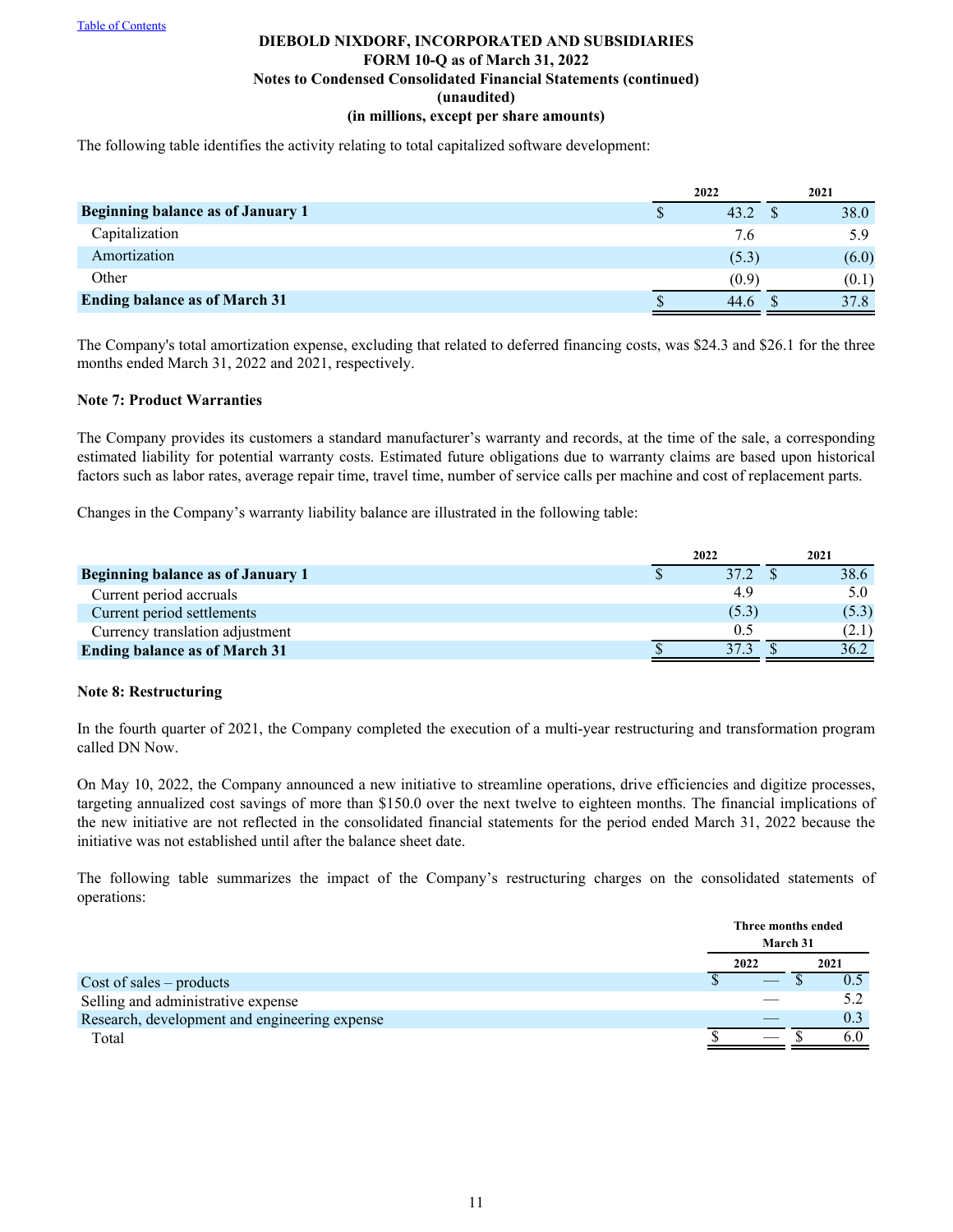DIEBOLD NIXDORF, INCORPORATED AND SUBSIDIARIES
FORM 10-Q as of March 31, 2022
Notes to Condensed Consolidated Financial Statements (continued)
(unaudited)
(in millions, except per share amounts)

The following table identifies the activity relating to total capitalized software development:

| | 2022 | 2021 |
|---|---|---|
| **Beginning balance as of January 1** | $ 43.2 | $ 38.0 |
| Capitalization | 7.6 | 5.9 |
| Amortization | (5.3) | (6.0) |
| Other | (0.9) | (0.1) |
| **Ending balance as of March 31** | $ 44.6 | $ 37.8 |

The Company's total amortization expense, excluding that related to deferred financing costs, was $24.3 and $26.1 for the three months ended March 31, 2022 and 2021, respectively.

### Note 7: Product Warranties

The Company provides its customers a standard manufacturer's warranty and records, at the time of the sale, a corresponding estimated liability for potential warranty costs. Estimated future obligations due to warranty claims are based upon historical factors such as labor rates, average repair time, travel time, number of service calls per machine and cost of replacement parts.

Changes in the Company's warranty liability balance are illustrated in the following table:

| | 2022 | 2021 |
|---|---|---|
| **Beginning balance as of January 1** | $ 37.2 | $ 38.6 |
| Current period accruals | 4.9 | 5.0 |
| Current period settlements | (5.3) | (5.3) |
| Currency translation adjustment | 0.5 | (2.1) |
| **Ending balance as of March 31** | $ 37.3 | $ 36.2 |

### Note 8: Restructuring

In the fourth quarter of 2021, the Company completed the execution of a multi-year restructuring and transformation program called DN Now.

On May 10, 2022, the Company announced a new initiative to streamline operations, drive efficiencies and digitize processes, targeting annualized cost savings of more than $150.0 over the next twelve to eighteen months. The financial implications of the new initiative are not reflected in the consolidated financial statements for the period ended March 31, 2022 because the initiative was not established until after the balance sheet date.

The following table summarizes the impact of the Company's restructuring charges on the consolidated statements of operations:

| | Three months ended March 31 | |
|---|---|---|
| | 2022 | 2021 |
| Cost of sales – products | $ — | $ 0.5 |
| Selling and administrative expense | — | 5.2 |
| Research, development and engineering expense | — | 0.3 |
| Total | $ — | $ 6.0 |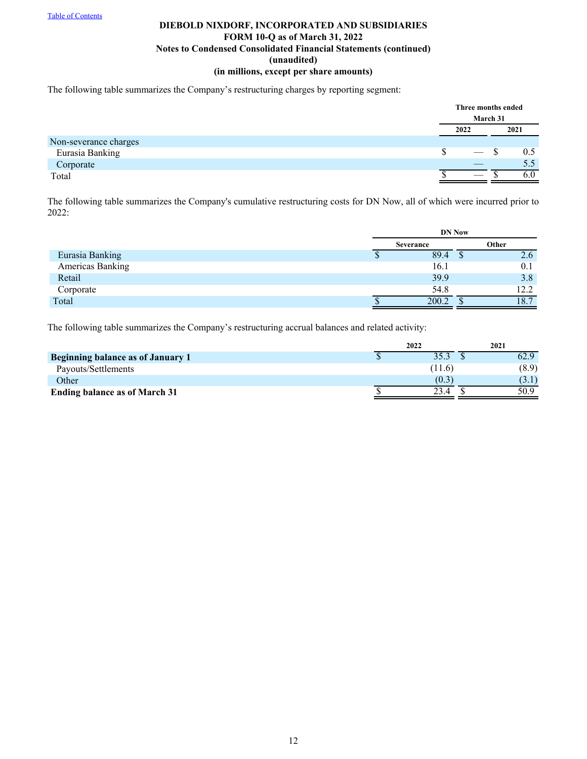**DIEBOLD NIXDORF, INCORPORATED AND SUBSIDIARIES**
**FORM 10-Q as of March 31, 2022**
**Notes to Condensed Consolidated Financial Statements (continued)**
**(unaudited)**
**(in millions, except per share amounts)**

The following table summarizes the Company's restructuring charges by reporting segment:

| | Three months ended March 31 | |
|---|---|---|
| | 2022 | 2021 |
| Non-severance charges | | |
| Eurasia Banking | $ — | $ 0.5 |
| Corporate | — | 5.5 |
| Total | $ — | $ 6.0 |

The following table summarizes the Company's cumulative restructuring costs for DN Now, all of which were incurred prior to 2022:

| | DN Now | |
|---|---|---|
| | Severance | Other |
| Eurasia Banking | $ 89.4 | $ 2.6 |
| Americas Banking | 16.1 | 0.1 |
| Retail | 39.9 | 3.8 |
| Corporate | 54.8 | 12.2 |
| Total | $ 200.2 | $ 18.7 |

The following table summarizes the Company's restructuring accrual balances and related activity:

| | 2022 | 2021 |
|---|---|---|
| **Beginning balance as of January 1** | $ 35.3 | $ 62.9 |
| Payouts/Settlements | (11.6) | (8.9) |
| Other | (0.3) | (3.1) |
| **Ending balance as of March 31** | $ 23.4 | $ 50.9 |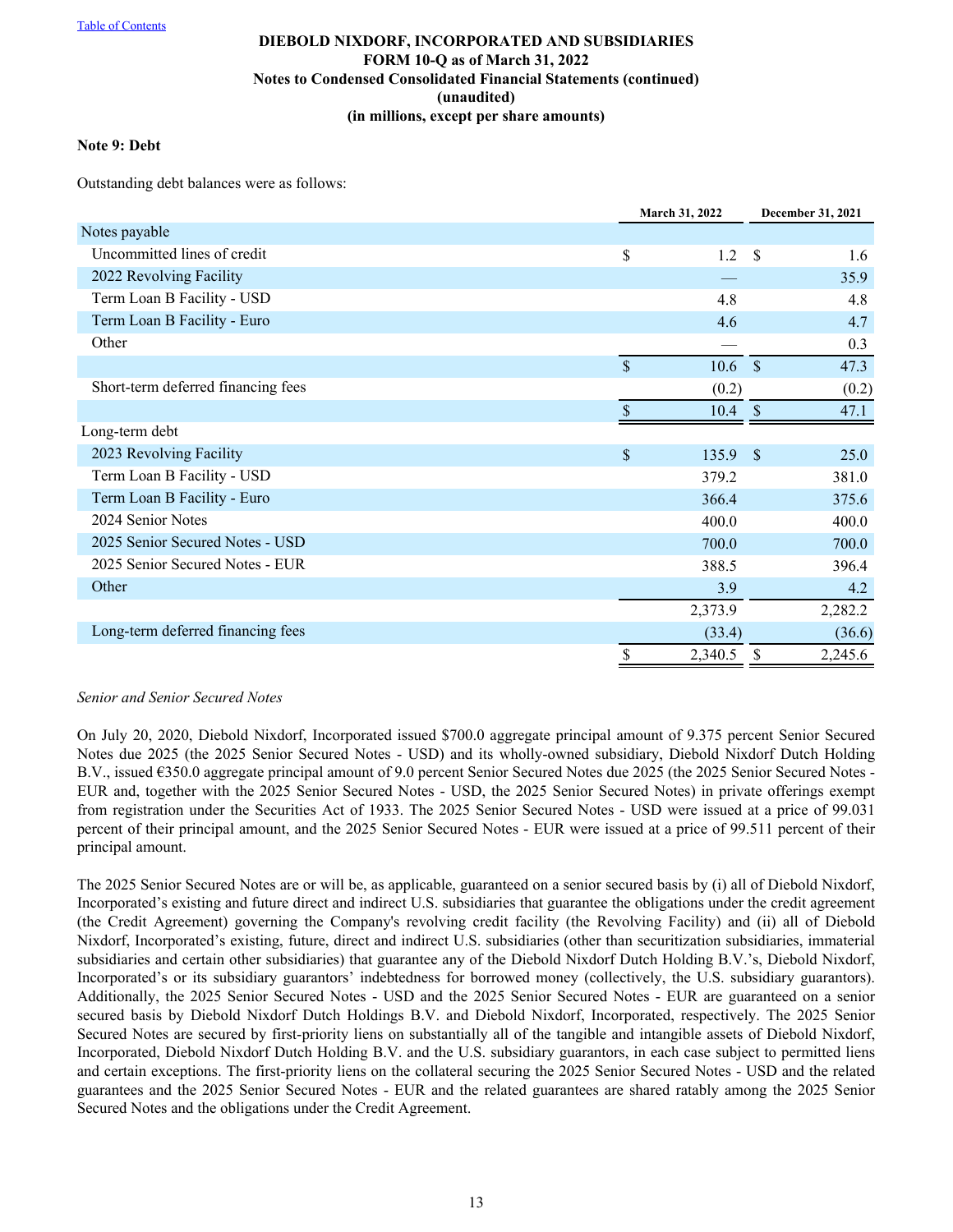**DIEBOLD NIXDORF, INCORPORATED AND SUBSIDIARIES**
**FORM 10-Q as of March 31, 2022**
**Notes to Condensed Consolidated Financial Statements (continued)**
**(unaudited)**
**(in millions, except per share amounts)**

**Note 9: Debt**

Outstanding debt balances were as follows:

| | March 31, 2022 | December 31, 2021 |
|---|---|---|
| Notes payable | | |
| Uncommitted lines of credit | $ 1.2 | $ 1.6 |
| 2022 Revolving Facility | — | 35.9 |
| Term Loan B Facility - USD | 4.8 | 4.8 |
| Term Loan B Facility - Euro | 4.6 | 4.7 |
| Other | — | 0.3 |
| | $ 10.6 | $ 47.3 |
| Short-term deferred financing fees | (0.2) | (0.2) |
| | $ 10.4 | $ 47.1 |
| Long-term debt | | |
| 2023 Revolving Facility | $ 135.9 | $ 25.0 |
| Term Loan B Facility - USD | 379.2 | 381.0 |
| Term Loan B Facility - Euro | 366.4 | 375.6 |
| 2024 Senior Notes | 400.0 | 400.0 |
| 2025 Senior Secured Notes - USD | 700.0 | 700.0 |
| 2025 Senior Secured Notes - EUR | 388.5 | 396.4 |
| Other | 3.9 | 4.2 |
| | 2,373.9 | 2,282.2 |
| Long-term deferred financing fees | (33.4) | (36.6) |
| | $ 2,340.5 | $ 2,245.6 |

*Senior and Senior Secured Notes*

On July 20, 2020, Diebold Nixdorf, Incorporated issued $700.0 aggregate principal amount of 9.375 percent Senior Secured Notes due 2025 (the 2025 Senior Secured Notes - USD) and its wholly-owned subsidiary, Diebold Nixdorf Dutch Holding B.V., issued €350.0 aggregate principal amount of 9.0 percent Senior Secured Notes due 2025 (the 2025 Senior Secured Notes - EUR and, together with the 2025 Senior Secured Notes - USD, the 2025 Senior Secured Notes) in private offerings exempt from registration under the Securities Act of 1933. The 2025 Senior Secured Notes - USD were issued at a price of 99.031 percent of their principal amount, and the 2025 Senior Secured Notes - EUR were issued at a price of 99.511 percent of their principal amount.

The 2025 Senior Secured Notes are or will be, as applicable, guaranteed on a senior secured basis by (i) all of Diebold Nixdorf, Incorporated's existing and future direct and indirect U.S. subsidiaries that guarantee the obligations under the credit agreement (the Credit Agreement) governing the Company's revolving credit facility (the Revolving Facility) and (ii) all of Diebold Nixdorf, Incorporated's existing, future, direct and indirect U.S. subsidiaries (other than securitization subsidiaries, immaterial subsidiaries and certain other subsidiaries) that guarantee any of the Diebold Nixdorf Dutch Holding B.V.'s, Diebold Nixdorf, Incorporated's or its subsidiary guarantors' indebtedness for borrowed money (collectively, the U.S. subsidiary guarantors). Additionally, the 2025 Senior Secured Notes - USD and the 2025 Senior Secured Notes - EUR are guaranteed on a senior secured basis by Diebold Nixdorf Dutch Holdings B.V. and Diebold Nixdorf, Incorporated, respectively. The 2025 Senior Secured Notes are secured by first-priority liens on substantially all of the tangible and intangible assets of Diebold Nixdorf, Incorporated, Diebold Nixdorf Dutch Holding B.V. and the U.S. subsidiary guarantors, in each case subject to permitted liens and certain exceptions. The first-priority liens on the collateral securing the 2025 Senior Secured Notes - USD and the related guarantees and the 2025 Senior Secured Notes - EUR and the related guarantees are shared ratably among the 2025 Senior Secured Notes and the obligations under the Credit Agreement.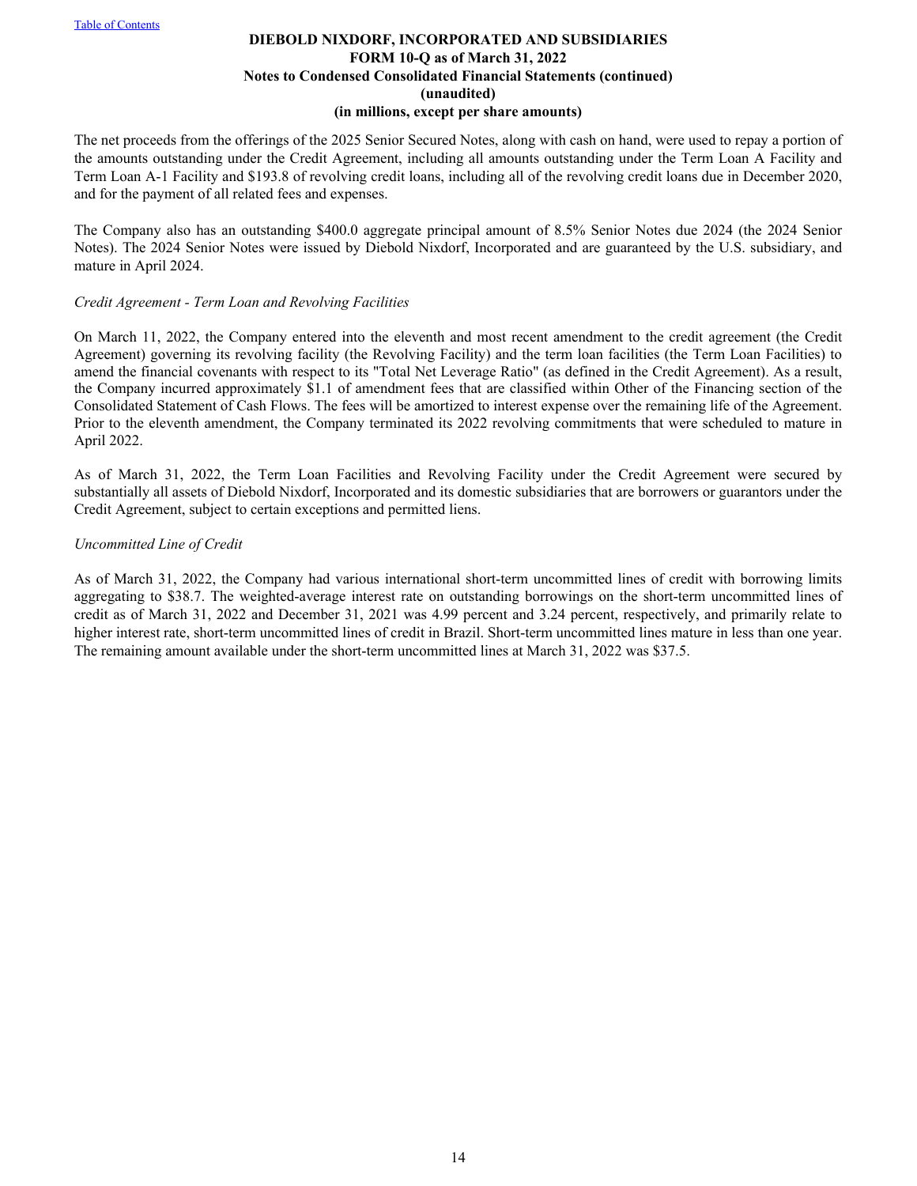The net proceeds from the offerings of the 2025 Senior Secured Notes, along with cash on hand, were used to repay a portion of the amounts outstanding under the Credit Agreement, including all amounts outstanding under the Term Loan A Facility and Term Loan A-1 Facility and $193.8 of revolving credit loans, including all of the revolving credit loans due in December 2020, and for the payment of all related fees and expenses.

The Company also has an outstanding $400.0 aggregate principal amount of 8.5% Senior Notes due 2024 (the 2024 Senior Notes). The 2024 Senior Notes were issued by Diebold Nixdorf, Incorporated and are guaranteed by the U.S. subsidiary, and mature in April 2024.

*Credit Agreement - Term Loan and Revolving Facilities*

On March 11, 2022, the Company entered into the eleventh and most recent amendment to the credit agreement (the Credit Agreement) governing its revolving facility (the Revolving Facility) and the term loan facilities (the Term Loan Facilities) to amend the financial covenants with respect to its "Total Net Leverage Ratio" (as defined in the Credit Agreement). As a result, the Company incurred approximately $1.1 of amendment fees that are classified within Other of the Financing section of the Consolidated Statement of Cash Flows. The fees will be amortized to interest expense over the remaining life of the Agreement. Prior to the eleventh amendment, the Company terminated its 2022 revolving commitments that were scheduled to mature in April 2022.

As of March 31, 2022, the Term Loan Facilities and Revolving Facility under the Credit Agreement were secured by substantially all assets of Diebold Nixdorf, Incorporated and its domestic subsidiaries that are borrowers or guarantors under the Credit Agreement, subject to certain exceptions and permitted liens.

*Uncommitted Line of Credit*

As of March 31, 2022, the Company had various international short-term uncommitted lines of credit with borrowing limits aggregating to $38.7. The weighted-average interest rate on outstanding borrowings on the short-term uncommitted lines of credit as of March 31, 2022 and December 31, 2021 was 4.99 percent and 3.24 percent, respectively, and primarily relate to higher interest rate, short-term uncommitted lines of credit in Brazil. Short-term uncommitted lines mature in less than one year. The remaining amount available under the short-term uncommitted lines at March 31, 2022 was $37.5.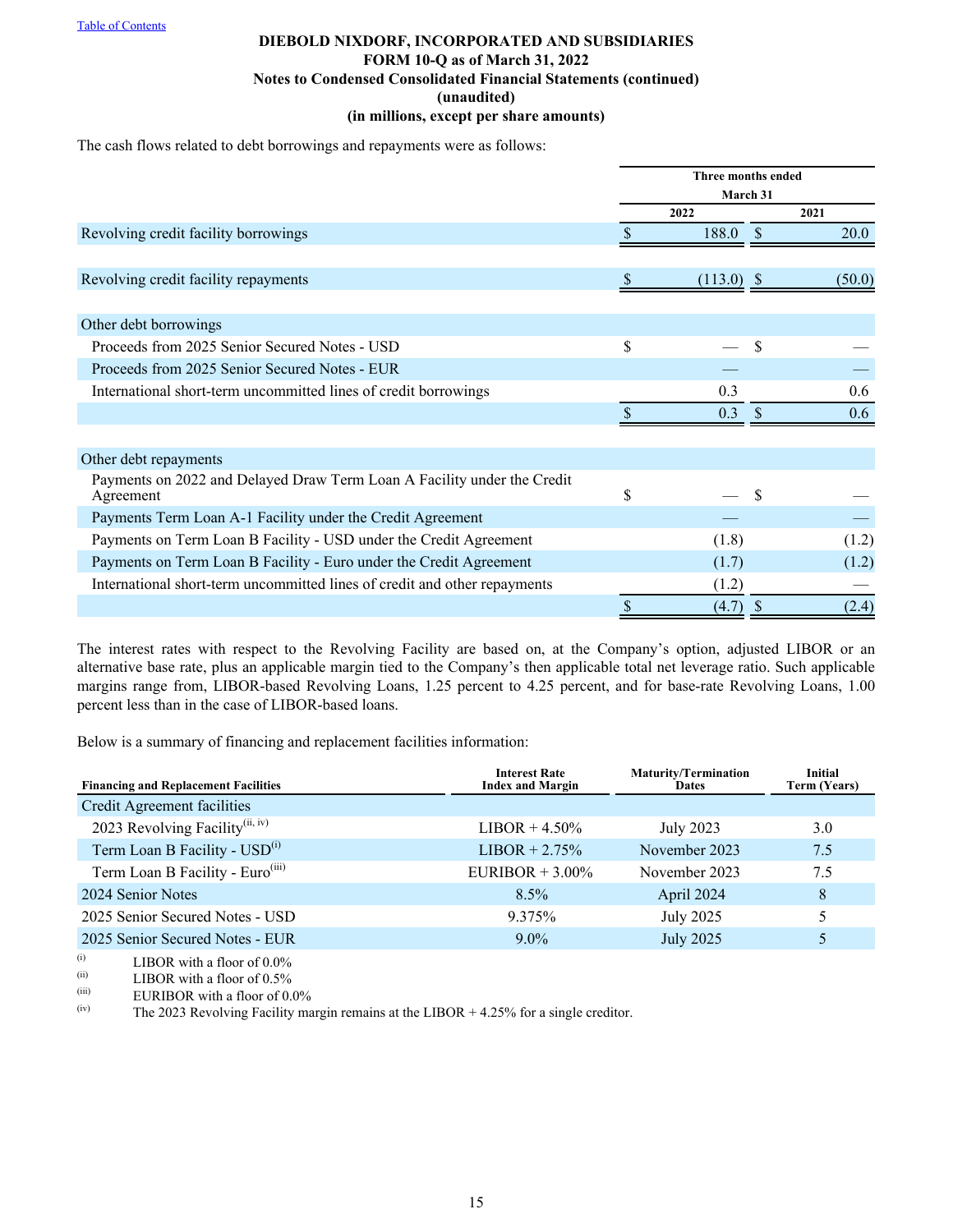The cash flows related to debt borrowings and repayments were as follows:

| | Three months ended March 31 | |
|---|---|---|
| | 2022 | 2021 |
| Revolving credit facility borrowings | $ 188.0 | $ 20.0 |
| | | |
| Revolving credit facility repayments | $ (113.0) | $ (50.0) |
| | | |
| Other debt borrowings | | |
| Proceeds from 2025 Senior Secured Notes - USD | $ — | $ — |
| Proceeds from 2025 Senior Secured Notes - EUR | — | — |
| International short-term uncommitted lines of credit borrowings | 0.3 | 0.6 |
| | $ 0.3 | $ 0.6 |
| | | |
| Other debt repayments | | |
| Payments on 2022 and Delayed Draw Term Loan A Facility under the Credit Agreement | $ — | $ — |
| Payments Term Loan A-1 Facility under the Credit Agreement | — | — |
| Payments on Term Loan B Facility - USD under the Credit Agreement | (1.8) | (1.2) |
| Payments on Term Loan B Facility - Euro under the Credit Agreement | (1.7) | (1.2) |
| International short-term uncommitted lines of credit and other repayments | (1.2) | — |
| | $ (4.7) | $ (2.4) |

The interest rates with respect to the Revolving Facility are based on, at the Company's option, adjusted LIBOR or an alternative base rate, plus an applicable margin tied to the Company's then applicable total net leverage ratio. Such applicable margins range from, LIBOR-based Revolving Loans, 1.25 percent to 4.25 percent, and for base-rate Revolving Loans, 1.00 percent less than in the case of LIBOR-based loans.

Below is a summary of financing and replacement facilities information:

| Financing and Replacement Facilities | Interest Rate Index and Margin | Maturity/Termination Dates | Initial Term (Years) |
|---|---|---|---|
| Credit Agreement facilities | | | |
| 2023 Revolving Facility(ii, iv) | LIBOR + 4.50% | July 2023 | 3.0 |
| Term Loan B Facility - USD(i) | LIBOR + 2.75% | November 2023 | 7.5 |
| Term Loan B Facility - Euro(iii) | EURIBOR + 3.00% | November 2023 | 7.5 |
| 2024 Senior Notes | 8.5% | April 2024 | 8 |
| 2025 Senior Secured Notes - USD | 9.375% | July 2025 | 5 |
| 2025 Senior Secured Notes - EUR | 9.0% | July 2025 | 5 |

(i) LIBOR with a floor of 0.0%
(ii) LIBOR with a floor of 0.5%
(iii) EURIBOR with a floor of 0.0%
(iv) The 2023 Revolving Facility margin remains at the LIBOR + 4.25% for a single creditor.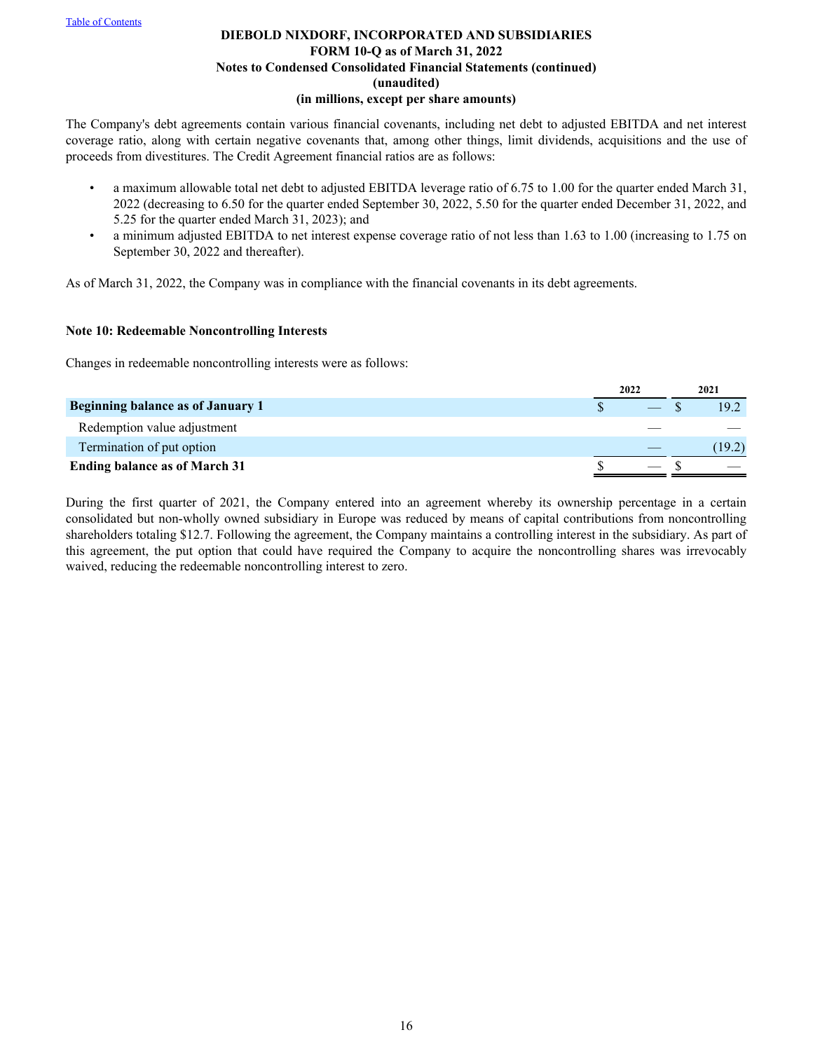The Company's debt agreements contain various financial covenants, including net debt to adjusted EBITDA and net interest coverage ratio, along with certain negative covenants that, among other things, limit dividends, acquisitions and the use of proceeds from divestitures. The Credit Agreement financial ratios are as follows:

- a maximum allowable total net debt to adjusted EBITDA leverage ratio of 6.75 to 1.00 for the quarter ended March 31, 2022 (decreasing to 6.50 for the quarter ended September 30, 2022, 5.50 for the quarter ended December 31, 2022, and 5.25 for the quarter ended March 31, 2023); and
- a minimum adjusted EBITDA to net interest expense coverage ratio of not less than 1.63 to 1.00 (increasing to 1.75 on September 30, 2022 and thereafter).

As of March 31, 2022, the Company was in compliance with the financial covenants in its debt agreements.

### Note 10: Redeemable Noncontrolling Interests

Changes in redeemable noncontrolling interests were as follows:

| | 2022 | 2021 |
|---|---|---|
| **Beginning balance as of January 1** | $ — | $ 19.2 |
| Redemption value adjustment | — | — |
| Termination of put option | — | (19.2) |
| **Ending balance as of March 31** | $ — | $ — |

During the first quarter of 2021, the Company entered into an agreement whereby its ownership percentage in a certain consolidated but non-wholly owned subsidiary in Europe was reduced by means of capital contributions from noncontrolling shareholders totaling $12.7. Following the agreement, the Company maintains a controlling interest in the subsidiary. As part of this agreement, the put option that could have required the Company to acquire the noncontrolling shares was irrevocably waived, reducing the redeemable noncontrolling interest to zero.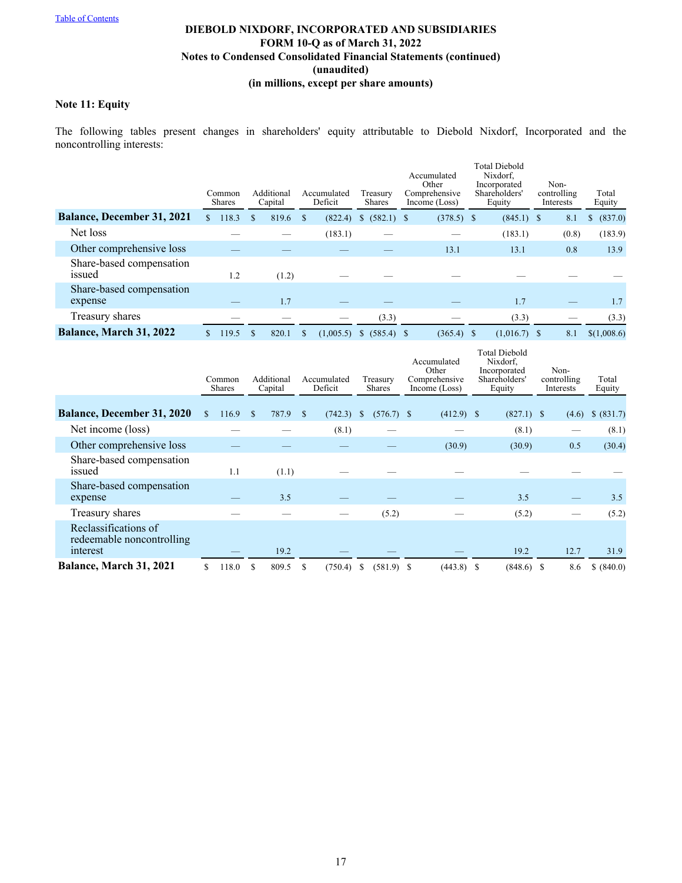DIEBOLD NIXDORF, INCORPORATED AND SUBSIDIARIES
FORM 10-Q as of March 31, 2022
Notes to Condensed Consolidated Financial Statements (continued)
(unaudited)
(in millions, except per share amounts)

### Note 11: Equity

The following tables present changes in shareholders' equity attributable to Diebold Nixdorf, Incorporated and the noncontrolling interests:

| | Common Shares | Additional Capital | Accumulated Deficit | Treasury Shares | Accumulated Other Comprehensive Income (Loss) | Total Diebold Nixdorf, Incorporated Shareholders' Equity | Non-controlling Interests | Total Equity |
|---|---|---|---|---|---|---|---|---|
| **Balance, December 31, 2021** | $ 118.3 | $ 819.6 | $ (822.4) | $ (582.1) | $ (378.5) | $ (845.1) | $ 8.1 | $ (837.0) |
| Net loss | — | — | (183.1) | — | — | (183.1) | (0.8) | (183.9) |
| Other comprehensive loss | — | — | — | — | 13.1 | 13.1 | 0.8 | 13.9 |
| Share-based compensation issued | 1.2 | (1.2) | — | — | — | — | — | — |
| Share-based compensation expense | — | 1.7 | — | — | — | 1.7 | — | 1.7 |
| Treasury shares | — | — | — | (3.3) | — | (3.3) | — | (3.3) |
| **Balance, March 31, 2022** | $ 119.5 | $ 820.1 | $ (1,005.5) | $ (585.4) | $ (365.4) | $ (1,016.7) | $ 8.1 | $(1,008.6) |

| | Common Shares | Additional Capital | Accumulated Deficit | Treasury Shares | Accumulated Other Comprehensive Income (Loss) | Total Diebold Nixdorf, Incorporated Shareholders' Equity | Non-controlling Interests | Total Equity |
|---|---|---|---|---|---|---|---|---|
| **Balance, December 31, 2020** | $ 116.9 | $ 787.9 | $ (742.3) | $ (576.7) | $ (412.9) | $ (827.1) | $ (4.6) | $ (831.7) |
| Net income (loss) | — | — | (8.1) | — | — | (8.1) | — | (8.1) |
| Other comprehensive loss | — | — | — | — | (30.9) | (30.9) | 0.5 | (30.4) |
| Share-based compensation issued | 1.1 | (1.1) | — | — | — | — | — | — |
| Share-based compensation expense | — | 3.5 | — | — | — | 3.5 | — | 3.5 |
| Treasury shares | — | — | — | (5.2) | — | (5.2) | — | (5.2) |
| Reclassifications of redeemable noncontrolling interest | — | 19.2 | — | — | — | 19.2 | 12.7 | 31.9 |
| **Balance, March 31, 2021** | $ 118.0 | $ 809.5 | $ (750.4) | $ (581.9) | $ (443.8) | $ (848.6) | $ 8.6 | $ (840.0) |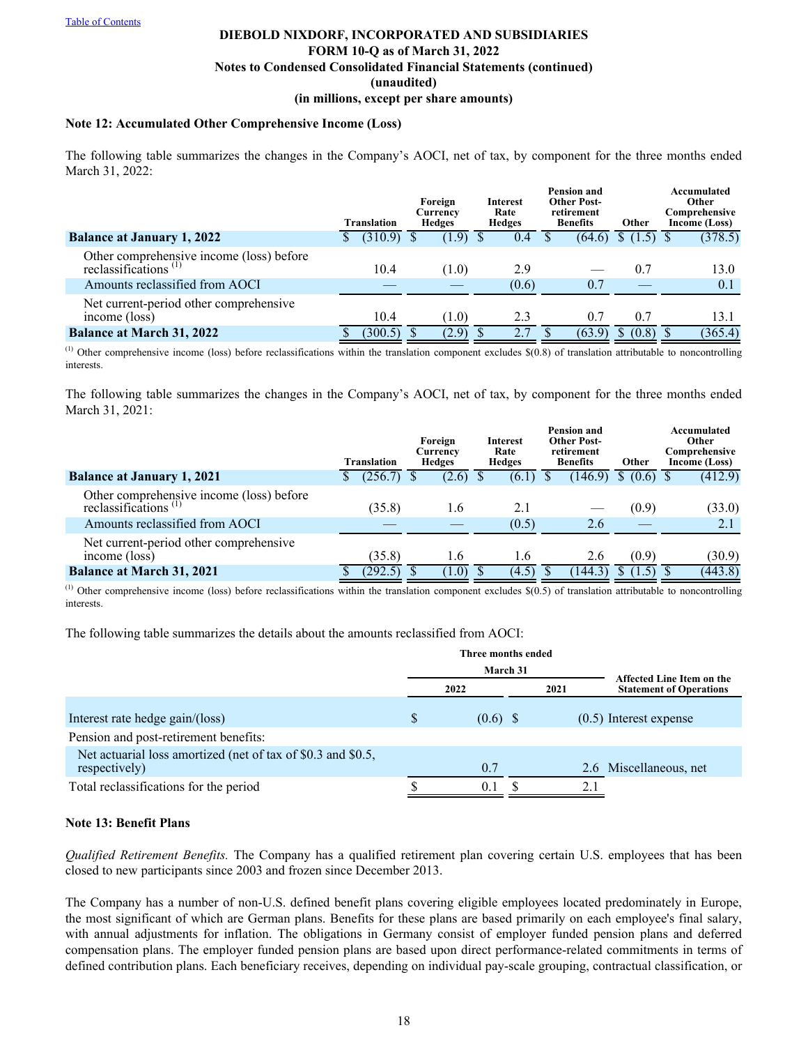[Table of Contents]

**DIEBOLD NIXDORF, INCORPORATED AND SUBSIDIARIES**
**FORM 10-Q as of March 31, 2022**
**Notes to Condensed Consolidated Financial Statements (continued)**
**(unaudited)**
**(in millions, except per share amounts)**

### Note 12: Accumulated Other Comprehensive Income (Loss)

The following table summarizes the changes in the Company's AOCI, net of tax, by component for the three months ended March 31, 2022:

| | Translation | Foreign Currency Hedges | Interest Rate Hedges | Pension and Other Post-retirement Benefits | Other | Accumulated Other Comprehensive Income (Loss) |
|---|---|---|---|---|---|---|
| **Balance at January 1, 2022** | $ (310.9) | $ (1.9) | $ 0.4 | $ (64.6) | $ (1.5) | $ (378.5) |
| Other comprehensive income (loss) before reclassifications [(1)] | 10.4 | (1.0) | 2.9 | — | 0.7 | 13.0 |
| Amounts reclassified from AOCI | — | — | (0.6) | 0.7 | — | 0.1 |
| Net current-period other comprehensive income (loss) | 10.4 | (1.0) | 2.3 | 0.7 | 0.7 | 13.1 |
| **Balance at March 31, 2022** | $ (300.5) | $ (2.9) | $ 2.7 | $ (63.9) | $ (0.8) | $ (365.4) |

[(1)] Other comprehensive income (loss) before reclassifications within the translation component excludes $(0.8) of translation attributable to noncontrolling interests.

The following table summarizes the changes in the Company's AOCI, net of tax, by component for the three months ended March 31, 2021:

| | Translation | Foreign Currency Hedges | Interest Rate Hedges | Pension and Other Post-retirement Benefits | Other | Accumulated Other Comprehensive Income (Loss) |
|---|---|---|---|---|---|---|
| **Balance at January 1, 2021** | $ (256.7) | $ (2.6) | $ (6.1) | $ (146.9) | $ (0.6) | $ (412.9) |
| Other comprehensive income (loss) before reclassifications [(1)] | (35.8) | 1.6 | 2.1 | — | (0.9) | (33.0) |
| Amounts reclassified from AOCI | — | — | (0.5) | 2.6 | — | 2.1 |
| Net current-period other comprehensive income (loss) | (35.8) | 1.6 | 1.6 | 2.6 | (0.9) | (30.9) |
| **Balance at March 31, 2021** | $ (292.5) | $ (1.0) | $ (4.5) | $ (144.3) | $ (1.5) | $ (443.8) |

[(1)] Other comprehensive income (loss) before reclassifications within the translation component excludes $(0.5) of translation attributable to noncontrolling interests.

The following table summarizes the details about the amounts reclassified from AOCI:

| | Three months ended March 31 | | Affected Line Item on the Statement of Operations |
|---|---|---|---|
| | 2022 | 2021 | |
| Interest rate hedge gain/(loss) | $ (0.6) | $ (0.5) | Interest expense |
| Pension and post-retirement benefits: | | | |
| Net actuarial loss amortized (net of tax of $0.3 and $0.5, respectively) | 0.7 | 2.6 | Miscellaneous, net |
| Total reclassifications for the period | $ 0.1 | $ 2.1 | |

### Note 13: Benefit Plans

*Qualified Retirement Benefits.* The Company has a qualified retirement plan covering certain U.S. employees that has been closed to new participants since 2003 and frozen since December 2013.

The Company has a number of non-U.S. defined benefit plans covering eligible employees located predominately in Europe, the most significant of which are German plans. Benefits for these plans are based primarily on each employee's final salary, with annual adjustments for inflation. The obligations in Germany consist of employer funded pension plans and deferred compensation plans. The employer funded pension plans are based upon direct performance-related commitments in terms of defined contribution plans. Each beneficiary receives, depending on individual pay-scale grouping, contractual classification, or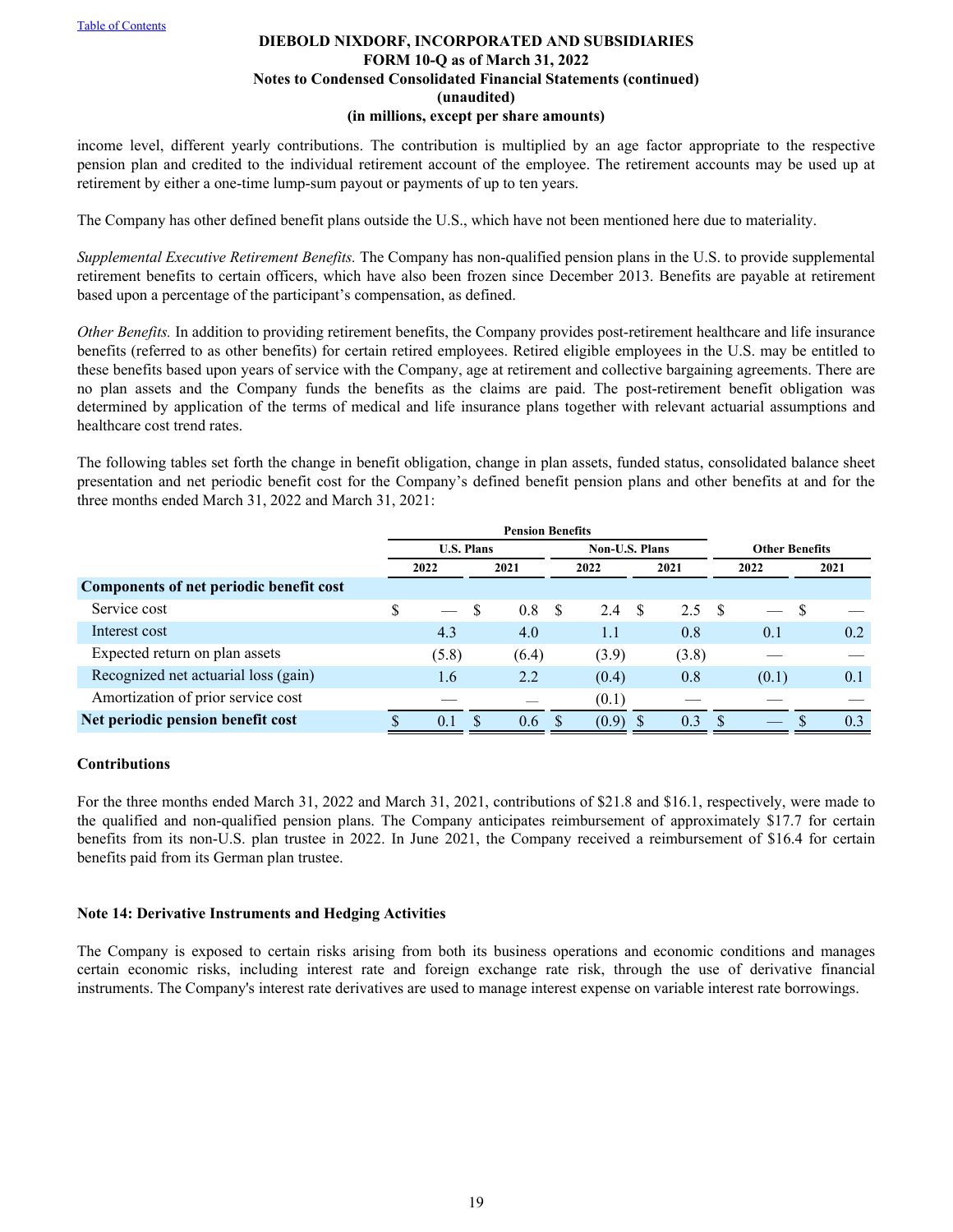income level, different yearly contributions. The contribution is multiplied by an age factor appropriate to the respective pension plan and credited to the individual retirement account of the employee. The retirement accounts may be used up at retirement by either a one-time lump-sum payout or payments of up to ten years.

The Company has other defined benefit plans outside the U.S., which have not been mentioned here due to materiality.

*Supplemental Executive Retirement Benefits.* The Company has non-qualified pension plans in the U.S. to provide supplemental retirement benefits to certain officers, which have also been frozen since December 2013. Benefits are payable at retirement based upon a percentage of the participant's compensation, as defined.

*Other Benefits.* In addition to providing retirement benefits, the Company provides post-retirement healthcare and life insurance benefits (referred to as other benefits) for certain retired employees. Retired eligible employees in the U.S. may be entitled to these benefits based upon years of service with the Company, age at retirement and collective bargaining agreements. There are no plan assets and the Company funds the benefits as the claims are paid. The post-retirement benefit obligation was determined by application of the terms of medical and life insurance plans together with relevant actuarial assumptions and healthcare cost trend rates.

The following tables set forth the change in benefit obligation, change in plan assets, funded status, consolidated balance sheet presentation and net periodic benefit cost for the Company's defined benefit pension plans and other benefits at and for the three months ended March 31, 2022 and March 31, 2021:

| | Pension Benefits | | | | | |
|---|---|---|---|---|---|---|
| | U.S. Plans | | Non-U.S. Plans | | Other Benefits | |
| | 2022 | 2021 | 2022 | 2021 | 2022 | 2021 |
| **Components of net periodic benefit cost** | | | | | | |
| Service cost | $ — | $ 0.8 | $ 2.4 | $ 2.5 | $ — | $ — |
| Interest cost | 4.3 | 4.0 | 1.1 | 0.8 | 0.1 | 0.2 |
| Expected return on plan assets | (5.8) | (6.4) | (3.9) | (3.8) | — | — |
| Recognized net actuarial loss (gain) | 1.6 | 2.2 | (0.4) | 0.8 | (0.1) | 0.1 |
| Amortization of prior service cost | — | — | (0.1) | — | — | — |
| **Net periodic pension benefit cost** | $ 0.1 | $ 0.6 | $ (0.9) | $ 0.3 | $ — | $ 0.3 |

**Contributions**

For the three months ended March 31, 2022 and March 31, 2021, contributions of $21.8 and $16.1, respectively, were made to the qualified and non-qualified pension plans. The Company anticipates reimbursement of approximately $17.7 for certain benefits from its non-U.S. plan trustee in 2022. In June 2021, the Company received a reimbursement of $16.4 for certain benefits paid from its German plan trustee.

**Note 14: Derivative Instruments and Hedging Activities**

The Company is exposed to certain risks arising from both its business operations and economic conditions and manages certain economic risks, including interest rate and foreign exchange rate risk, through the use of derivative financial instruments. The Company's interest rate derivatives are used to manage interest expense on variable interest rate borrowings.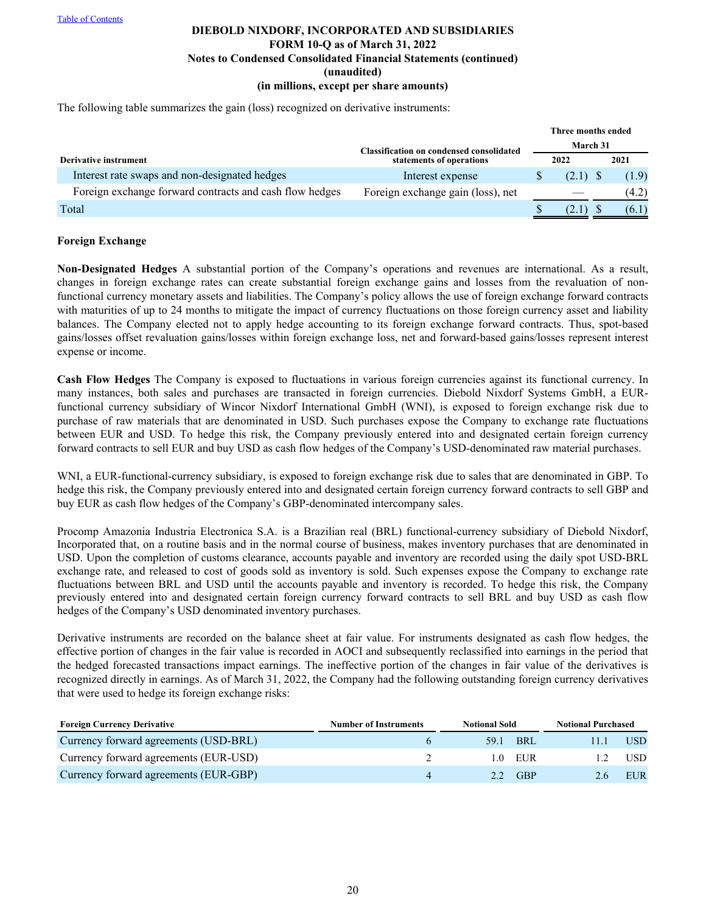The following table summarizes the gain (loss) recognized on derivative instruments:

| Derivative instrument | Classification on condensed consolidated statements of operations | Three months ended March 31 | |
|---|---|---|---|
| | | 2022 | 2021 |
| Interest rate swaps and non-designated hedges | Interest expense | $ (2.1) | $ (1.9) |
| Foreign exchange forward contracts and cash flow hedges | Foreign exchange gain (loss), net | — | (4.2) |
| Total | | $ (2.1) | $ (6.1) |

**Foreign Exchange**

**Non-Designated Hedges** A substantial portion of the Company's operations and revenues are international. As a result, changes in foreign exchange rates can create substantial foreign exchange gains and losses from the revaluation of non-functional currency monetary assets and liabilities. The Company's policy allows the use of foreign exchange forward contracts with maturities of up to 24 months to mitigate the impact of currency fluctuations on those foreign currency asset and liability balances. The Company elected not to apply hedge accounting to its foreign exchange forward contracts. Thus, spot-based gains/losses offset revaluation gains/losses within foreign exchange loss, net and forward-based gains/losses represent interest expense or income.

**Cash Flow Hedges** The Company is exposed to fluctuations in various foreign currencies against its functional currency. In many instances, both sales and purchases are transacted in foreign currencies. Diebold Nixdorf Systems GmbH, a EUR-functional currency subsidiary of Wincor Nixdorf International GmbH (WNI), is exposed to foreign exchange risk due to purchase of raw materials that are denominated in USD. Such purchases expose the Company to exchange rate fluctuations between EUR and USD. To hedge this risk, the Company previously entered into and designated certain foreign currency forward contracts to sell EUR and buy USD as cash flow hedges of the Company's USD-denominated raw material purchases.

WNI, a EUR-functional-currency subsidiary, is exposed to foreign exchange risk due to sales that are denominated in GBP. To hedge this risk, the Company previously entered into and designated certain foreign currency forward contracts to sell GBP and buy EUR as cash flow hedges of the Company's GBP-denominated intercompany sales.

Procomp Amazonia Industria Electronica S.A. is a Brazilian real (BRL) functional-currency subsidiary of Diebold Nixdorf, Incorporated that, on a routine basis and in the normal course of business, makes inventory purchases that are denominated in USD. Upon the completion of customs clearance, accounts payable and inventory are recorded using the daily spot USD-BRL exchange rate, and released to cost of goods sold as inventory is sold. Such expenses expose the Company to exchange rate fluctuations between BRL and USD until the accounts payable and inventory is recorded. To hedge this risk, the Company previously entered into and designated certain foreign currency forward contracts to sell BRL and buy USD as cash flow hedges of the Company's USD denominated inventory purchases.

Derivative instruments are recorded on the balance sheet at fair value. For instruments designated as cash flow hedges, the effective portion of changes in the fair value is recorded in AOCI and subsequently reclassified into earnings in the period that the hedged forecasted transactions impact earnings. The ineffective portion of the changes in fair value of the derivatives is recognized directly in earnings. As of March 31, 2022, the Company had the following outstanding foreign currency derivatives that were used to hedge its foreign exchange risks:

| Foreign Currency Derivative | Number of Instruments | Notional Sold | | Notional Purchased | |
|---|---|---|---|---|---|
| Currency forward agreements (USD-BRL) | 6 | 59.1 | BRL | 11.1 | USD |
| Currency forward agreements (EUR-USD) | 2 | 1.0 | EUR | 1.2 | USD |
| Currency forward agreements (EUR-GBP) | 4 | 2.2 | GBP | 2.6 | EUR |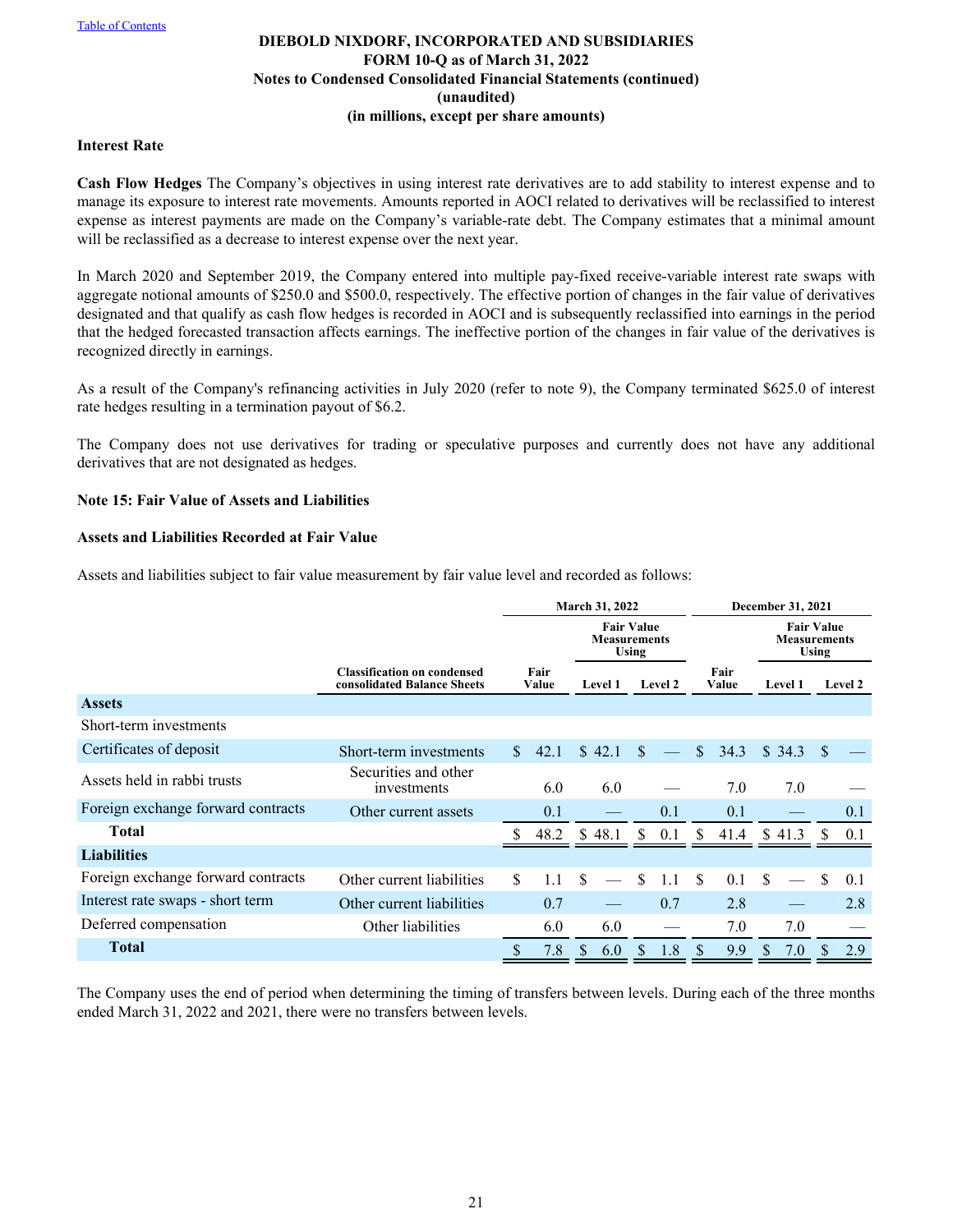### Interest Rate

**Cash Flow Hedges** The Company's objectives in using interest rate derivatives are to add stability to interest expense and to manage its exposure to interest rate movements. Amounts reported in AOCI related to derivatives will be reclassified to interest expense as interest payments are made on the Company's variable-rate debt. The Company estimates that a minimal amount will be reclassified as a decrease to interest expense over the next year.

In March 2020 and September 2019, the Company entered into multiple pay-fixed receive-variable interest rate swaps with aggregate notional amounts of $250.0 and $500.0, respectively. The effective portion of changes in the fair value of derivatives designated and that qualify as cash flow hedges is recorded in AOCI and is subsequently reclassified into earnings in the period that the hedged forecasted transaction affects earnings. The ineffective portion of the changes in fair value of the derivatives is recognized directly in earnings.

As a result of the Company's refinancing activities in July 2020 (refer to note 9), the Company terminated $625.0 of interest rate hedges resulting in a termination payout of $6.2.

The Company does not use derivatives for trading or speculative purposes and currently does not have any additional derivatives that are not designated as hedges.

## Note 15: Fair Value of Assets and Liabilities

### Assets and Liabilities Recorded at Fair Value

Assets and liabilities subject to fair value measurement by fair value level and recorded as follows:

| | | March 31, 2022 | | | December 31, 2021 | | |
|---|---|---|---|---|---|---|---|
| | | | Fair Value Measurements Using | | | Fair Value Measurements Using | |
| | Classification on condensed consolidated Balance Sheets | Fair Value | Level 1 | Level 2 | Fair Value | Level 1 | Level 2 |
| **Assets** | | | | | | | |
| Short-term investments | | | | | | | |
| Certificates of deposit | Short-term investments | $ 42.1 | $ 42.1 | $ — | $ 34.3 | $ 34.3 | $ — |
| Assets held in rabbi trusts | Securities and other investments | 6.0 | 6.0 | — | 7.0 | 7.0 | — |
| Foreign exchange forward contracts | Other current assets | 0.1 | — | 0.1 | 0.1 | — | 0.1 |
| **Total** | | $ 48.2 | $ 48.1 | $ 0.1 | $ 41.4 | $ 41.3 | $ 0.1 |
| **Liabilities** | | | | | | | |
| Foreign exchange forward contracts | Other current liabilities | $ 1.1 | $ — | $ 1.1 | $ 0.1 | $ — | $ 0.1 |
| Interest rate swaps - short term | Other current liabilities | 0.7 | — | 0.7 | 2.8 | — | 2.8 |
| Deferred compensation | Other liabilities | 6.0 | 6.0 | — | 7.0 | 7.0 | — |
| **Total** | | $ 7.8 | $ 6.0 | $ 1.8 | $ 9.9 | $ 7.0 | $ 2.9 |

The Company uses the end of period when determining the timing of transfers between levels. During each of the three months ended March 31, 2022 and 2021, there were no transfers between levels.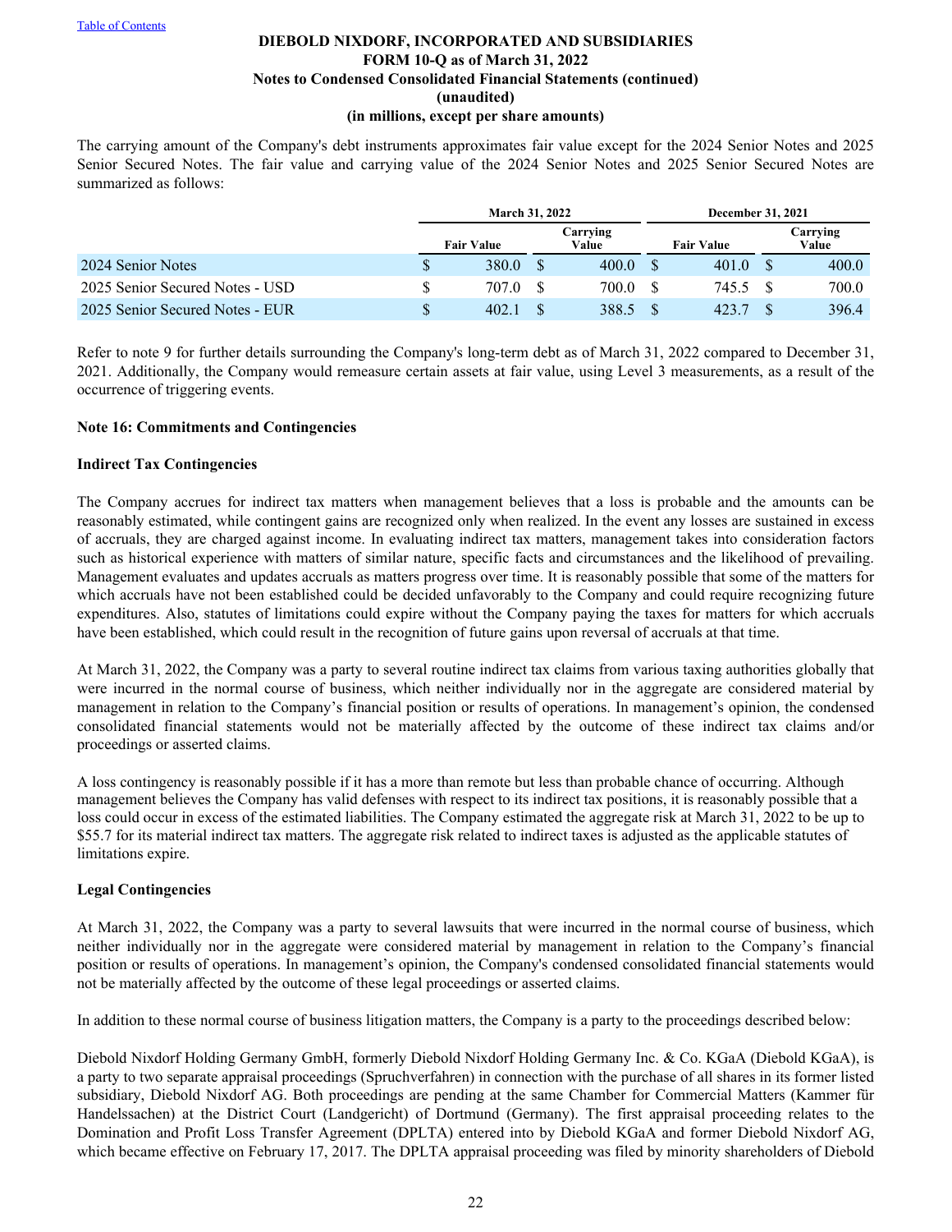The carrying amount of the Company's debt instruments approximates fair value except for the 2024 Senior Notes and 2025 Senior Secured Notes. The fair value and carrying value of the 2024 Senior Notes and 2025 Senior Secured Notes are summarized as follows:

| | March 31, 2022 | | December 31, 2021 | |
|---|---|---|---|---|
| | Fair Value | Carrying Value | Fair Value | Carrying Value |
| 2024 Senior Notes | $ 380.0 | $ 400.0 | $ 401.0 | $ 400.0 |
| 2025 Senior Secured Notes - USD | $ 707.0 | $ 700.0 | $ 745.5 | $ 700.0 |
| 2025 Senior Secured Notes - EUR | $ 402.1 | $ 388.5 | $ 423.7 | $ 396.4 |

Refer to note 9 for further details surrounding the Company's long-term debt as of March 31, 2022 compared to December 31, 2021. Additionally, the Company would remeasure certain assets at fair value, using Level 3 measurements, as a result of the occurrence of triggering events.

## Note 16: Commitments and Contingencies

### Indirect Tax Contingencies

The Company accrues for indirect tax matters when management believes that a loss is probable and the amounts can be reasonably estimated, while contingent gains are recognized only when realized. In the event any losses are sustained in excess of accruals, they are charged against income. In evaluating indirect tax matters, management takes into consideration factors such as historical experience with matters of similar nature, specific facts and circumstances and the likelihood of prevailing. Management evaluates and updates accruals as matters progress over time. It is reasonably possible that some of the matters for which accruals have not been established could be decided unfavorably to the Company and could require recognizing future expenditures. Also, statutes of limitations could expire without the Company paying the taxes for matters for which accruals have been established, which could result in the recognition of future gains upon reversal of accruals at that time.

At March 31, 2022, the Company was a party to several routine indirect tax claims from various taxing authorities globally that were incurred in the normal course of business, which neither individually nor in the aggregate are considered material by management in relation to the Company’s financial position or results of operations. In management’s opinion, the condensed consolidated financial statements would not be materially affected by the outcome of these indirect tax claims and/or proceedings or asserted claims.

A loss contingency is reasonably possible if it has a more than remote but less than probable chance of occurring. Although management believes the Company has valid defenses with respect to its indirect tax positions, it is reasonably possible that a loss could occur in excess of the estimated liabilities. The Company estimated the aggregate risk at March 31, 2022 to be up to $55.7 for its material indirect tax matters. The aggregate risk related to indirect taxes is adjusted as the applicable statutes of limitations expire.

### Legal Contingencies

At March 31, 2022, the Company was a party to several lawsuits that were incurred in the normal course of business, which neither individually nor in the aggregate were considered material by management in relation to the Company’s financial position or results of operations. In management’s opinion, the Company's condensed consolidated financial statements would not be materially affected by the outcome of these legal proceedings or asserted claims.

In addition to these normal course of business litigation matters, the Company is a party to the proceedings described below:

Diebold Nixdorf Holding Germany GmbH, formerly Diebold Nixdorf Holding Germany Inc. & Co. KGaA (Diebold KGaA), is a party to two separate appraisal proceedings (Spruchverfahren) in connection with the purchase of all shares in its former listed subsidiary, Diebold Nixdorf AG. Both proceedings are pending at the same Chamber for Commercial Matters (Kammer für Handelssachen) at the District Court (Landgericht) of Dortmund (Germany). The first appraisal proceeding relates to the Domination and Profit Loss Transfer Agreement (DPLTA) entered into by Diebold KGaA and former Diebold Nixdorf AG, which became effective on February 17, 2017. The DPLTA appraisal proceeding was filed by minority shareholders of Diebold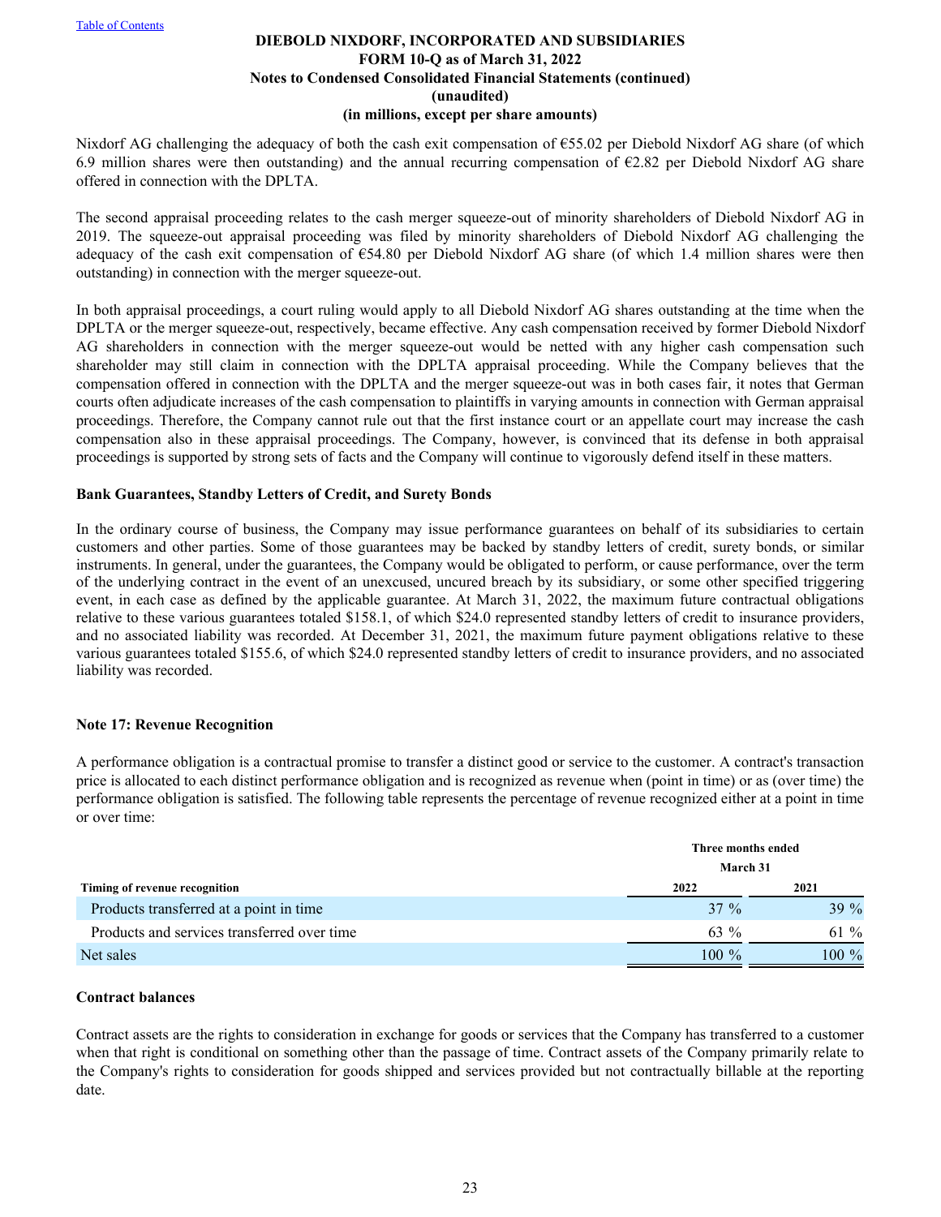Nixdorf AG challenging the adequacy of both the cash exit compensation of €55.02 per Diebold Nixdorf AG share (of which 6.9 million shares were then outstanding) and the annual recurring compensation of €2.82 per Diebold Nixdorf AG share offered in connection with the DPLTA.

The second appraisal proceeding relates to the cash merger squeeze-out of minority shareholders of Diebold Nixdorf AG in 2019. The squeeze-out appraisal proceeding was filed by minority shareholders of Diebold Nixdorf AG challenging the adequacy of the cash exit compensation of €54.80 per Diebold Nixdorf AG share (of which 1.4 million shares were then outstanding) in connection with the merger squeeze-out.

In both appraisal proceedings, a court ruling would apply to all Diebold Nixdorf AG shares outstanding at the time when the DPLTA or the merger squeeze-out, respectively, became effective. Any cash compensation received by former Diebold Nixdorf AG shareholders in connection with the merger squeeze-out would be netted with any higher cash compensation such shareholder may still claim in connection with the DPLTA appraisal proceeding. While the Company believes that the compensation offered in connection with the DPLTA and the merger squeeze-out was in both cases fair, it notes that German courts often adjudicate increases of the cash compensation to plaintiffs in varying amounts in connection with German appraisal proceedings. Therefore, the Company cannot rule out that the first instance court or an appellate court may increase the cash compensation also in these appraisal proceedings. The Company, however, is convinced that its defense in both appraisal proceedings is supported by strong sets of facts and the Company will continue to vigorously defend itself in these matters.

**Bank Guarantees, Standby Letters of Credit, and Surety Bonds**

In the ordinary course of business, the Company may issue performance guarantees on behalf of its subsidiaries to certain customers and other parties. Some of those guarantees may be backed by standby letters of credit, surety bonds, or similar instruments. In general, under the guarantees, the Company would be obligated to perform, or cause performance, over the term of the underlying contract in the event of an unexcused, uncured breach by its subsidiary, or some other specified triggering event, in each case as defined by the applicable guarantee. At March 31, 2022, the maximum future contractual obligations relative to these various guarantees totaled $158.1, of which $24.0 represented standby letters of credit to insurance providers, and no associated liability was recorded. At December 31, 2021, the maximum future payment obligations relative to these various guarantees totaled $155.6, of which $24.0 represented standby letters of credit to insurance providers, and no associated liability was recorded.

## Note 17: Revenue Recognition

A performance obligation is a contractual promise to transfer a distinct good or service to the customer. A contract's transaction price is allocated to each distinct performance obligation and is recognized as revenue when (point in time) or as (over time) the performance obligation is satisfied. The following table represents the percentage of revenue recognized either at a point in time or over time:

| | Three months ended March 31 | |
|---|---|---|
| **Timing of revenue recognition** | **2022** | **2021** |
| Products transferred at a point in time | 37 % | 39 % |
| Products and services transferred over time | 63 % | 61 % |
| Net sales | 100 % | 100 % |

**Contract balances**

Contract assets are the rights to consideration in exchange for goods or services that the Company has transferred to a customer when that right is conditional on something other than the passage of time. Contract assets of the Company primarily relate to the Company's rights to consideration for goods shipped and services provided but not contractually billable at the reporting date.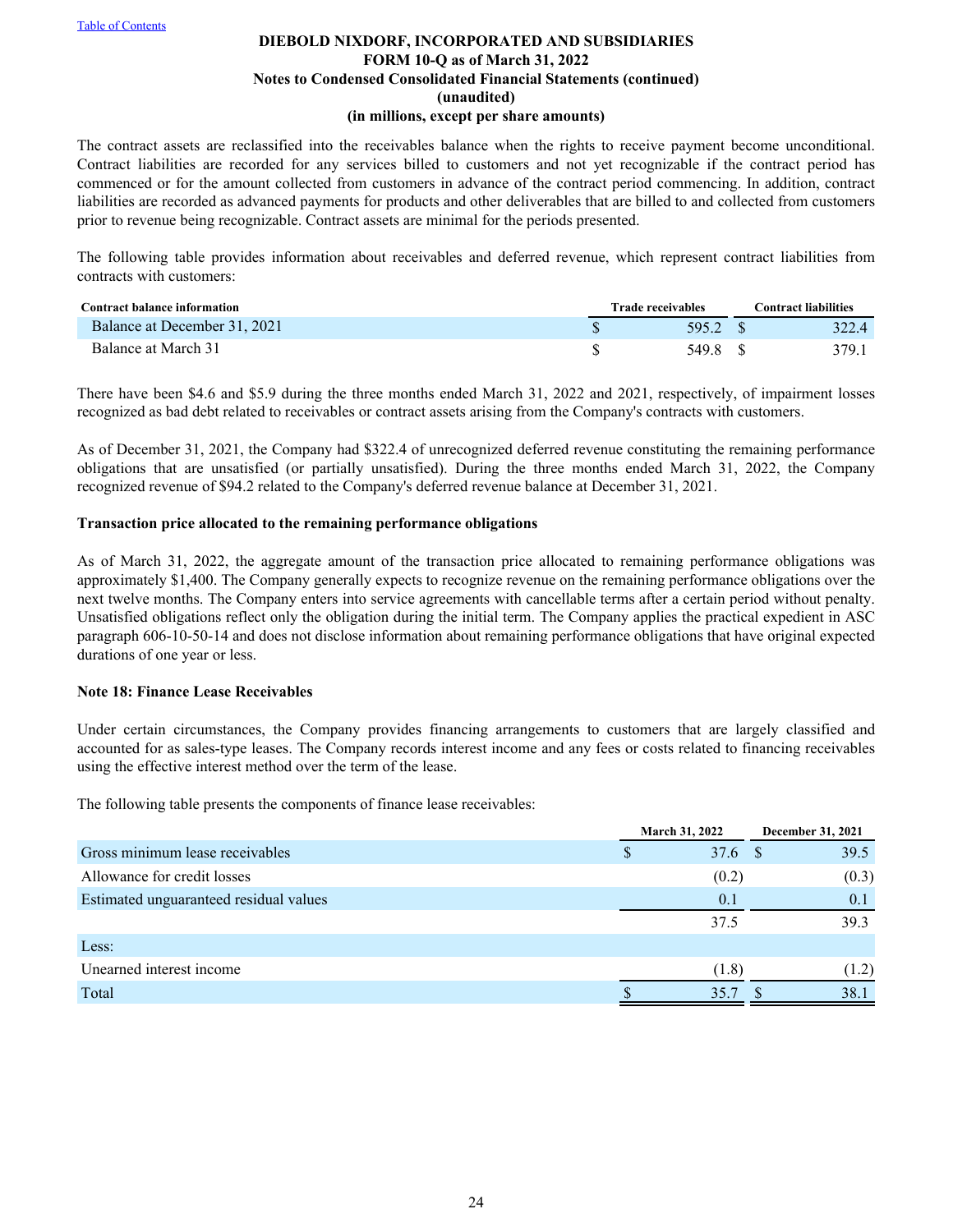The contract assets are reclassified into the receivables balance when the rights to receive payment become unconditional. Contract liabilities are recorded for any services billed to customers and not yet recognizable if the contract period has commenced or for the amount collected from customers in advance of the contract period commencing. In addition, contract liabilities are recorded as advanced payments for products and other deliverables that are billed to and collected from customers prior to revenue being recognizable. Contract assets are minimal for the periods presented.

The following table provides information about receivables and deferred revenue, which represent contract liabilities from contracts with customers:

| Contract balance information | Trade receivables | Contract liabilities |
|---|---|---|
| Balance at December 31, 2021 | $ 595.2 | $ 322.4 |
| Balance at March 31 | $ 549.8 | $ 379.1 |

There have been $4.6 and $5.9 during the three months ended March 31, 2022 and 2021, respectively, of impairment losses recognized as bad debt related to receivables or contract assets arising from the Company's contracts with customers.

As of December 31, 2021, the Company had $322.4 of unrecognized deferred revenue constituting the remaining performance obligations that are unsatisfied (or partially unsatisfied). During the three months ended March 31, 2022, the Company recognized revenue of $94.2 related to the Company's deferred revenue balance at December 31, 2021.

**Transaction price allocated to the remaining performance obligations**

As of March 31, 2022, the aggregate amount of the transaction price allocated to remaining performance obligations was approximately $1,400. The Company generally expects to recognize revenue on the remaining performance obligations over the next twelve months. The Company enters into service agreements with cancellable terms after a certain period without penalty. Unsatisfied obligations reflect only the obligation during the initial term. The Company applies the practical expedient in ASC paragraph 606-10-50-14 and does not disclose information about remaining performance obligations that have original expected durations of one year or less.

## Note 18: Finance Lease Receivables

Under certain circumstances, the Company provides financing arrangements to customers that are largely classified and accounted for as sales-type leases. The Company records interest income and any fees or costs related to financing receivables using the effective interest method over the term of the lease.

The following table presents the components of finance lease receivables:

| | March 31, 2022 | December 31, 2021 |
|---|---|---|
| Gross minimum lease receivables | $ 37.6 | $ 39.5 |
| Allowance for credit losses | (0.2) | (0.3) |
| Estimated unguaranteed residual values | 0.1 | 0.1 |
| | 37.5 | 39.3 |
| Less: | | |
| Unearned interest income | (1.8) | (1.2) |
| Total | $ 35.7 | $ 38.1 |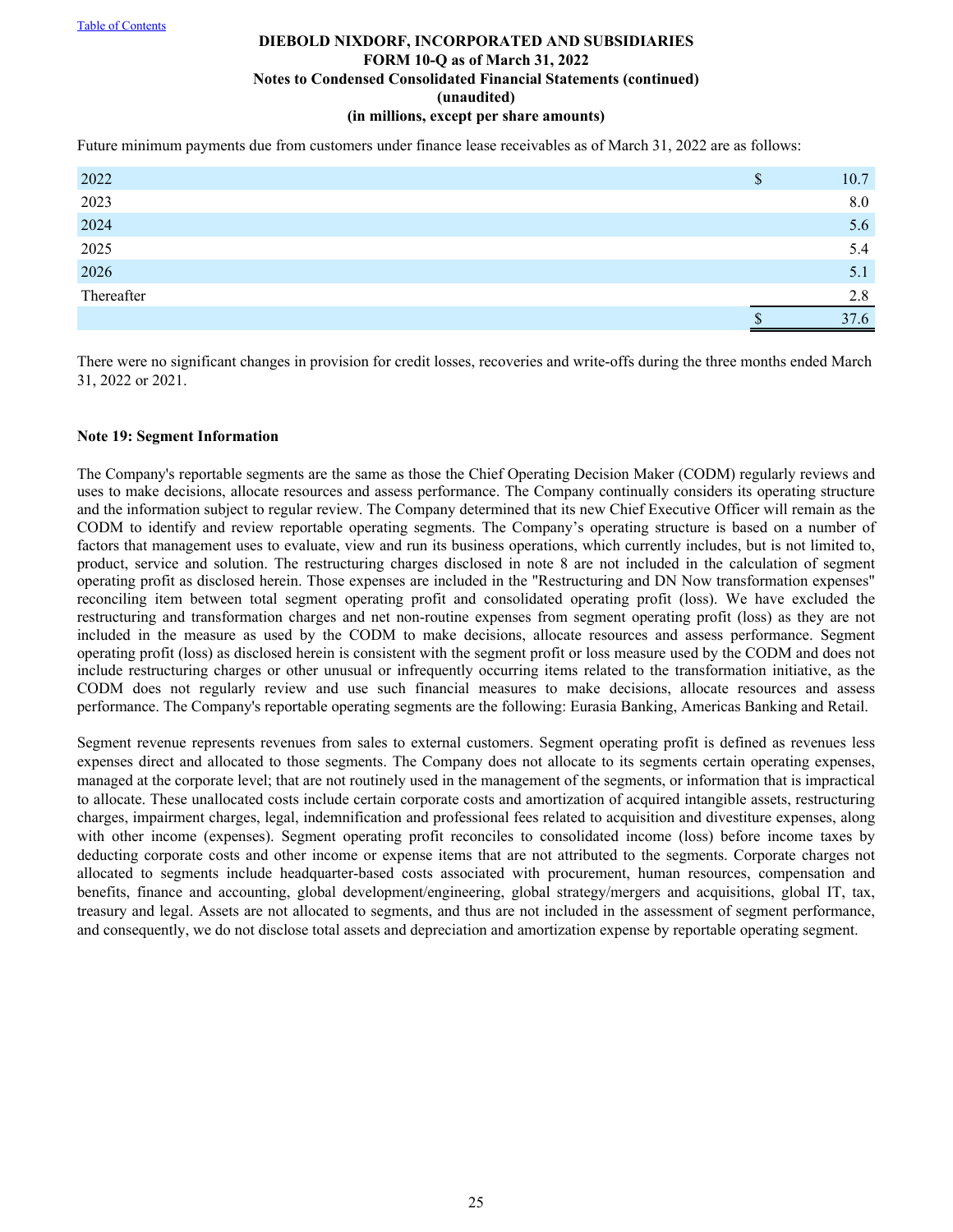Future minimum payments due from customers under finance lease receivables as of March 31, 2022 are as follows:

| | |
|---|---|
| 2022 | $ 10.7 |
| 2023 | 8.0 |
| 2024 | 5.6 |
| 2025 | 5.4 |
| 2026 | 5.1 |
| Thereafter | 2.8 |
| | $ 37.6 |

There were no significant changes in provision for credit losses, recoveries and write-offs during the three months ended March 31, 2022 or 2021.

**Note 19: Segment Information**

The Company's reportable segments are the same as those the Chief Operating Decision Maker (CODM) regularly reviews and uses to make decisions, allocate resources and assess performance. The Company continually considers its operating structure and the information subject to regular review. The Company determined that its new Chief Executive Officer will remain as the CODM to identify and review reportable operating segments. The Company's operating structure is based on a number of factors that management uses to evaluate, view and run its business operations, which currently includes, but is not limited to, product, service and solution. The restructuring charges disclosed in note 8 are not included in the calculation of segment operating profit as disclosed herein. Those expenses are included in the "Restructuring and DN Now transformation expenses" reconciling item between total segment operating profit and consolidated operating profit (loss). We have excluded the restructuring and transformation charges and net non-routine expenses from segment operating profit (loss) as they are not included in the measure as used by the CODM to make decisions, allocate resources and assess performance. Segment operating profit (loss) as disclosed herein is consistent with the segment profit or loss measure used by the CODM and does not include restructuring charges or other unusual or infrequently occurring items related to the transformation initiative, as the CODM does not regularly review and use such financial measures to make decisions, allocate resources and assess performance. The Company's reportable operating segments are the following: Eurasia Banking, Americas Banking and Retail.

Segment revenue represents revenues from sales to external customers. Segment operating profit is defined as revenues less expenses direct and allocated to those segments. The Company does not allocate to its segments certain operating expenses, managed at the corporate level; that are not routinely used in the management of the segments, or information that is impractical to allocate. These unallocated costs include certain corporate costs and amortization of acquired intangible assets, restructuring charges, impairment charges, legal, indemnification and professional fees related to acquisition and divestiture expenses, along with other income (expenses). Segment operating profit reconciles to consolidated income (loss) before income taxes by deducting corporate costs and other income or expense items that are not attributed to the segments. Corporate charges not allocated to segments include headquarter-based costs associated with procurement, human resources, compensation and benefits, finance and accounting, global development/engineering, global strategy/mergers and acquisitions, global IT, tax, treasury and legal. Assets are not allocated to segments, and thus are not included in the assessment of segment performance, and consequently, we do not disclose total assets and depreciation and amortization expense by reportable operating segment.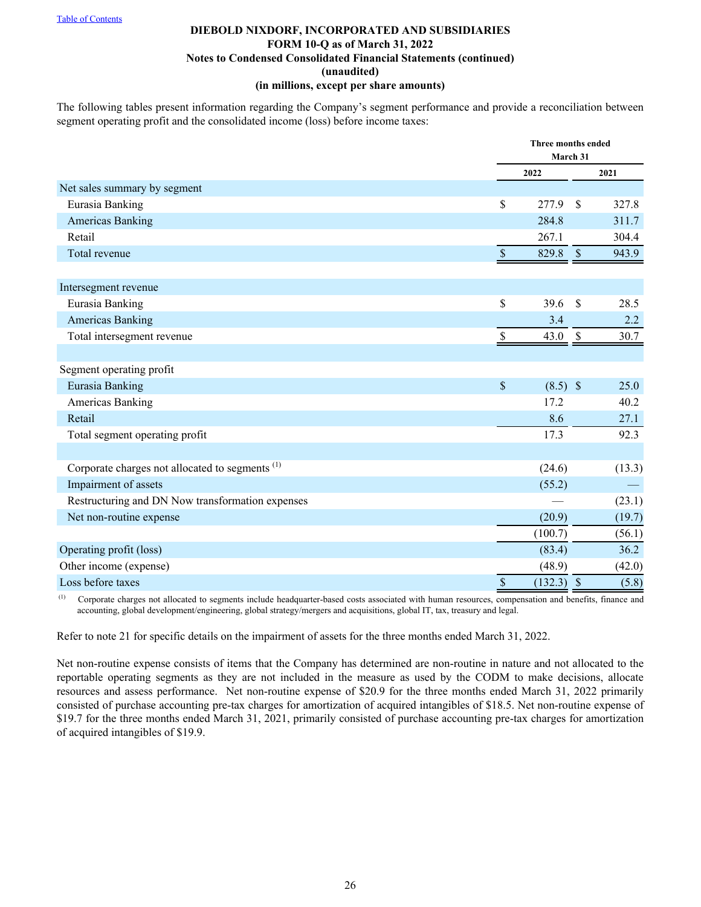**DIEBOLD NIXDORF, INCORPORATED AND SUBSIDIARIES**
**FORM 10-Q as of March 31, 2022**
**Notes to Condensed Consolidated Financial Statements (continued)**
**(unaudited)**
**(in millions, except per share amounts)**

The following tables present information regarding the Company's segment performance and provide a reconciliation between segment operating profit and the consolidated income (loss) before income taxes:

| | Three months ended March 31 | |
|---|---|---|
| | 2022 | 2021 |
| Net sales summary by segment | | |
| Eurasia Banking | $ 277.9 | $ 327.8 |
| Americas Banking | 284.8 | 311.7 |
| Retail | 267.1 | 304.4 |
| Total revenue | $ 829.8 | $ 943.9 |
| | | |
| Intersegment revenue | | |
| Eurasia Banking | $ 39.6 | $ 28.5 |
| Americas Banking | 3.4 | 2.2 |
| Total intersegment revenue | $ 43.0 | $ 30.7 |
| | | |
| Segment operating profit | | |
| Eurasia Banking | $ (8.5) | $ 25.0 |
| Americas Banking | 17.2 | 40.2 |
| Retail | 8.6 | 27.1 |
| Total segment operating profit | 17.3 | 92.3 |
| | | |
| Corporate charges not allocated to segments [(1)] | (24.6) | (13.3) |
| Impairment of assets | (55.2) | — |
| Restructuring and DN Now transformation expenses | — | (23.1) |
| Net non-routine expense | (20.9) | (19.7) |
| | (100.7) | (56.1) |
| Operating profit (loss) | (83.4) | 36.2 |
| Other income (expense) | (48.9) | (42.0) |
| Loss before taxes | $ (132.3) | $ (5.8) |

(1) Corporate charges not allocated to segments include headquarter-based costs associated with human resources, compensation and benefits, finance and accounting, global development/engineering, global strategy/mergers and acquisitions, global IT, tax, treasury and legal.

Refer to note 21 for specific details on the impairment of assets for the three months ended March 31, 2022.

Net non-routine expense consists of items that the Company has determined are non-routine in nature and not allocated to the reportable operating segments as they are not included in the measure as used by the CODM to make decisions, allocate resources and assess performance. Net non-routine expense of $20.9 for the three months ended March 31, 2022 primarily consisted of purchase accounting pre-tax charges for amortization of acquired intangibles of $18.5. Net non-routine expense of $19.7 for the three months ended March 31, 2021, primarily consisted of purchase accounting pre-tax charges for amortization of acquired intangibles of $19.9.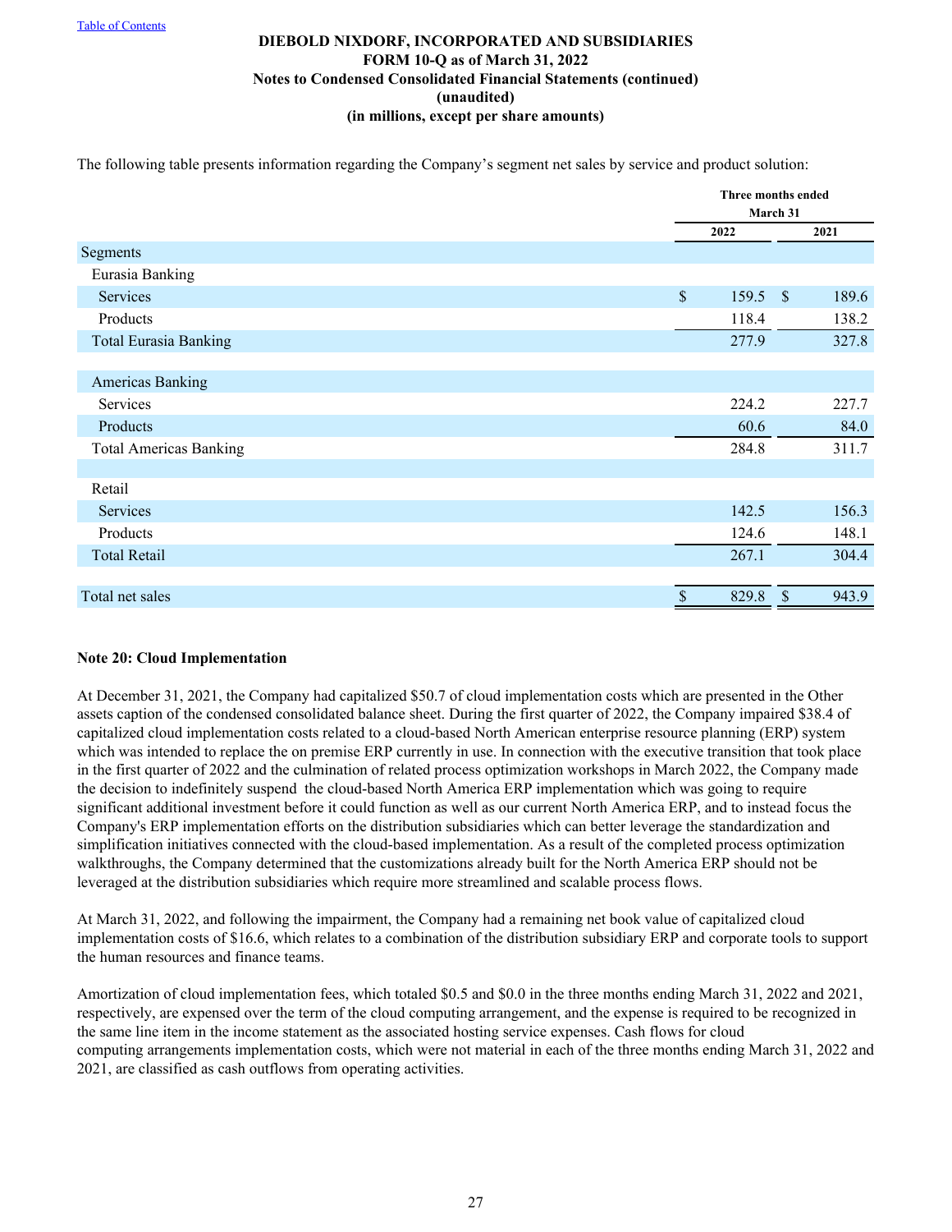DIEBOLD NIXDORF, INCORPORATED AND SUBSIDIARIES
FORM 10-Q as of March 31, 2022
Notes to Condensed Consolidated Financial Statements (continued)
(unaudited)
(in millions, except per share amounts)

The following table presents information regarding the Company's segment net sales by service and product solution:

| | Three months ended March 31 | |
|---|---|---|
| | 2022 | 2021 |
| Segments | | |
| Eurasia Banking | | |
| Services | $ 159.5 | $ 189.6 |
| Products | 118.4 | 138.2 |
| Total Eurasia Banking | 277.9 | 327.8 |
| | | |
| Americas Banking | | |
| Services | 224.2 | 227.7 |
| Products | 60.6 | 84.0 |
| Total Americas Banking | 284.8 | 311.7 |
| | | |
| Retail | | |
| Services | 142.5 | 156.3 |
| Products | 124.6 | 148.1 |
| Total Retail | 267.1 | 304.4 |
| | | |
| Total net sales | $ 829.8 | $ 943.9 |

**Note 20: Cloud Implementation**

At December 31, 2021, the Company had capitalized $50.7 of cloud implementation costs which are presented in the Other assets caption of the condensed consolidated balance sheet. During the first quarter of 2022, the Company impaired $38.4 of capitalized cloud implementation costs related to a cloud-based North American enterprise resource planning (ERP) system which was intended to replace the on premise ERP currently in use. In connection with the executive transition that took place in the first quarter of 2022 and the culmination of related process optimization workshops in March 2022, the Company made the decision to indefinitely suspend the cloud-based North America ERP implementation which was going to require significant additional investment before it could function as well as our current North America ERP, and to instead focus the Company's ERP implementation efforts on the distribution subsidiaries which can better leverage the standardization and simplification initiatives connected with the cloud-based implementation. As a result of the completed process optimization walkthroughs, the Company determined that the customizations already built for the North America ERP should not be leveraged at the distribution subsidiaries which require more streamlined and scalable process flows.

At March 31, 2022, and following the impairment, the Company had a remaining net book value of capitalized cloud implementation costs of $16.6, which relates to a combination of the distribution subsidiary ERP and corporate tools to support the human resources and finance teams.

Amortization of cloud implementation fees, which totaled $0.5 and $0.0 in the three months ending March 31, 2022 and 2021, respectively, are expensed over the term of the cloud computing arrangement, and the expense is required to be recognized in the same line item in the income statement as the associated hosting service expenses. Cash flows for cloud computing arrangements implementation costs, which were not material in each of the three months ending March 31, 2022 and 2021, are classified as cash outflows from operating activities.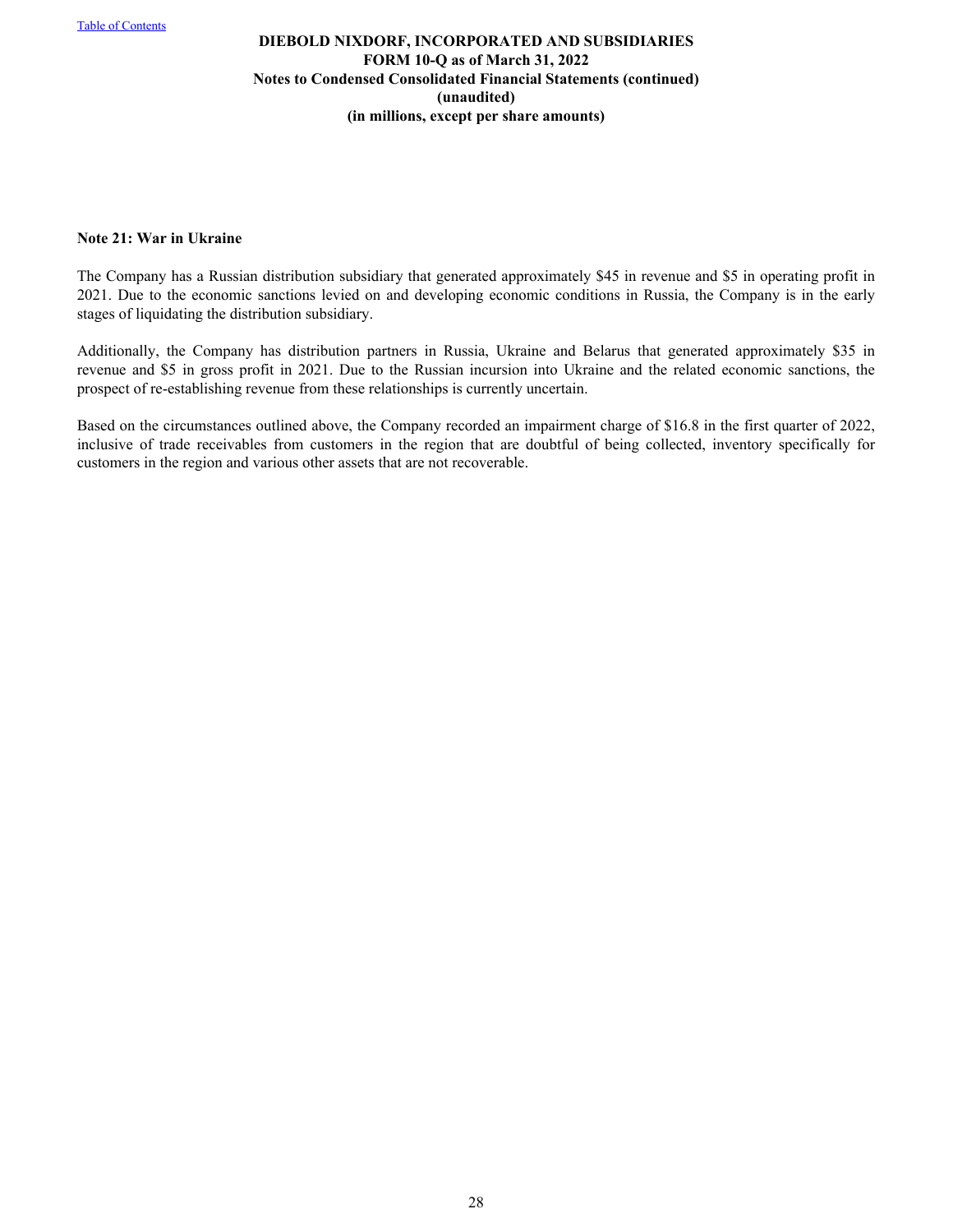### Note 21: War in Ukraine

The Company has a Russian distribution subsidiary that generated approximately $45 in revenue and $5 in operating profit in 2021. Due to the economic sanctions levied on and developing economic conditions in Russia, the Company is in the early stages of liquidating the distribution subsidiary.

Additionally, the Company has distribution partners in Russia, Ukraine and Belarus that generated approximately $35 in revenue and $5 in gross profit in 2021. Due to the Russian incursion into Ukraine and the related economic sanctions, the prospect of re-establishing revenue from these relationships is currently uncertain.

Based on the circumstances outlined above, the Company recorded an impairment charge of $16.8 in the first quarter of 2022, inclusive of trade receivables from customers in the region that are doubtful of being collected, inventory specifically for customers in the region and various other assets that are not recoverable.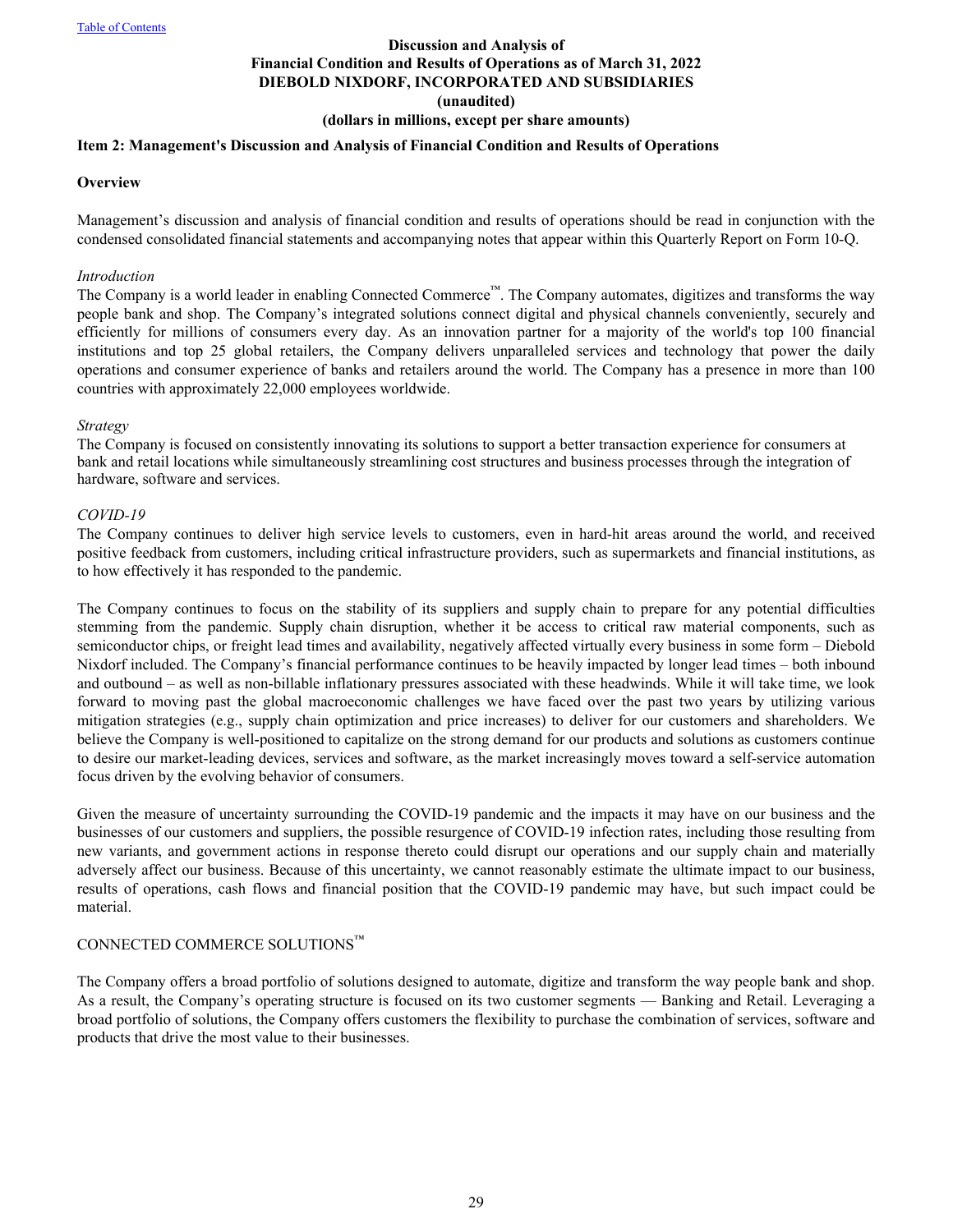**Discussion and Analysis of**
**Financial Condition and Results of Operations as of March 31, 2022**
**DIEBOLD NIXDORF, INCORPORATED AND SUBSIDIARIES**
**(unaudited)**
**(dollars in millions, except per share amounts)**

## Item 2: Management's Discussion and Analysis of Financial Condition and Results of Operations

### Overview

Management's discussion and analysis of financial condition and results of operations should be read in conjunction with the condensed consolidated financial statements and accompanying notes that appear within this Quarterly Report on Form 10-Q.

*Introduction*
The Company is a world leader in enabling Connected Commerce™. The Company automates, digitizes and transforms the way people bank and shop. The Company's integrated solutions connect digital and physical channels conveniently, securely and efficiently for millions of consumers every day. As an innovation partner for a majority of the world's top 100 financial institutions and top 25 global retailers, the Company delivers unparalleled services and technology that power the daily operations and consumer experience of banks and retailers around the world. The Company has a presence in more than 100 countries with approximately 22,000 employees worldwide.

*Strategy*
The Company is focused on consistently innovating its solutions to support a better transaction experience for consumers at bank and retail locations while simultaneously streamlining cost structures and business processes through the integration of hardware, software and services.

*COVID-19*
The Company continues to deliver high service levels to customers, even in hard-hit areas around the world, and received positive feedback from customers, including critical infrastructure providers, such as supermarkets and financial institutions, as to how effectively it has responded to the pandemic.

The Company continues to focus on the stability of its suppliers and supply chain to prepare for any potential difficulties stemming from the pandemic. Supply chain disruption, whether it be access to critical raw material components, such as semiconductor chips, or freight lead times and availability, negatively affected virtually every business in some form – Diebold Nixdorf included. The Company's financial performance continues to be heavily impacted by longer lead times – both inbound and outbound – as well as non-billable inflationary pressures associated with these headwinds. While it will take time, we look forward to moving past the global macroeconomic challenges we have faced over the past two years by utilizing various mitigation strategies (e.g., supply chain optimization and price increases) to deliver for our customers and shareholders. We believe the Company is well-positioned to capitalize on the strong demand for our products and solutions as customers continue to desire our market-leading devices, services and software, as the market increasingly moves toward a self-service automation focus driven by the evolving behavior of consumers.

Given the measure of uncertainty surrounding the COVID-19 pandemic and the impacts it may have on our business and the businesses of our customers and suppliers, the possible resurgence of COVID-19 infection rates, including those resulting from new variants, and government actions in response thereto could disrupt our operations and our supply chain and materially adversely affect our business. Because of this uncertainty, we cannot reasonably estimate the ultimate impact to our business, results of operations, cash flows and financial position that the COVID-19 pandemic may have, but such impact could be material.

CONNECTED COMMERCE SOLUTIONS™

The Company offers a broad portfolio of solutions designed to automate, digitize and transform the way people bank and shop. As a result, the Company's operating structure is focused on its two customer segments — Banking and Retail. Leveraging a broad portfolio of solutions, the Company offers customers the flexibility to purchase the combination of services, software and products that drive the most value to their businesses.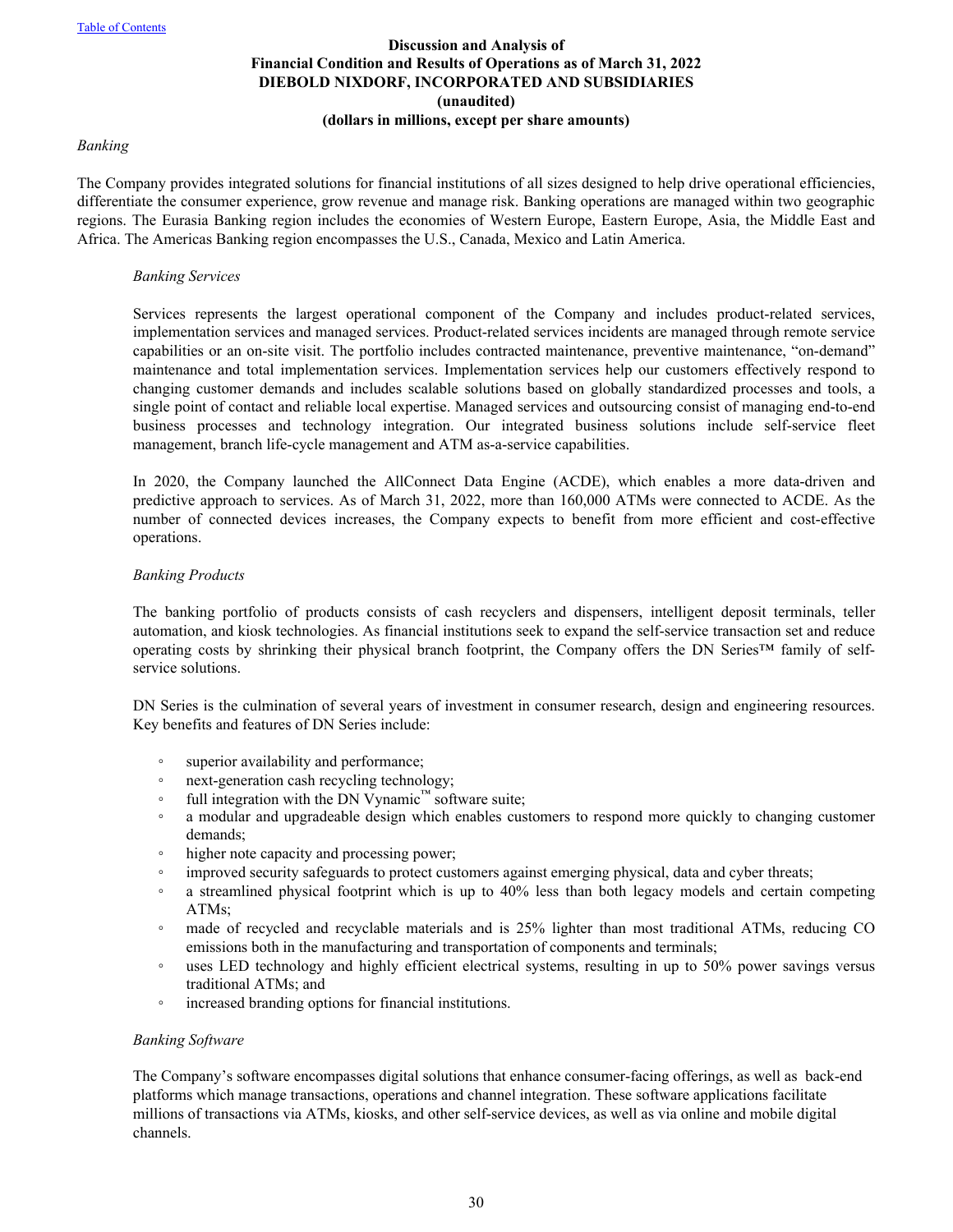*Banking*

The Company provides integrated solutions for financial institutions of all sizes designed to help drive operational efficiencies, differentiate the consumer experience, grow revenue and manage risk. Banking operations are managed within two geographic regions. The Eurasia Banking region includes the economies of Western Europe, Eastern Europe, Asia, the Middle East and Africa. The Americas Banking region encompasses the U.S., Canada, Mexico and Latin America.

*Banking Services*

Services represents the largest operational component of the Company and includes product-related services, implementation services and managed services. Product-related services incidents are managed through remote service capabilities or an on-site visit. The portfolio includes contracted maintenance, preventive maintenance, "on-demand" maintenance and total implementation services. Implementation services help our customers effectively respond to changing customer demands and includes scalable solutions based on globally standardized processes and tools, a single point of contact and reliable local expertise. Managed services and outsourcing consist of managing end-to-end business processes and technology integration. Our integrated business solutions include self-service fleet management, branch life-cycle management and ATM as-a-service capabilities.

In 2020, the Company launched the AllConnect Data Engine (ACDE), which enables a more data-driven and predictive approach to services. As of March 31, 2022, more than 160,000 ATMs were connected to ACDE. As the number of connected devices increases, the Company expects to benefit from more efficient and cost-effective operations.

*Banking Products*

The banking portfolio of products consists of cash recyclers and dispensers, intelligent deposit terminals, teller automation, and kiosk technologies. As financial institutions seek to expand the self-service transaction set and reduce operating costs by shrinking their physical branch footprint, the Company offers the DN Series™ family of self-service solutions.

DN Series is the culmination of several years of investment in consumer research, design and engineering resources. Key benefits and features of DN Series include:

- superior availability and performance;
- next-generation cash recycling technology;
- full integration with the DN Vynamic™ software suite;
- a modular and upgradeable design which enables customers to respond more quickly to changing customer demands;
- higher note capacity and processing power;
- improved security safeguards to protect customers against emerging physical, data and cyber threats;
- a streamlined physical footprint which is up to 40% less than both legacy models and certain competing ATMs;
- made of recycled and recyclable materials and is 25% lighter than most traditional ATMs, reducing CO emissions both in the manufacturing and transportation of components and terminals;
- uses LED technology and highly efficient electrical systems, resulting in up to 50% power savings versus traditional ATMs; and
- increased branding options for financial institutions.

*Banking Software*

The Company's software encompasses digital solutions that enhance consumer-facing offerings, as well as back-end platforms which manage transactions, operations and channel integration. These software applications facilitate millions of transactions via ATMs, kiosks, and other self-service devices, as well as via online and mobile digital channels.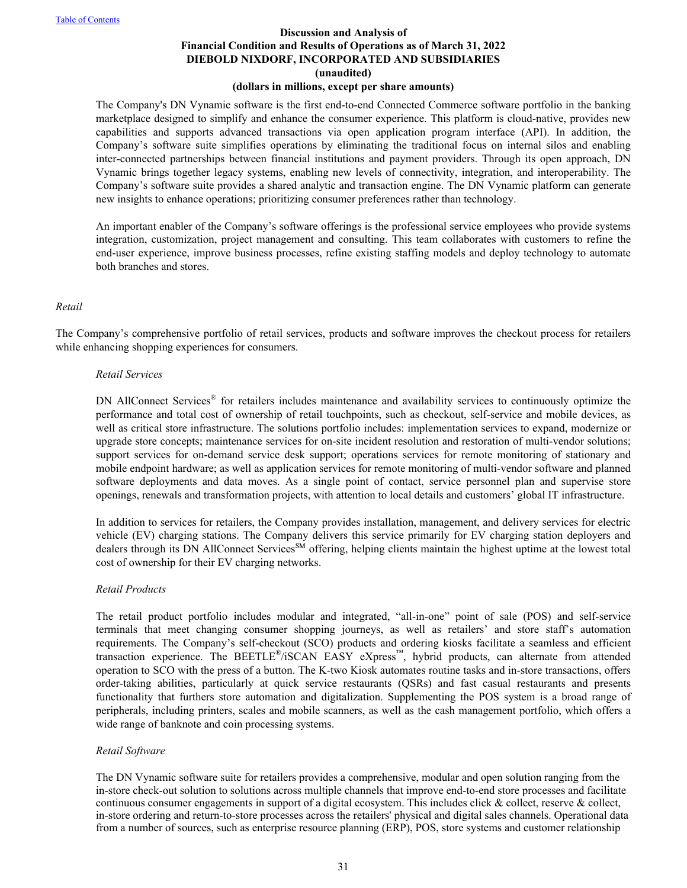The Company's DN Vynamic software is the first end-to-end Connected Commerce software portfolio in the banking marketplace designed to simplify and enhance the consumer experience. This platform is cloud-native, provides new capabilities and supports advanced transactions via open application program interface (API). In addition, the Company's software suite simplifies operations by eliminating the traditional focus on internal silos and enabling inter-connected partnerships between financial institutions and payment providers. Through its open approach, DN Vynamic brings together legacy systems, enabling new levels of connectivity, integration, and interoperability. The Company's software suite provides a shared analytic and transaction engine. The DN Vynamic platform can generate new insights to enhance operations; prioritizing consumer preferences rather than technology.

An important enabler of the Company's software offerings is the professional service employees who provide systems integration, customization, project management and consulting. This team collaborates with customers to refine the end-user experience, improve business processes, refine existing staffing models and deploy technology to automate both branches and stores.

*Retail*

The Company's comprehensive portfolio of retail services, products and software improves the checkout process for retailers while enhancing shopping experiences for consumers.

*Retail Services*

DN AllConnect Services® for retailers includes maintenance and availability services to continuously optimize the performance and total cost of ownership of retail touchpoints, such as checkout, self-service and mobile devices, as well as critical store infrastructure. The solutions portfolio includes: implementation services to expand, modernize or upgrade store concepts; maintenance services for on-site incident resolution and restoration of multi-vendor solutions; support services for on-demand service desk support; operations services for remote monitoring of stationary and mobile endpoint hardware; as well as application services for remote monitoring of multi-vendor software and planned software deployments and data moves. As a single point of contact, service personnel plan and supervise store openings, renewals and transformation projects, with attention to local details and customers' global IT infrastructure.

In addition to services for retailers, the Company provides installation, management, and delivery services for electric vehicle (EV) charging stations. The Company delivers this service primarily for EV charging station deployers and dealers through its DN AllConnect Services℠ offering, helping clients maintain the highest uptime at the lowest total cost of ownership for their EV charging networks.

*Retail Products*

The retail product portfolio includes modular and integrated, "all-in-one" point of sale (POS) and self-service terminals that meet changing consumer shopping journeys, as well as retailers' and store staff's automation requirements. The Company's self-checkout (SCO) products and ordering kiosks facilitate a seamless and efficient transaction experience. The BEETLE®/iSCAN EASY eXpress™, hybrid products, can alternate from attended operation to SCO with the press of a button. The K-two Kiosk automates routine tasks and in-store transactions, offers order-taking abilities, particularly at quick service restaurants (QSRs) and fast casual restaurants and presents functionality that furthers store automation and digitalization. Supplementing the POS system is a broad range of peripherals, including printers, scales and mobile scanners, as well as the cash management portfolio, which offers a wide range of banknote and coin processing systems.

*Retail Software*

The DN Vynamic software suite for retailers provides a comprehensive, modular and open solution ranging from the in-store check-out solution to solutions across multiple channels that improve end-to-end store processes and facilitate continuous consumer engagements in support of a digital ecosystem. This includes click & collect, reserve & collect, in-store ordering and return-to-store processes across the retailers' physical and digital sales channels. Operational data from a number of sources, such as enterprise resource planning (ERP), POS, store systems and customer relationship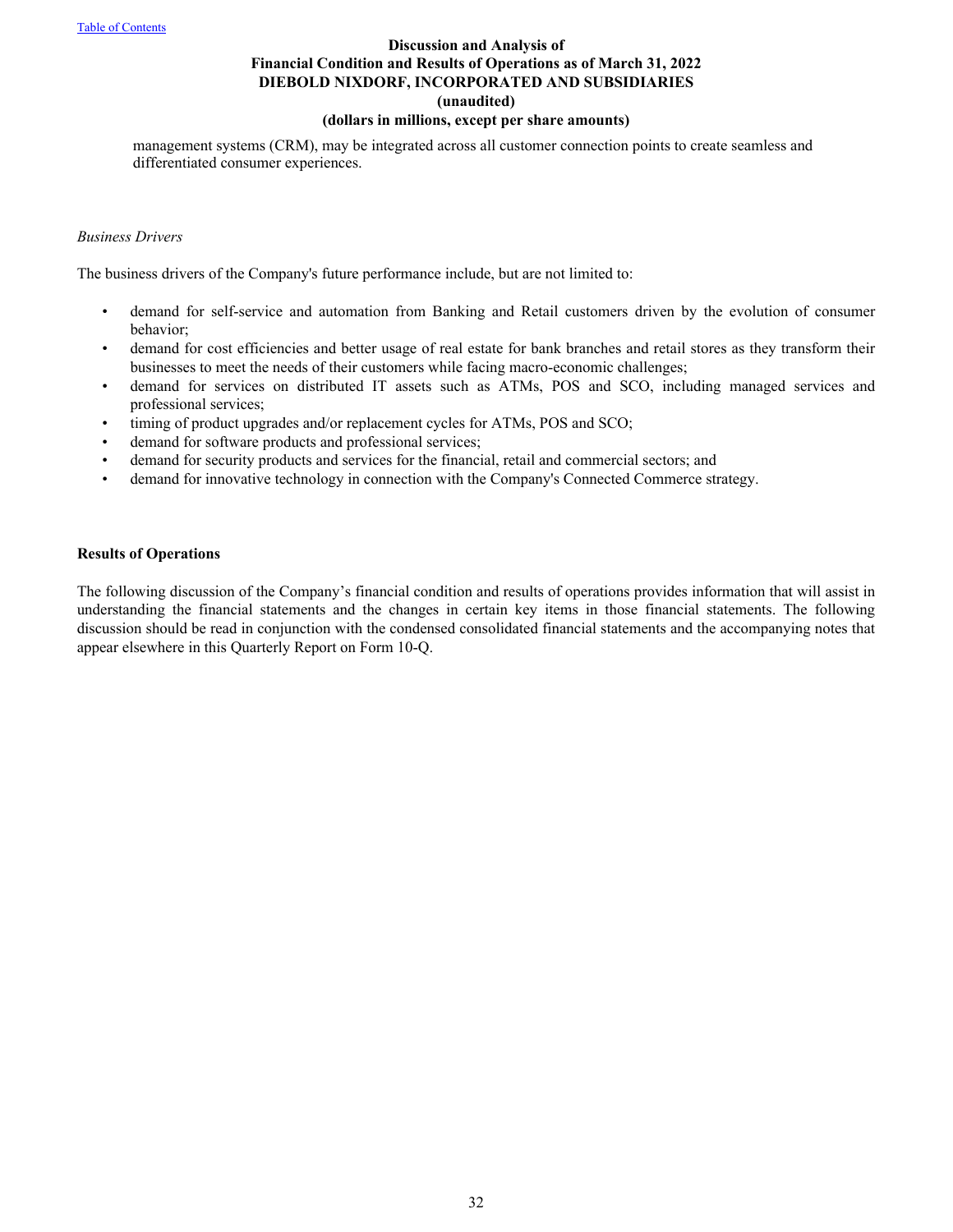management systems (CRM), may be integrated across all customer connection points to create seamless and differentiated consumer experiences.

*Business Drivers*

The business drivers of the Company's future performance include, but are not limited to:

- demand for self-service and automation from Banking and Retail customers driven by the evolution of consumer behavior;
- demand for cost efficiencies and better usage of real estate for bank branches and retail stores as they transform their businesses to meet the needs of their customers while facing macro-economic challenges;
- demand for services on distributed IT assets such as ATMs, POS and SCO, including managed services and professional services;
- timing of product upgrades and/or replacement cycles for ATMs, POS and SCO;
- demand for software products and professional services;
- demand for security products and services for the financial, retail and commercial sectors; and
- demand for innovative technology in connection with the Company's Connected Commerce strategy.

**Results of Operations**

The following discussion of the Company's financial condition and results of operations provides information that will assist in understanding the financial statements and the changes in certain key items in those financial statements. The following discussion should be read in conjunction with the condensed consolidated financial statements and the accompanying notes that appear elsewhere in this Quarterly Report on Form 10-Q.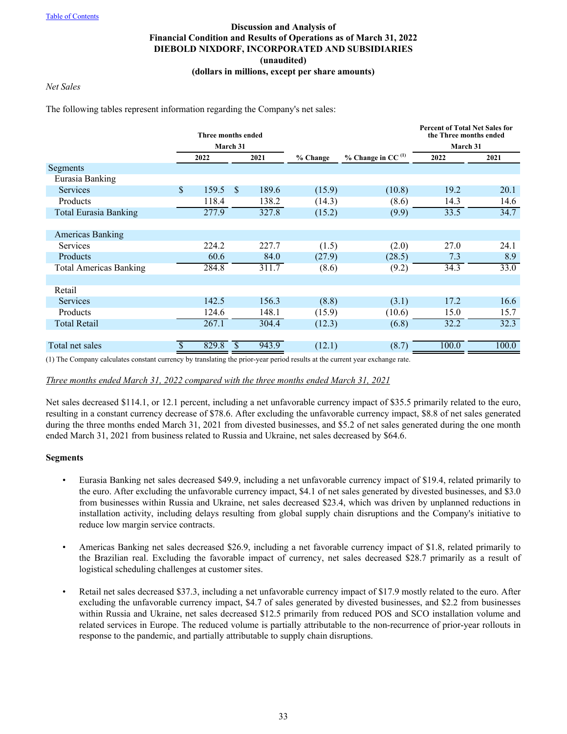Table of Contents

**Discussion and Analysis of**
**Financial Condition and Results of Operations as of March 31, 2022**
**DIEBOLD NIXDORF, INCORPORATED AND SUBSIDIARIES**
**(unaudited)**
**(dollars in millions, except per share amounts)**

*Net Sales*

The following tables represent information regarding the Company's net sales:

| | Three months ended March 31 | | | | Percent of Total Net Sales for the Three months ended March 31 | |
|---|---|---|---|---|---|---|
| | 2022 | 2021 | % Change | % Change in CC [(1)] | 2022 | 2021 |
| Segments | | | | | | |
| Eurasia Banking | | | | | | |
| Services | $ 159.5 | $ 189.6 | (15.9) | (10.8) | 19.2 | 20.1 |
| Products | 118.4 | 138.2 | (14.3) | (8.6) | 14.3 | 14.6 |
| Total Eurasia Banking | 277.9 | 327.8 | (15.2) | (9.9) | 33.5 | 34.7 |
| | | | | | | |
| Americas Banking | | | | | | |
| Services | 224.2 | 227.7 | (1.5) | (2.0) | 27.0 | 24.1 |
| Products | 60.6 | 84.0 | (27.9) | (28.5) | 7.3 | 8.9 |
| Total Americas Banking | 284.8 | 311.7 | (8.6) | (9.2) | 34.3 | 33.0 |
| | | | | | | |
| Retail | | | | | | |
| Services | 142.5 | 156.3 | (8.8) | (3.1) | 17.2 | 16.6 |
| Products | 124.6 | 148.1 | (15.9) | (10.6) | 15.0 | 15.7 |
| Total Retail | 267.1 | 304.4 | (12.3) | (6.8) | 32.2 | 32.3 |
| | | | | | | |
| Total net sales | $ 829.8 | $ 943.9 | (12.1) | (8.7) | 100.0 | 100.0 |

(1) The Company calculates constant currency by translating the prior-year period results at the current year exchange rate.

*Three months ended March 31, 2022 compared with the three months ended March 31, 2021*

Net sales decreased $114.1, or 12.1 percent, including a net unfavorable currency impact of $35.5 primarily related to the euro, resulting in a constant currency decrease of $78.6. After excluding the unfavorable currency impact, $8.8 of net sales generated during the three months ended March 31, 2021 from divested businesses, and $5.2 of net sales generated during the one month ended March 31, 2021 from business related to Russia and Ukraine, net sales decreased by $64.6.

**Segments**

- Eurasia Banking net sales decreased $49.9, including a net unfavorable currency impact of $19.4, related primarily to the euro. After excluding the unfavorable currency impact, $4.1 of net sales generated by divested businesses, and $3.0 from businesses within Russia and Ukraine, net sales decreased $23.4, which was driven by unplanned reductions in installation activity, including delays resulting from global supply chain disruptions and the Company's initiative to reduce low margin service contracts.

- Americas Banking net sales decreased $26.9, including a net favorable currency impact of $1.8, related primarily to the Brazilian real. Excluding the favorable impact of currency, net sales decreased $28.7 primarily as a result of logistical scheduling challenges at customer sites.

- Retail net sales decreased $37.3, including a net unfavorable currency impact of $17.9 mostly related to the euro. After excluding the unfavorable currency impact, $4.7 of sales generated by divested businesses, and $2.2 from businesses within Russia and Ukraine, net sales decreased $12.5 primarily from reduced POS and SCO installation volume and related services in Europe. The reduced volume is partially attributable to the non-recurrence of prior-year rollouts in response to the pandemic, and partially attributable to supply chain disruptions.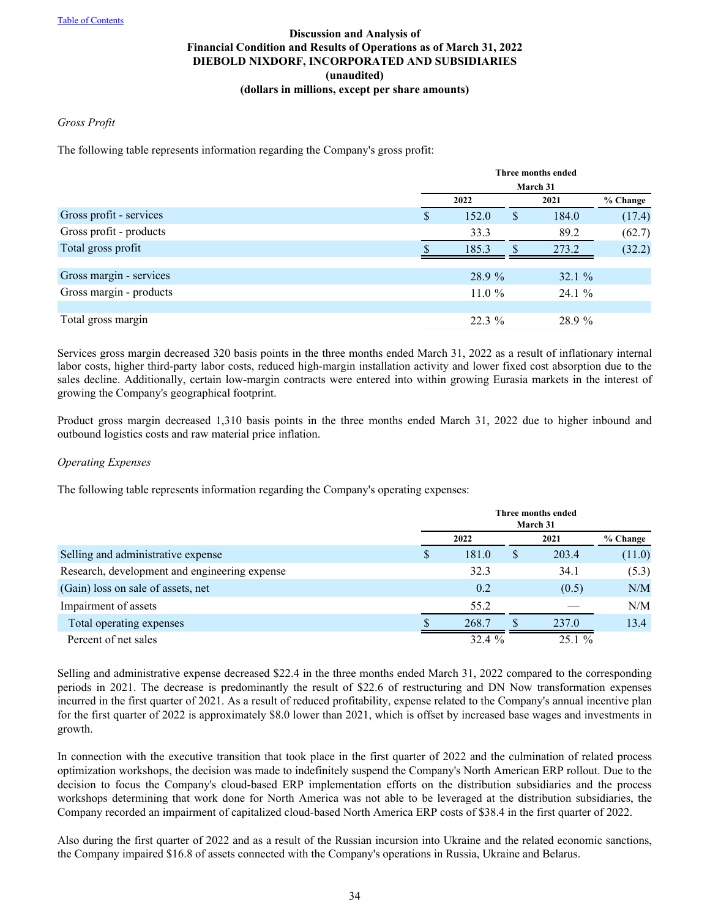Discussion and Analysis of
Financial Condition and Results of Operations as of March 31, 2022
DIEBOLD NIXDORF, INCORPORATED AND SUBSIDIARIES
(unaudited)
(dollars in millions, except per share amounts)

*Gross Profit*

The following table represents information regarding the Company's gross profit:

| | Three months ended March 31 | | |
|---|---|---|---|
| | 2022 | 2021 | % Change |
| Gross profit - services | $ 152.0 | $ 184.0 | (17.4) |
| Gross profit - products | 33.3 | 89.2 | (62.7) |
| Total gross profit | $ 185.3 | $ 273.2 | (32.2) |
| | | | |
| Gross margin - services | 28.9 % | 32.1 % | |
| Gross margin - products | 11.0 % | 24.1 % | |
| | | | |
| Total gross margin | 22.3 % | 28.9 % | |

Services gross margin decreased 320 basis points in the three months ended March 31, 2022 as a result of inflationary internal labor costs, higher third-party labor costs, reduced high-margin installation activity and lower fixed cost absorption due to the sales decline. Additionally, certain low-margin contracts were entered into within growing Eurasia markets in the interest of growing the Company's geographical footprint.

Product gross margin decreased 1,310 basis points in the three months ended March 31, 2022 due to higher inbound and outbound logistics costs and raw material price inflation.

*Operating Expenses*

The following table represents information regarding the Company's operating expenses:

| | Three months ended March 31 | | |
|---|---|---|---|
| | 2022 | 2021 | % Change |
| Selling and administrative expense | $ 181.0 | $ 203.4 | (11.0) |
| Research, development and engineering expense | 32.3 | 34.1 | (5.3) |
| (Gain) loss on sale of assets, net | 0.2 | (0.5) | N/M |
| Impairment of assets | 55.2 | — | N/M |
| Total operating expenses | $ 268.7 | $ 237.0 | 13.4 |
| Percent of net sales | 32.4 % | 25.1 % | |

Selling and administrative expense decreased $22.4 in the three months ended March 31, 2022 compared to the corresponding periods in 2021. The decrease is predominantly the result of $22.6 of restructuring and DN Now transformation expenses incurred in the first quarter of 2021. As a result of reduced profitability, expense related to the Company's annual incentive plan for the first quarter of 2022 is approximately $8.0 lower than 2021, which is offset by increased base wages and investments in growth.

In connection with the executive transition that took place in the first quarter of 2022 and the culmination of related process optimization workshops, the decision was made to indefinitely suspend the Company's North American ERP rollout. Due to the decision to focus the Company's cloud-based ERP implementation efforts on the distribution subsidiaries and the process workshops determining that work done for North America was not able to be leveraged at the distribution subsidiaries, the Company recorded an impairment of capitalized cloud-based North America ERP costs of $38.4 in the first quarter of 2022.

Also during the first quarter of 2022 and as a result of the Russian incursion into Ukraine and the related economic sanctions, the Company impaired $16.8 of assets connected with the Company's operations in Russia, Ukraine and Belarus.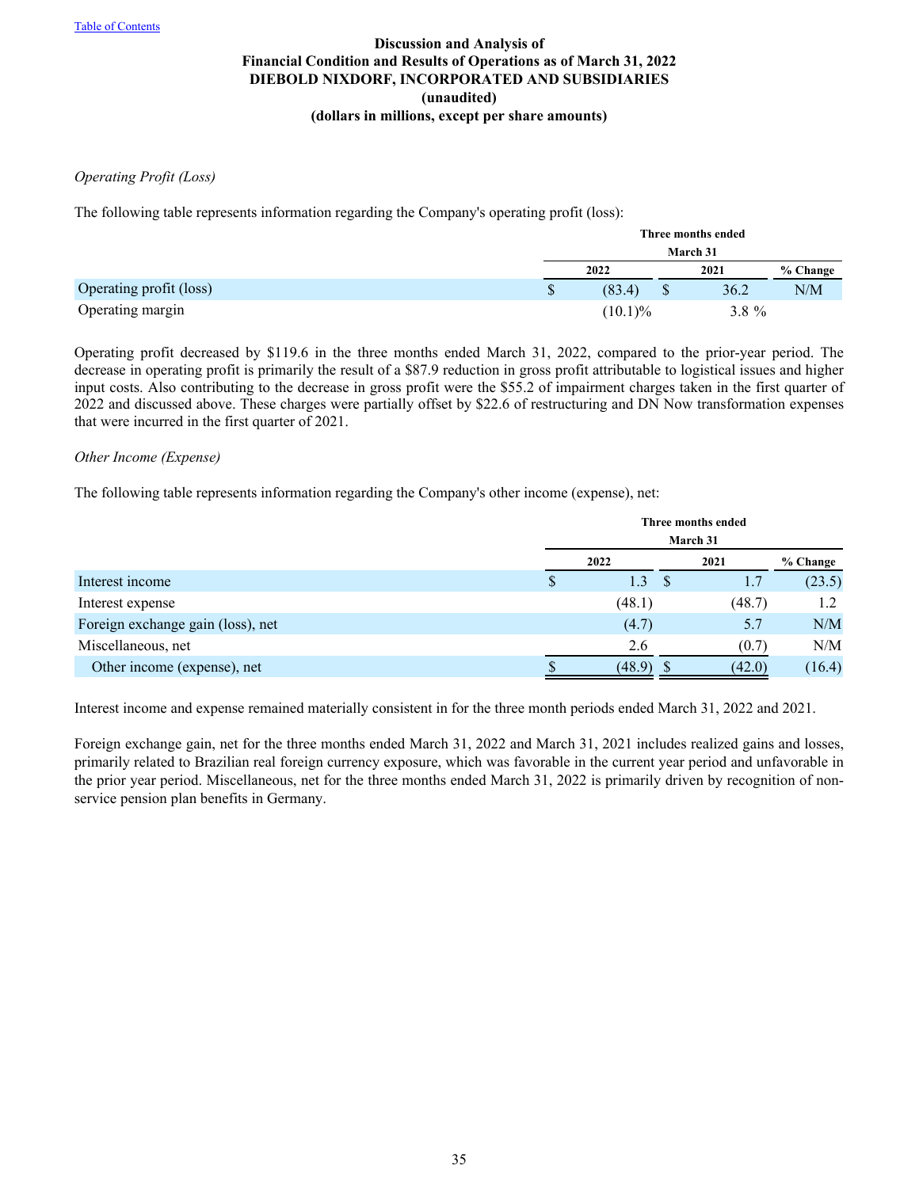[Table of Contents]

**Discussion and Analysis of**
**Financial Condition and Results of Operations as of March 31, 2022**
**DIEBOLD NIXDORF, INCORPORATED AND SUBSIDIARIES**
**(unaudited)**
**(dollars in millions, except per share amounts)**

*Operating Profit (Loss)*

The following table represents information regarding the Company's operating profit (loss):

| | Three months ended March 31 | | |
|---|---|---|---|
| | 2022 | 2021 | % Change |
| Operating profit (loss) | $ (83.4) | $ 36.2 | N/M |
| Operating margin | (10.1)% | 3.8 % | |

Operating profit decreased by $119.6 in the three months ended March 31, 2022, compared to the prior-year period. The decrease in operating profit is primarily the result of a $87.9 reduction in gross profit attributable to logistical issues and higher input costs. Also contributing to the decrease in gross profit were the $55.2 of impairment charges taken in the first quarter of 2022 and discussed above. These charges were partially offset by $22.6 of restructuring and DN Now transformation expenses that were incurred in the first quarter of 2021.

*Other Income (Expense)*

The following table represents information regarding the Company's other income (expense), net:

| | Three months ended March 31 | | |
|---|---|---|---|
| | 2022 | 2021 | % Change |
| Interest income | $ 1.3 | $ 1.7 | (23.5) |
| Interest expense | (48.1) | (48.7) | 1.2 |
| Foreign exchange gain (loss), net | (4.7) | 5.7 | N/M |
| Miscellaneous, net | 2.6 | (0.7) | N/M |
| Other income (expense), net | $ (48.9) | $ (42.0) | (16.4) |

Interest income and expense remained materially consistent in for the three month periods ended March 31, 2022 and 2021.

Foreign exchange gain, net for the three months ended March 31, 2022 and March 31, 2021 includes realized gains and losses, primarily related to Brazilian real foreign currency exposure, which was favorable in the current year period and unfavorable in the prior year period. Miscellaneous, net for the three months ended March 31, 2022 is primarily driven by recognition of non-service pension plan benefits in Germany.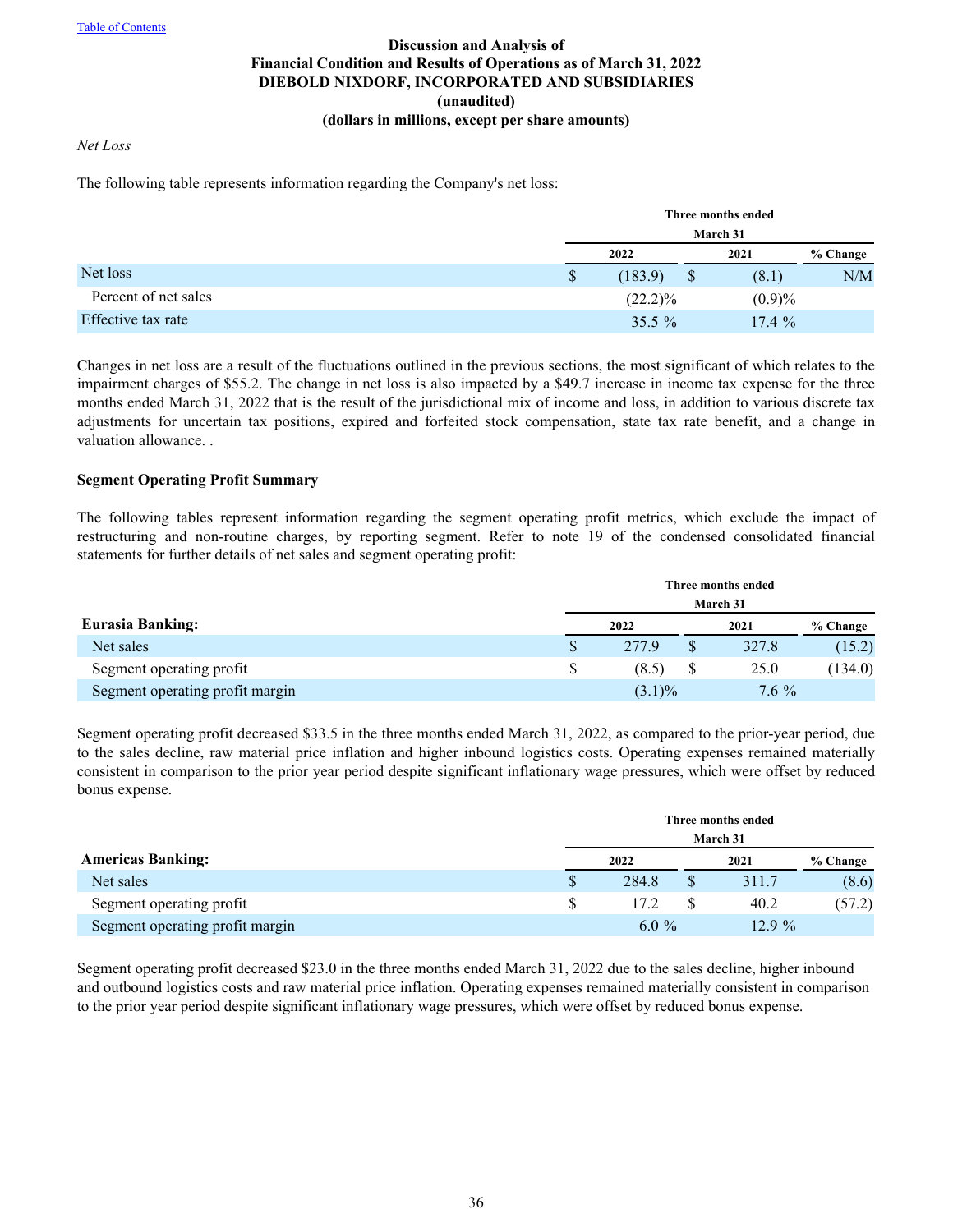Table of Contents

**Discussion and Analysis of**
**Financial Condition and Results of Operations as of March 31, 2022**
**DIEBOLD NIXDORF, INCORPORATED AND SUBSIDIARIES**
**(unaudited)**
**(dollars in millions, except per share amounts)**

*Net Loss*

The following table represents information regarding the Company's net loss:

| | Three months ended March 31 | | |
|---|---|---|---|
| | 2022 | 2021 | % Change |
| Net loss | $ (183.9) | $ (8.1) | N/M |
| Percent of net sales | (22.2)% | (0.9)% | |
| Effective tax rate | 35.5 % | 17.4 % | |

Changes in net loss are a result of the fluctuations outlined in the previous sections, the most significant of which relates to the impairment charges of $55.2. The change in net loss is also impacted by a $49.7 increase in income tax expense for the three months ended March 31, 2022 that is the result of the jurisdictional mix of income and loss, in addition to various discrete tax adjustments for uncertain tax positions, expired and forfeited stock compensation, state tax rate benefit, and a change in valuation allowance. .

**Segment Operating Profit Summary**

The following tables represent information regarding the segment operating profit metrics, which exclude the impact of restructuring and non-routine charges, by reporting segment. Refer to note 19 of the condensed consolidated financial statements for further details of net sales and segment operating profit:

| | Three months ended March 31 | | |
|---|---|---|---|
| **Eurasia Banking:** | 2022 | 2021 | % Change |
| Net sales | $ 277.9 | $ 327.8 | (15.2) |
| Segment operating profit | $ (8.5) | $ 25.0 | (134.0) |
| Segment operating profit margin | (3.1)% | 7.6 % | |

Segment operating profit decreased $33.5 in the three months ended March 31, 2022, as compared to the prior-year period, due to the sales decline, raw material price inflation and higher inbound logistics costs. Operating expenses remained materially consistent in comparison to the prior year period despite significant inflationary wage pressures, which were offset by reduced bonus expense.

| | Three months ended March 31 | | |
|---|---|---|---|
| **Americas Banking:** | 2022 | 2021 | % Change |
| Net sales | $ 284.8 | $ 311.7 | (8.6) |
| Segment operating profit | $ 17.2 | $ 40.2 | (57.2) |
| Segment operating profit margin | 6.0 % | 12.9 % | |

Segment operating profit decreased $23.0 in the three months ended March 31, 2022 due to the sales decline, higher inbound and outbound logistics costs and raw material price inflation. Operating expenses remained materially consistent in comparison to the prior year period despite significant inflationary wage pressures, which were offset by reduced bonus expense.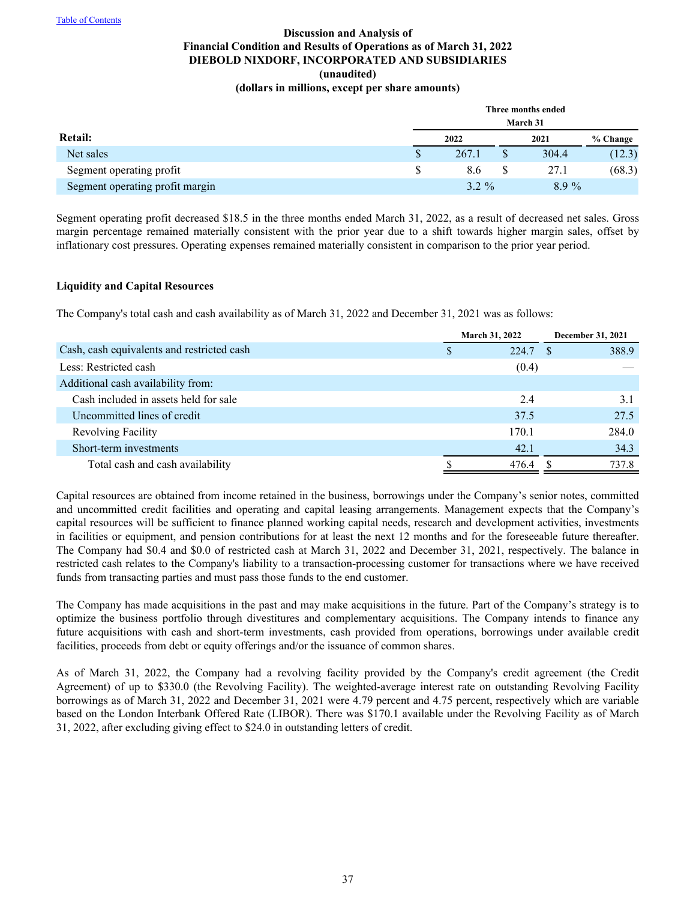Table of Contents

**Discussion and Analysis of**
**Financial Condition and Results of Operations as of March 31, 2022**
**DIEBOLD NIXDORF, INCORPORATED AND SUBSIDIARIES**
**(unaudited)**
**(dollars in millions, except per share amounts)**

| | Three months ended March 31 | | |
|---|---|---|---|
| **Retail:** | **2022** | **2021** | **% Change** |
| Net sales | $ 267.1 | $ 304.4 | (12.3) |
| Segment operating profit | $ 8.6 | $ 27.1 | (68.3) |
| Segment operating profit margin | 3.2 % | 8.9 % | |

Segment operating profit decreased $18.5 in the three months ended March 31, 2022, as a result of decreased net sales. Gross margin percentage remained materially consistent with the prior year due to a shift towards higher margin sales, offset by inflationary cost pressures. Operating expenses remained materially consistent in comparison to the prior year period.

**Liquidity and Capital Resources**

The Company's total cash and cash availability as of March 31, 2022 and December 31, 2021 was as follows:

| | March 31, 2022 | December 31, 2021 |
|---|---|---|
| Cash, cash equivalents and restricted cash | $ 224.7 | $ 388.9 |
| Less: Restricted cash | (0.4) | — |
| Additional cash availability from: | | |
| Cash included in assets held for sale | 2.4 | 3.1 |
| Uncommitted lines of credit | 37.5 | 27.5 |
| Revolving Facility | 170.1 | 284.0 |
| Short-term investments | 42.1 | 34.3 |
| Total cash and cash availability | $ 476.4 | $ 737.8 |

Capital resources are obtained from income retained in the business, borrowings under the Company's senior notes, committed and uncommitted credit facilities and operating and capital leasing arrangements. Management expects that the Company's capital resources will be sufficient to finance planned working capital needs, research and development activities, investments in facilities or equipment, and pension contributions for at least the next 12 months and for the foreseeable future thereafter. The Company had $0.4 and $0.0 of restricted cash at March 31, 2022 and December 31, 2021, respectively. The balance in restricted cash relates to the Company's liability to a transaction-processing customer for transactions where we have received funds from transacting parties and must pass those funds to the end customer.

The Company has made acquisitions in the past and may make acquisitions in the future. Part of the Company's strategy is to optimize the business portfolio through divestitures and complementary acquisitions. The Company intends to finance any future acquisitions with cash and short-term investments, cash provided from operations, borrowings under available credit facilities, proceeds from debt or equity offerings and/or the issuance of common shares.

As of March 31, 2022, the Company had a revolving facility provided by the Company's credit agreement (the Credit Agreement) of up to $330.0 (the Revolving Facility). The weighted-average interest rate on outstanding Revolving Facility borrowings as of March 31, 2022 and December 31, 2021 were 4.79 percent and 4.75 percent, respectively which are variable based on the London Interbank Offered Rate (LIBOR). There was $170.1 available under the Revolving Facility as of March 31, 2022, after excluding giving effect to $24.0 in outstanding letters of credit.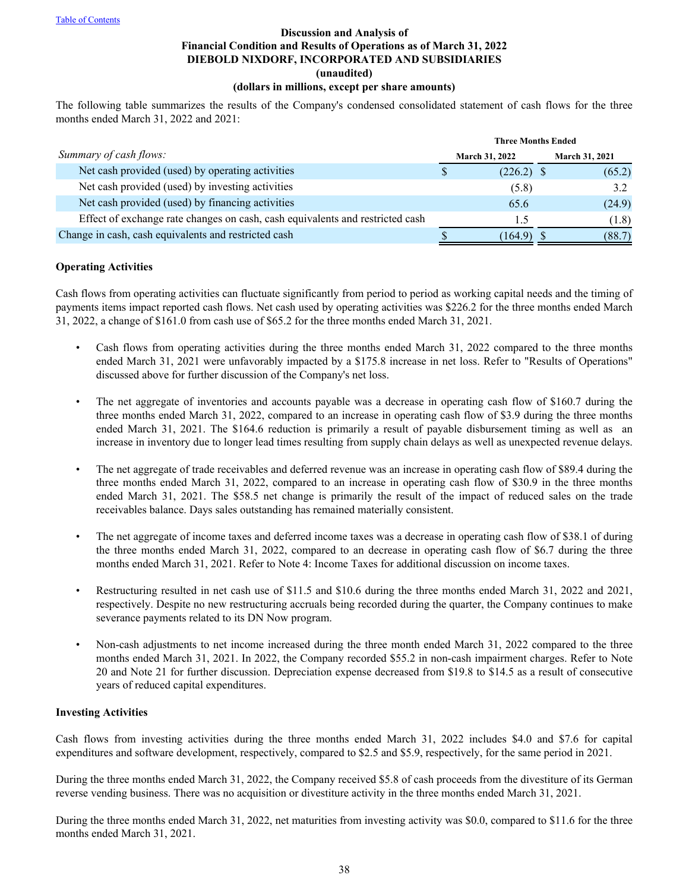Table of Contents

**Discussion and Analysis of**
**Financial Condition and Results of Operations as of March 31, 2022**
**DIEBOLD NIXDORF, INCORPORATED AND SUBSIDIARIES**
**(unaudited)**
**(dollars in millions, except per share amounts)**

The following table summarizes the results of the Company's condensed consolidated statement of cash flows for the three months ended March 31, 2022 and 2021:

| | Three Months Ended | |
|---|---|---|
| *Summary of cash flows:* | March 31, 2022 | March 31, 2021 |
| Net cash provided (used) by operating activities | $ (226.2) | $ (65.2) |
| Net cash provided (used) by investing activities | (5.8) | 3.2 |
| Net cash provided (used) by financing activities | 65.6 | (24.9) |
| Effect of exchange rate changes on cash, cash equivalents and restricted cash | 1.5 | (1.8) |
| Change in cash, cash equivalents and restricted cash | $ (164.9) | $ (88.7) |

**Operating Activities**

Cash flows from operating activities can fluctuate significantly from period to period as working capital needs and the timing of payments items impact reported cash flows. Net cash used by operating activities was $226.2 for the three months ended March 31, 2022, a change of $161.0 from cash use of $65.2 for the three months ended March 31, 2021.

- Cash flows from operating activities during the three months ended March 31, 2022 compared to the three months ended March 31, 2021 were unfavorably impacted by a $175.8 increase in net loss. Refer to "Results of Operations" discussed above for further discussion of the Company's net loss.

- The net aggregate of inventories and accounts payable was a decrease in operating cash flow of $160.7 during the three months ended March 31, 2022, compared to an increase in operating cash flow of $3.9 during the three months ended March 31, 2021. The $164.6 reduction is primarily a result of payable disbursement timing as well as an increase in inventory due to longer lead times resulting from supply chain delays as well as unexpected revenue delays.

- The net aggregate of trade receivables and deferred revenue was an increase in operating cash flow of $89.4 during the three months ended March 31, 2022, compared to an increase in operating cash flow of $30.9 in the three months ended March 31, 2021. The $58.5 net change is primarily the result of the impact of reduced sales on the trade receivables balance. Days sales outstanding has remained materially consistent.

- The net aggregate of income taxes and deferred income taxes was a decrease in operating cash flow of $38.1 of during the three months ended March 31, 2022, compared to an decrease in operating cash flow of $6.7 during the three months ended March 31, 2021. Refer to Note 4: Income Taxes for additional discussion on income taxes.

- Restructuring resulted in net cash use of $11.5 and $10.6 during the three months ended March 31, 2022 and 2021, respectively. Despite no new restructuring accruals being recorded during the quarter, the Company continues to make severance payments related to its DN Now program.

- Non-cash adjustments to net income increased during the three month ended March 31, 2022 compared to the three months ended March 31, 2021. In 2022, the Company recorded $55.2 in non-cash impairment charges. Refer to Note 20 and Note 21 for further discussion. Depreciation expense decreased from $19.8 to $14.5 as a result of consecutive years of reduced capital expenditures.

**Investing Activities**

Cash flows from investing activities during the three months ended March 31, 2022 includes $4.0 and $7.6 for capital expenditures and software development, respectively, compared to $2.5 and $5.9, respectively, for the same period in 2021.

During the three months ended March 31, 2022, the Company received $5.8 of cash proceeds from the divestiture of its German reverse vending business. There was no acquisition or divestiture activity in the three months ended March 31, 2021.

During the three months ended March 31, 2022, net maturities from investing activity was $0.0, compared to $11.6 for the three months ended March 31, 2021.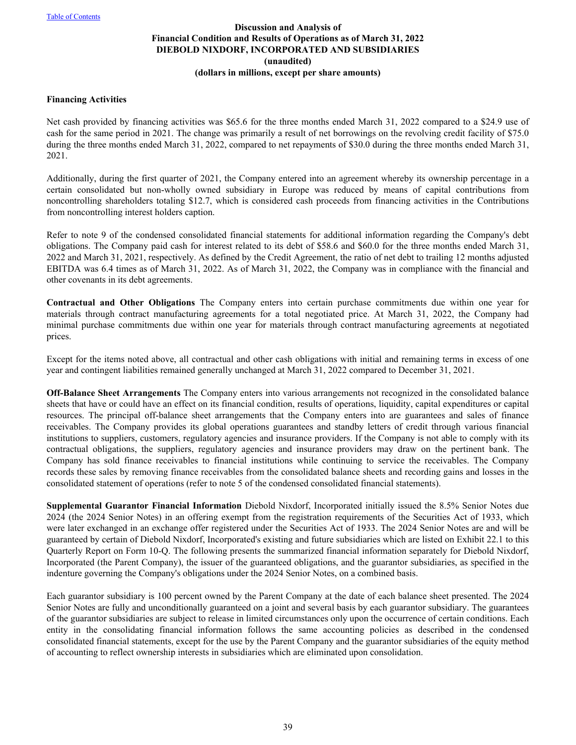Table of Contents

# Discussion and Analysis of Financial Condition and Results of Operations as of March 31, 2022
## DIEBOLD NIXDORF, INCORPORATED AND SUBSIDIARIES
### (unaudited)
### (dollars in millions, except per share amounts)

**Financing Activities**

Net cash provided by financing activities was $65.6 for the three months ended March 31, 2022 compared to a $24.9 use of cash for the same period in 2021. The change was primarily a result of net borrowings on the revolving credit facility of $75.0 during the three months ended March 31, 2022, compared to net repayments of $30.0 during the three months ended March 31, 2021.

Additionally, during the first quarter of 2021, the Company entered into an agreement whereby its ownership percentage in a certain consolidated but non-wholly owned subsidiary in Europe was reduced by means of capital contributions from noncontrolling shareholders totaling $12.7, which is considered cash proceeds from financing activities in the Contributions from noncontrolling interest holders caption.

Refer to note 9 of the condensed consolidated financial statements for additional information regarding the Company's debt obligations. The Company paid cash for interest related to its debt of $58.6 and $60.0 for the three months ended March 31, 2022 and March 31, 2021, respectively. As defined by the Credit Agreement, the ratio of net debt to trailing 12 months adjusted EBITDA was 6.4 times as of March 31, 2022. As of March 31, 2022, the Company was in compliance with the financial and other covenants in its debt agreements.

**Contractual and Other Obligations** The Company enters into certain purchase commitments due within one year for materials through contract manufacturing agreements for a total negotiated price. At March 31, 2022, the Company had minimal purchase commitments due within one year for materials through contract manufacturing agreements at negotiated prices.

Except for the items noted above, all contractual and other cash obligations with initial and remaining terms in excess of one year and contingent liabilities remained generally unchanged at March 31, 2022 compared to December 31, 2021.

**Off-Balance Sheet Arrangements** The Company enters into various arrangements not recognized in the consolidated balance sheets that have or could have an effect on its financial condition, results of operations, liquidity, capital expenditures or capital resources. The principal off-balance sheet arrangements that the Company enters into are guarantees and sales of finance receivables. The Company provides its global operations guarantees and standby letters of credit through various financial institutions to suppliers, customers, regulatory agencies and insurance providers. If the Company is not able to comply with its contractual obligations, the suppliers, regulatory agencies and insurance providers may draw on the pertinent bank. The Company has sold finance receivables to financial institutions while continuing to service the receivables. The Company records these sales by removing finance receivables from the consolidated balance sheets and recording gains and losses in the consolidated statement of operations (refer to note 5 of the condensed consolidated financial statements).

**Supplemental Guarantor Financial Information** Diebold Nixdorf, Incorporated initially issued the 8.5% Senior Notes due 2024 (the 2024 Senior Notes) in an offering exempt from the registration requirements of the Securities Act of 1933, which were later exchanged in an exchange offer registered under the Securities Act of 1933. The 2024 Senior Notes are and will be guaranteed by certain of Diebold Nixdorf, Incorporated's existing and future subsidiaries which are listed on Exhibit 22.1 to this Quarterly Report on Form 10-Q. The following presents the summarized financial information separately for Diebold Nixdorf, Incorporated (the Parent Company), the issuer of the guaranteed obligations, and the guarantor subsidiaries, as specified in the indenture governing the Company's obligations under the 2024 Senior Notes, on a combined basis.

Each guarantor subsidiary is 100 percent owned by the Parent Company at the date of each balance sheet presented. The 2024 Senior Notes are fully and unconditionally guaranteed on a joint and several basis by each guarantor subsidiary. The guarantees of the guarantor subsidiaries are subject to release in limited circumstances only upon the occurrence of certain conditions. Each entity in the consolidating financial information follows the same accounting policies as described in the condensed consolidated financial statements, except for the use by the Parent Company and the guarantor subsidiaries of the equity method of accounting to reflect ownership interests in subsidiaries which are eliminated upon consolidation.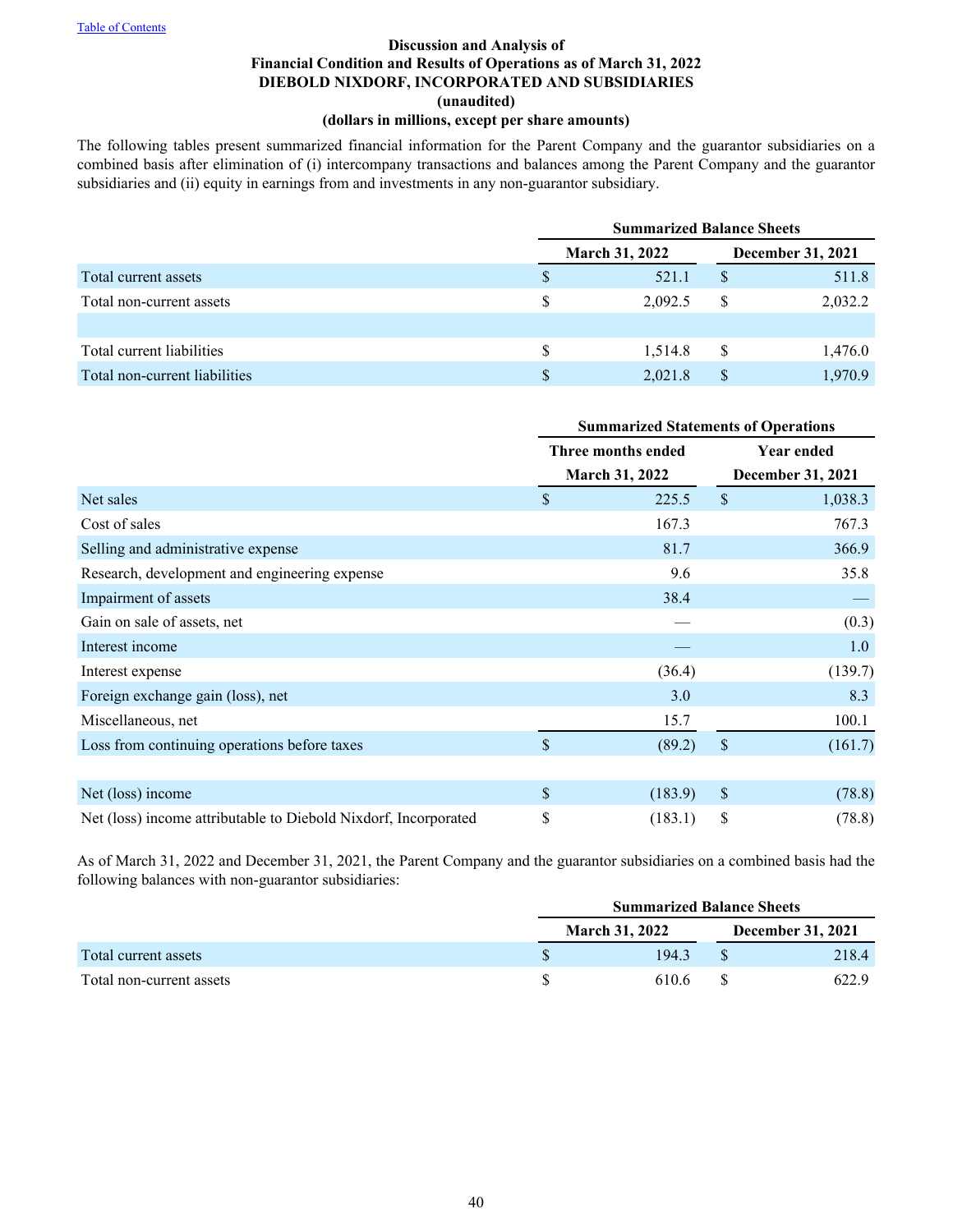[Table of Contents]

**Discussion and Analysis of**
**Financial Condition and Results of Operations as of March 31, 2022**
**DIEBOLD NIXDORF, INCORPORATED AND SUBSIDIARIES**
**(unaudited)**
**(dollars in millions, except per share amounts)**

The following tables present summarized financial information for the Parent Company and the guarantor subsidiaries on a combined basis after elimination of (i) intercompany transactions and balances among the Parent Company and the guarantor subsidiaries and (ii) equity in earnings from and investments in any non-guarantor subsidiary.

| | Summarized Balance Sheets | |
|---|---|---|
| | March 31, 2022 | December 31, 2021 |
| Total current assets | $ 521.1 | $ 511.8 |
| Total non-current assets | $ 2,092.5 | $ 2,032.2 |
| | | |
| Total current liabilities | $ 1,514.8 | $ 1,476.0 |
| Total non-current liabilities | $ 2,021.8 | $ 1,970.9 |

| | Summarized Statements of Operations | |
|---|---|---|
| | Three months ended March 31, 2022 | Year ended December 31, 2021 |
| Net sales | $ 225.5 | $ 1,038.3 |
| Cost of sales | 167.3 | 767.3 |
| Selling and administrative expense | 81.7 | 366.9 |
| Research, development and engineering expense | 9.6 | 35.8 |
| Impairment of assets | 38.4 | — |
| Gain on sale of assets, net | — | (0.3) |
| Interest income | — | 1.0 |
| Interest expense | (36.4) | (139.7) |
| Foreign exchange gain (loss), net | 3.0 | 8.3 |
| Miscellaneous, net | 15.7 | 100.1 |
| Loss from continuing operations before taxes | $ (89.2) | $ (161.7) |
| | | |
| Net (loss) income | $ (183.9) | $ (78.8) |
| Net (loss) income attributable to Diebold Nixdorf, Incorporated | $ (183.1) | $ (78.8) |

As of March 31, 2022 and December 31, 2021, the Parent Company and the guarantor subsidiaries on a combined basis had the following balances with non-guarantor subsidiaries:

| | Summarized Balance Sheets | |
|---|---|---|
| | March 31, 2022 | December 31, 2021 |
| Total current assets | $ 194.3 | $ 218.4 |
| Total non-current assets | $ 610.6 | $ 622.9 |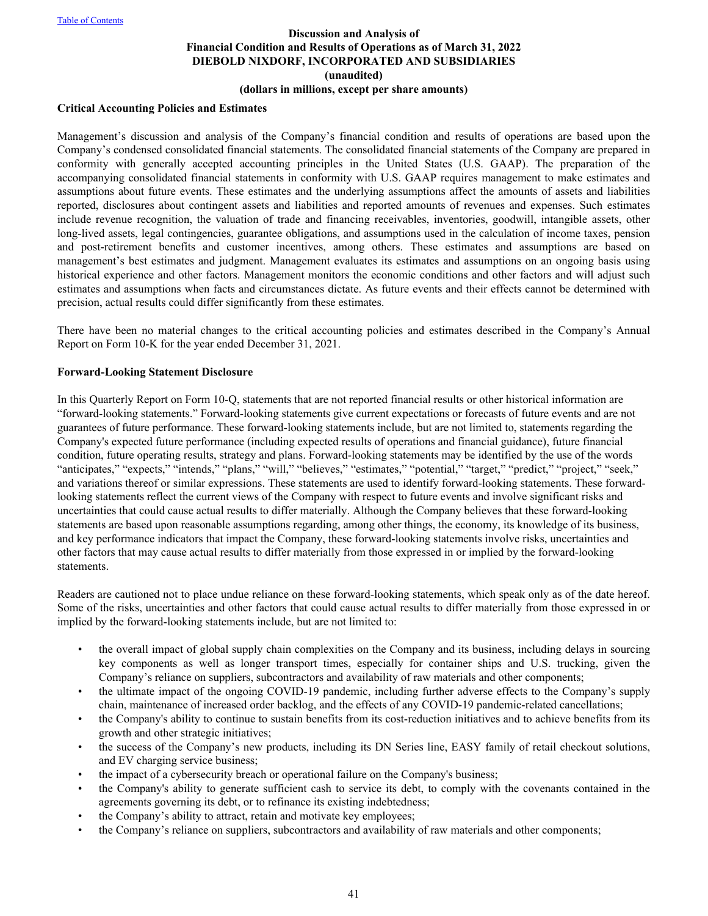# Discussion and Analysis of Financial Condition and Results of Operations as of March 31, 2022
## DIEBOLD NIXDORF, INCORPORATED AND SUBSIDIARIES
### (unaudited)
### (dollars in millions, except per share amounts)

**Critical Accounting Policies and Estimates**

Management's discussion and analysis of the Company's financial condition and results of operations are based upon the Company's condensed consolidated financial statements. The consolidated financial statements of the Company are prepared in conformity with generally accepted accounting principles in the United States (U.S. GAAP). The preparation of the accompanying consolidated financial statements in conformity with U.S. GAAP requires management to make estimates and assumptions about future events. These estimates and the underlying assumptions affect the amounts of assets and liabilities reported, disclosures about contingent assets and liabilities and reported amounts of revenues and expenses. Such estimates include revenue recognition, the valuation of trade and financing receivables, inventories, goodwill, intangible assets, other long-lived assets, legal contingencies, guarantee obligations, and assumptions used in the calculation of income taxes, pension and post-retirement benefits and customer incentives, among others. These estimates and assumptions are based on management's best estimates and judgment. Management evaluates its estimates and assumptions on an ongoing basis using historical experience and other factors. Management monitors the economic conditions and other factors and will adjust such estimates and assumptions when facts and circumstances dictate. As future events and their effects cannot be determined with precision, actual results could differ significantly from these estimates.

There have been no material changes to the critical accounting policies and estimates described in the Company's Annual Report on Form 10-K for the year ended December 31, 2021.

**Forward-Looking Statement Disclosure**

In this Quarterly Report on Form 10-Q, statements that are not reported financial results or other historical information are "forward-looking statements." Forward-looking statements give current expectations or forecasts of future events and are not guarantees of future performance. These forward-looking statements include, but are not limited to, statements regarding the Company's expected future performance (including expected results of operations and financial guidance), future financial condition, future operating results, strategy and plans. Forward-looking statements may be identified by the use of the words "anticipates," "expects," "intends," "plans," "will," "believes," "estimates," "potential," "target," "predict," "project," "seek," and variations thereof or similar expressions. These statements are used to identify forward-looking statements. These forward-looking statements reflect the current views of the Company with respect to future events and involve significant risks and uncertainties that could cause actual results to differ materially. Although the Company believes that these forward-looking statements are based upon reasonable assumptions regarding, among other things, the economy, its knowledge of its business, and key performance indicators that impact the Company, these forward-looking statements involve risks, uncertainties and other factors that may cause actual results to differ materially from those expressed in or implied by the forward-looking statements.

Readers are cautioned not to place undue reliance on these forward-looking statements, which speak only as of the date hereof. Some of the risks, uncertainties and other factors that could cause actual results to differ materially from those expressed in or implied by the forward-looking statements include, but are not limited to:

- the overall impact of global supply chain complexities on the Company and its business, including delays in sourcing key components as well as longer transport times, especially for container ships and U.S. trucking, given the Company's reliance on suppliers, subcontractors and availability of raw materials and other components;
- the ultimate impact of the ongoing COVID-19 pandemic, including further adverse effects to the Company's supply chain, maintenance of increased order backlog, and the effects of any COVID-19 pandemic-related cancellations;
- the Company's ability to continue to sustain benefits from its cost-reduction initiatives and to achieve benefits from its growth and other strategic initiatives;
- the success of the Company's new products, including its DN Series line, EASY family of retail checkout solutions, and EV charging service business;
- the impact of a cybersecurity breach or operational failure on the Company's business;
- the Company's ability to generate sufficient cash to service its debt, to comply with the covenants contained in the agreements governing its debt, or to refinance its existing indebtedness;
- the Company's ability to attract, retain and motivate key employees;
- the Company's reliance on suppliers, subcontractors and availability of raw materials and other components;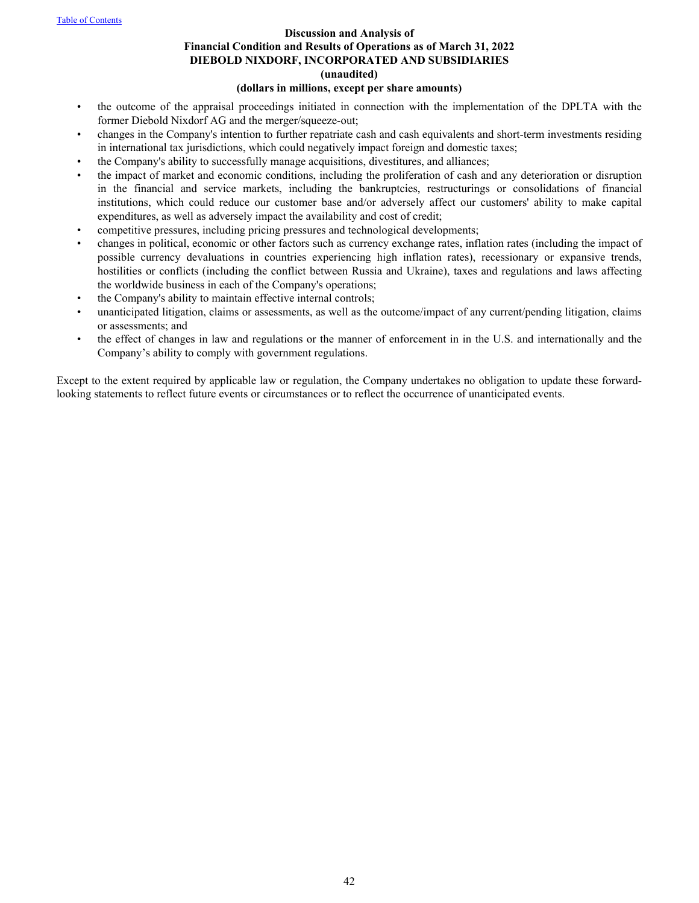- the outcome of the appraisal proceedings initiated in connection with the implementation of the DPLTA with the former Diebold Nixdorf AG and the merger/squeeze-out;
- changes in the Company's intention to further repatriate cash and cash equivalents and short-term investments residing in international tax jurisdictions, which could negatively impact foreign and domestic taxes;
- the Company's ability to successfully manage acquisitions, divestitures, and alliances;
- the impact of market and economic conditions, including the proliferation of cash and any deterioration or disruption in the financial and service markets, including the bankruptcies, restructurings or consolidations of financial institutions, which could reduce our customer base and/or adversely affect our customers' ability to make capital expenditures, as well as adversely impact the availability and cost of credit;
- competitive pressures, including pricing pressures and technological developments;
- changes in political, economic or other factors such as currency exchange rates, inflation rates (including the impact of possible currency devaluations in countries experiencing high inflation rates), recessionary or expansive trends, hostilities or conflicts (including the conflict between Russia and Ukraine), taxes and regulations and laws affecting the worldwide business in each of the Company's operations;
- the Company's ability to maintain effective internal controls;
- unanticipated litigation, claims or assessments, as well as the outcome/impact of any current/pending litigation, claims or assessments; and
- the effect of changes in law and regulations or the manner of enforcement in in the U.S. and internationally and the Company's ability to comply with government regulations.

Except to the extent required by applicable law or regulation, the Company undertakes no obligation to update these forward-looking statements to reflect future events or circumstances or to reflect the occurrence of unanticipated events.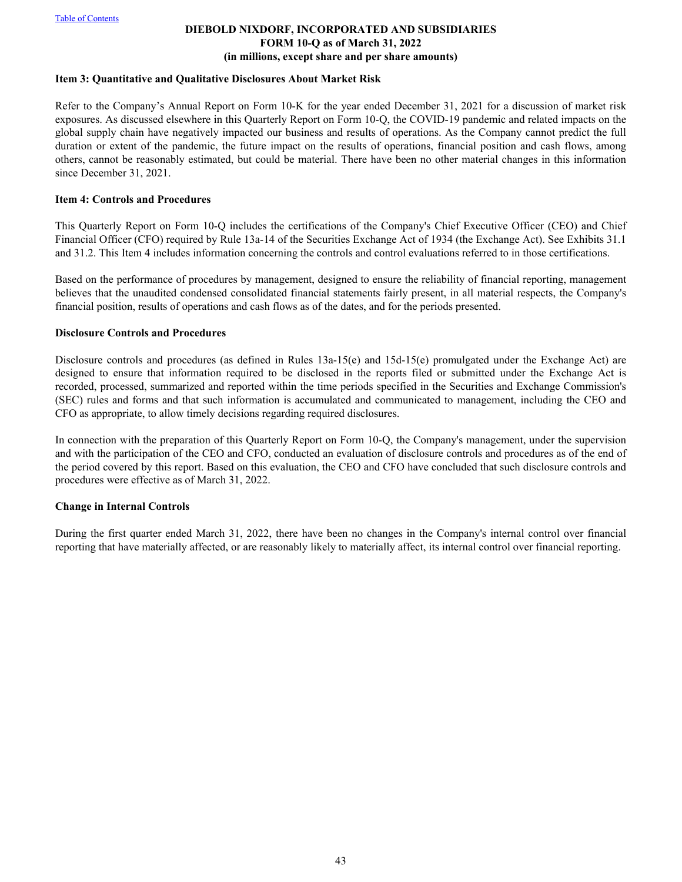### Item 3: Quantitative and Qualitative Disclosures About Market Risk

Refer to the Company's Annual Report on Form 10-K for the year ended December 31, 2021 for a discussion of market risk exposures. As discussed elsewhere in this Quarterly Report on Form 10-Q, the COVID-19 pandemic and related impacts on the global supply chain have negatively impacted our business and results of operations. As the Company cannot predict the full duration or extent of the pandemic, the future impact on the results of operations, financial position and cash flows, among others, cannot be reasonably estimated, but could be material. There have been no other material changes in this information since December 31, 2021.

### Item 4: Controls and Procedures

This Quarterly Report on Form 10-Q includes the certifications of the Company's Chief Executive Officer (CEO) and Chief Financial Officer (CFO) required by Rule 13a-14 of the Securities Exchange Act of 1934 (the Exchange Act). See Exhibits 31.1 and 31.2. This Item 4 includes information concerning the controls and control evaluations referred to in those certifications.

Based on the performance of procedures by management, designed to ensure the reliability of financial reporting, management believes that the unaudited condensed consolidated financial statements fairly present, in all material respects, the Company's financial position, results of operations and cash flows as of the dates, and for the periods presented.

#### Disclosure Controls and Procedures

Disclosure controls and procedures (as defined in Rules 13a-15(e) and 15d-15(e) promulgated under the Exchange Act) are designed to ensure that information required to be disclosed in the reports filed or submitted under the Exchange Act is recorded, processed, summarized and reported within the time periods specified in the Securities and Exchange Commission's (SEC) rules and forms and that such information is accumulated and communicated to management, including the CEO and CFO as appropriate, to allow timely decisions regarding required disclosures.

In connection with the preparation of this Quarterly Report on Form 10-Q, the Company's management, under the supervision and with the participation of the CEO and CFO, conducted an evaluation of disclosure controls and procedures as of the end of the period covered by this report. Based on this evaluation, the CEO and CFO have concluded that such disclosure controls and procedures were effective as of March 31, 2022.

#### Change in Internal Controls

During the first quarter ended March 31, 2022, there have been no changes in the Company's internal control over financial reporting that have materially affected, or are reasonably likely to materially affect, its internal control over financial reporting.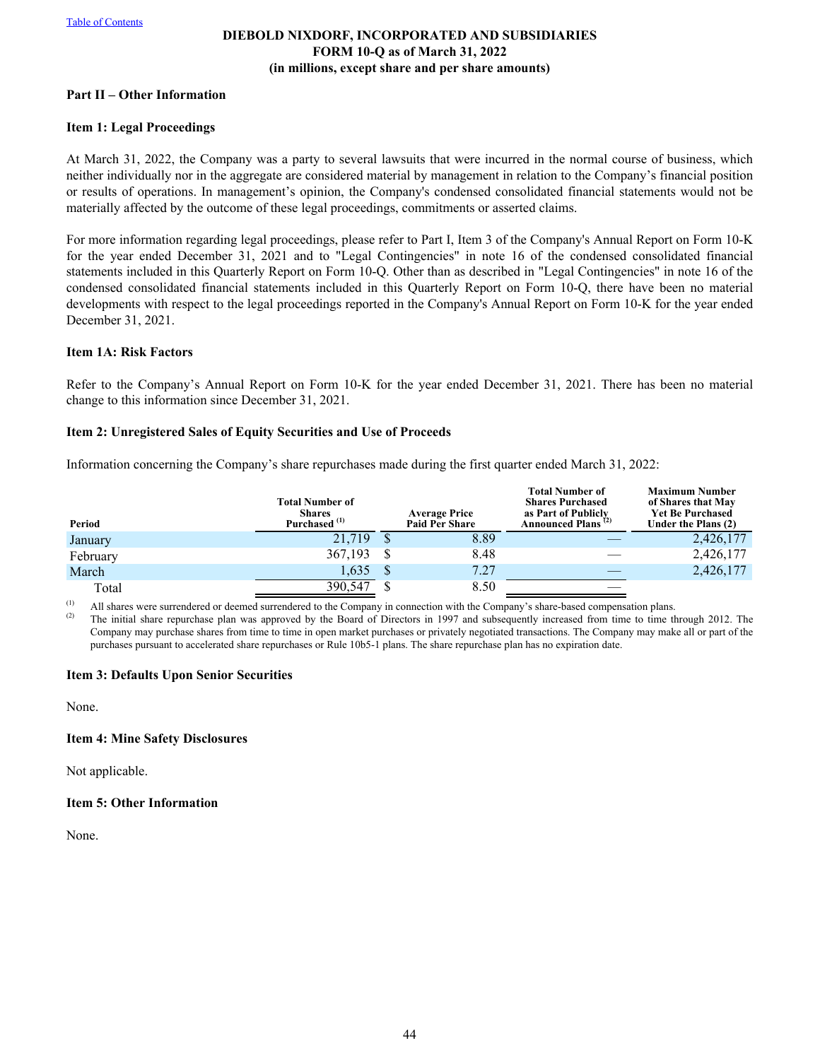DIEBOLD NIXDORF, INCORPORATED AND SUBSIDIARIES
FORM 10-Q as of March 31, 2022
(in millions, except share and per share amounts)

## Part II – Other Information

### Item 1: Legal Proceedings

At March 31, 2022, the Company was a party to several lawsuits that were incurred in the normal course of business, which neither individually nor in the aggregate are considered material by management in relation to the Company's financial position or results of operations. In management's opinion, the Company's condensed consolidated financial statements would not be materially affected by the outcome of these legal proceedings, commitments or asserted claims.

For more information regarding legal proceedings, please refer to Part I, Item 3 of the Company's Annual Report on Form 10-K for the year ended December 31, 2021 and to "Legal Contingencies" in note 16 of the condensed consolidated financial statements included in this Quarterly Report on Form 10-Q. Other than as described in "Legal Contingencies" in note 16 of the condensed consolidated financial statements included in this Quarterly Report on Form 10-Q, there have been no material developments with respect to the legal proceedings reported in the Company's Annual Report on Form 10-K for the year ended December 31, 2021.

### Item 1A: Risk Factors

Refer to the Company's Annual Report on Form 10-K for the year ended December 31, 2021. There has been no material change to this information since December 31, 2021.

### Item 2: Unregistered Sales of Equity Securities and Use of Proceeds

Information concerning the Company's share repurchases made during the first quarter ended March 31, 2022:

| Period | Total Number of Shares Purchased (1) | Average Price Paid Per Share | Total Number of Shares Purchased as Part of Publicly Announced Plans (2) | Maximum Number of Shares that May Yet Be Purchased Under the Plans (2) |
|---|---|---|---|---|
| January | 21,719 | $ 8.89 | — | 2,426,177 |
| February | 367,193 | $ 8.48 | — | 2,426,177 |
| March | 1,635 | $ 7.27 | — | 2,426,177 |
| Total | 390,547 | $ 8.50 | — | |

(1) All shares were surrendered or deemed surrendered to the Company in connection with the Company's share-based compensation plans.

(2) The initial share repurchase plan was approved by the Board of Directors in 1997 and subsequently increased from time to time through 2012. The Company may purchase shares from time to time in open market purchases or privately negotiated transactions. The Company may make all or part of the purchases pursuant to accelerated share repurchases or Rule 10b5-1 plans. The share repurchase plan has no expiration date.

### Item 3: Defaults Upon Senior Securities

None.

### Item 4: Mine Safety Disclosures

Not applicable.

### Item 5: Other Information

None.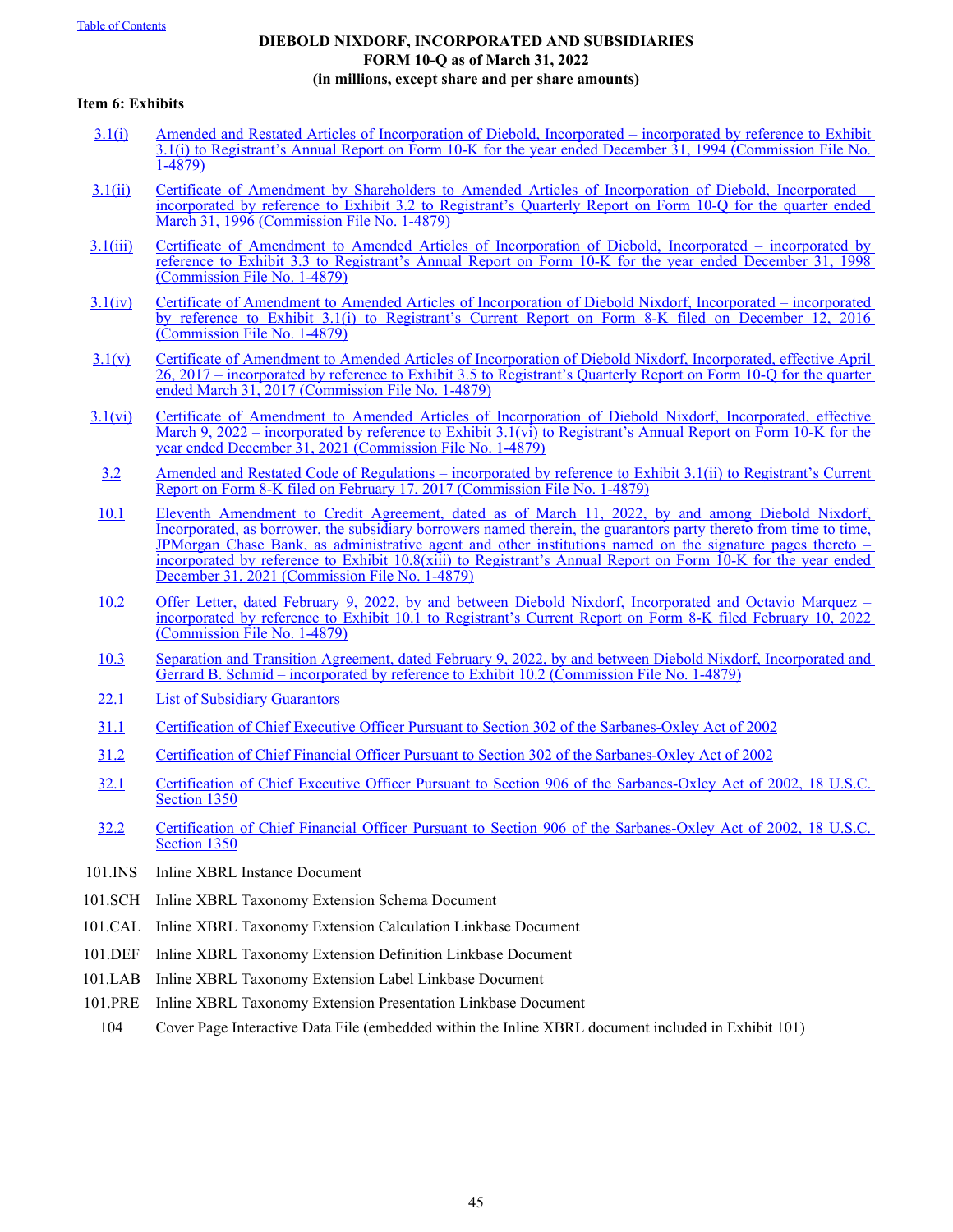**DIEBOLD NIXDORF, INCORPORATED AND SUBSIDIARIES**
**FORM 10-Q as of March 31, 2022**
**(in millions, except share and per share amounts)**

### Item 6: Exhibits

| | |
|---|---|
| 3.1(i) | Amended and Restated Articles of Incorporation of Diebold, Incorporated – incorporated by reference to Exhibit 3.1(i) to Registrant's Annual Report on Form 10-K for the year ended December 31, 1994 (Commission File No. 1-4879) |
| 3.1(ii) | Certificate of Amendment by Shareholders to Amended Articles of Incorporation of Diebold, Incorporated – incorporated by reference to Exhibit 3.2 to Registrant's Quarterly Report on Form 10-Q for the quarter ended March 31, 1996 (Commission File No. 1-4879) |
| 3.1(iii) | Certificate of Amendment to Amended Articles of Incorporation of Diebold, Incorporated – incorporated by reference to Exhibit 3.3 to Registrant's Annual Report on Form 10-K for the year ended December 31, 1998 (Commission File No. 1-4879) |
| 3.1(iv) | Certificate of Amendment to Amended Articles of Incorporation of Diebold Nixdorf, Incorporated – incorporated by reference to Exhibit 3.1(i) to Registrant's Current Report on Form 8-K filed on December 12, 2016 (Commission File No. 1-4879) |
| 3.1(v) | Certificate of Amendment to Amended Articles of Incorporation of Diebold Nixdorf, Incorporated, effective April 26, 2017 – incorporated by reference to Exhibit 3.5 to Registrant's Quarterly Report on Form 10-Q for the quarter ended March 31, 2017 (Commission File No. 1-4879) |
| 3.1(vi) | Certificate of Amendment to Amended Articles of Incorporation of Diebold Nixdorf, Incorporated, effective March 9, 2022 – incorporated by reference to Exhibit 3.1(vi) to Registrant's Annual Report on Form 10-K for the year ended December 31, 2021 (Commission File No. 1-4879) |
| 3.2 | Amended and Restated Code of Regulations – incorporated by reference to Exhibit 3.1(ii) to Registrant's Current Report on Form 8-K filed on February 17, 2017 (Commission File No. 1-4879) |
| 10.1 | Eleventh Amendment to Credit Agreement, dated as of March 11, 2022, by and among Diebold Nixdorf, Incorporated, as borrower, the subsidiary borrowers named therein, the guarantors party thereto from time to time, JPMorgan Chase Bank, as administrative agent and other institutions named on the signature pages thereto – incorporated by reference to Exhibit 10.8(xiii) to Registrant's Annual Report on Form 10-K for the year ended December 31, 2021 (Commission File No. 1-4879) |
| 10.2 | Offer Letter, dated February 9, 2022, by and between Diebold Nixdorf, Incorporated and Octavio Marquez – incorporated by reference to Exhibit 10.1 to Registrant's Current Report on Form 8-K filed February 10, 2022 (Commission File No. 1-4879) |
| 10.3 | Separation and Transition Agreement, dated February 9, 2022, by and between Diebold Nixdorf, Incorporated and Gerrard B. Schmid – incorporated by reference to Exhibit 10.2 (Commission File No. 1-4879) |
| 22.1 | List of Subsidiary Guarantors |
| 31.1 | Certification of Chief Executive Officer Pursuant to Section 302 of the Sarbanes-Oxley Act of 2002 |
| 31.2 | Certification of Chief Financial Officer Pursuant to Section 302 of the Sarbanes-Oxley Act of 2002 |
| 32.1 | Certification of Chief Executive Officer Pursuant to Section 906 of the Sarbanes-Oxley Act of 2002, 18 U.S.C. Section 1350 |
| 32.2 | Certification of Chief Financial Officer Pursuant to Section 906 of the Sarbanes-Oxley Act of 2002, 18 U.S.C. Section 1350 |
| 101.INS | Inline XBRL Instance Document |
| 101.SCH | Inline XBRL Taxonomy Extension Schema Document |
| 101.CAL | Inline XBRL Taxonomy Extension Calculation Linkbase Document |
| 101.DEF | Inline XBRL Taxonomy Extension Definition Linkbase Document |
| 101.LAB | Inline XBRL Taxonomy Extension Label Linkbase Document |
| 101.PRE | Inline XBRL Taxonomy Extension Presentation Linkbase Document |
| 104 | Cover Page Interactive Data File (embedded within the Inline XBRL document included in Exhibit 101) |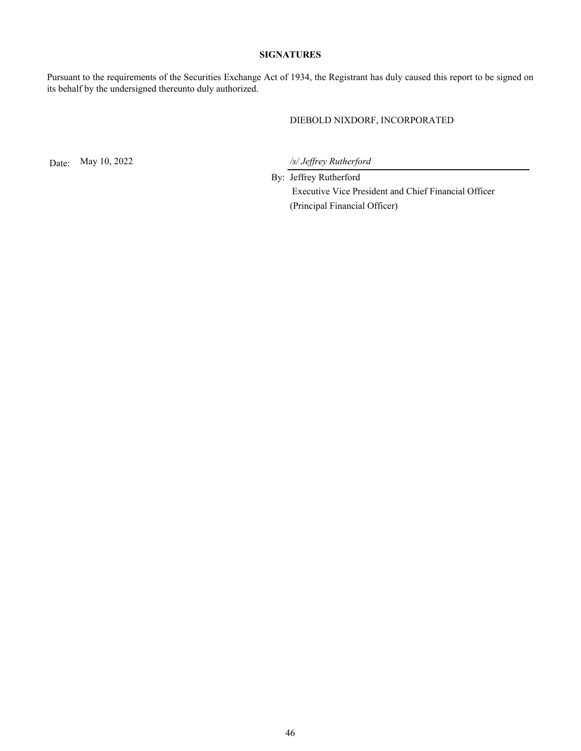**SIGNATURES**

Pursuant to the requirements of the Securities Exchange Act of 1934, the Registrant has duly caused this report to be signed on its behalf by the undersigned thereunto duly authorized.

DIEBOLD NIXDORF, INCORPORATED

Date: May 10, 2022

*/s/ Jeffrey Rutherford*

By: Jeffrey Rutherford
Executive Vice President and Chief Financial Officer
(Principal Financial Officer)